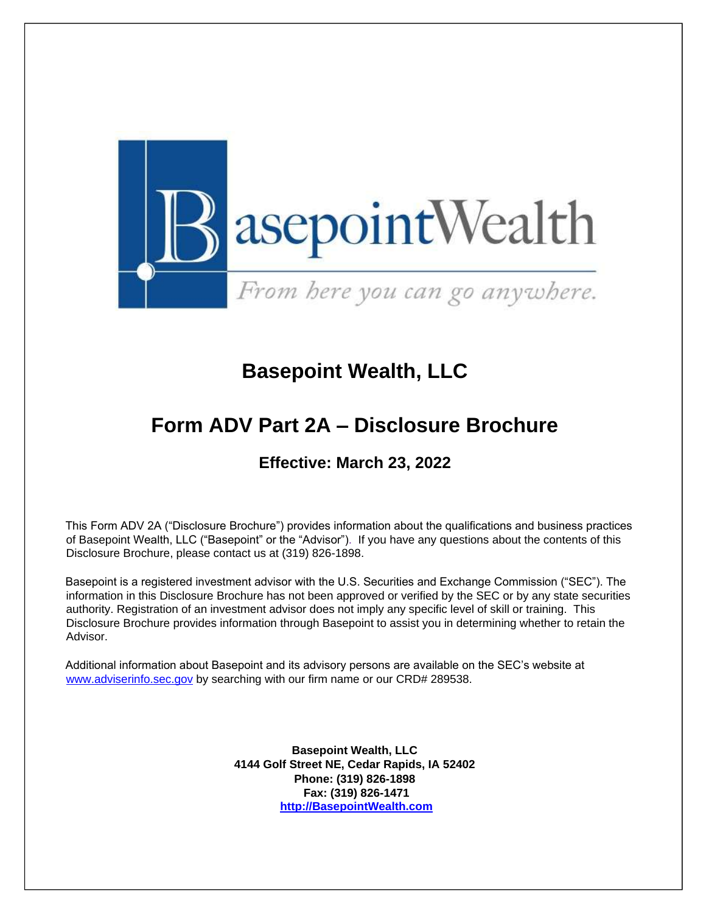# Basepoint Wealth, LLC

# Form ADV Part 2A – Disclosure Brochure

### Effective: March 23, 2022

This Form ADV 2A ("Disclosure Brochure") provides information about the qualifications and business practices of Basepoint Wealth, LLC ("Basepoint" or the "Advisor"). If you have any questions about the contents of this Disclosure Brochure, please contact us at (319) 826-1898.

Basepoint is a registered investment advisor with the U.S. Securities and Exchange Commission ("SEC"). The information in this Disclosure Brochure has not been approved or verified by the SEC or by any state securities authority. Registration of an investment advisor does not imply any specific level of skill or training. This Disclosure Brochure provides information through Basepoint to assist you in determining whether to retain the Advisor.

Additional information about Basepoint and its advisory persons are available on the SEC's website at www.adviserinfo.sec.gov by searching with our firm name or our CRD# 289538.

**Basepoint Wealth, LLC**
**4144 Golf Street NE, Cedar Rapids, IA 52402**
**Phone: (319) 826-1898**
**Fax: (319) 826-1471**
**http://BasepointWealth.com**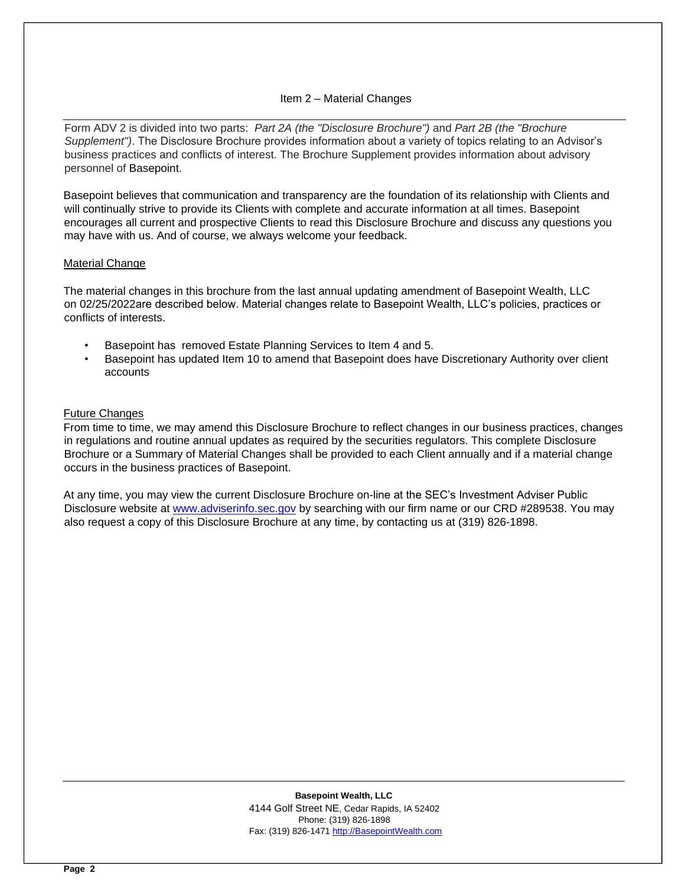## Item 2 – Material Changes

Form ADV 2 is divided into two parts: *Part 2A (the "Disclosure Brochure")* and *Part 2B (the "Brochure Supplement")*. The Disclosure Brochure provides information about a variety of topics relating to an Advisor's business practices and conflicts of interest. The Brochure Supplement provides information about advisory personnel of Basepoint.

Basepoint believes that communication and transparency are the foundation of its relationship with Clients and will continually strive to provide its Clients with complete and accurate information at all times. Basepoint encourages all current and prospective Clients to read this Disclosure Brochure and discuss any questions you may have with us. And of course, we always welcome your feedback.

### Material Change

The material changes in this brochure from the last annual updating amendment of Basepoint Wealth, LLC on 02/25/2022are described below. Material changes relate to Basepoint Wealth, LLC's policies, practices or conflicts of interests.

- Basepoint has removed Estate Planning Services to Item 4 and 5.
- Basepoint has updated Item 10 to amend that Basepoint does have Discretionary Authority over client accounts

### Future Changes

From time to time, we may amend this Disclosure Brochure to reflect changes in our business practices, changes in regulations and routine annual updates as required by the securities regulators. This complete Disclosure Brochure or a Summary of Material Changes shall be provided to each Client annually and if a material change occurs in the business practices of Basepoint.

At any time, you may view the current Disclosure Brochure on-line at the SEC's Investment Adviser Public Disclosure website at www.adviserinfo.sec.gov by searching with our firm name or our CRD #289538. You may also request a copy of this Disclosure Brochure at any time, by contacting us at (319) 826-1898.

**Basepoint Wealth, LLC**
4144 Golf Street NE, Cedar Rapids, IA 52402
Phone: (319) 826-1898
Fax: (319) 826-1471 http://BasepointWealth.com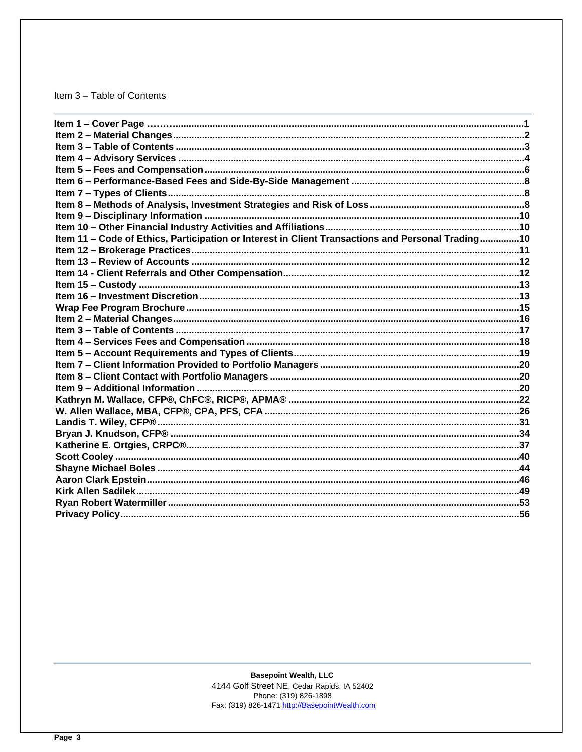Item 3 – Table of Contents

| | |
|---|---|
| **Item 1 – Cover Page** | **1** |
| **Item 2 – Material Changes** | **2** |
| **Item 3 – Table of Contents** | **3** |
| **Item 4 – Advisory Services** | **4** |
| **Item 5 – Fees and Compensation** | **6** |
| **Item 6 – Performance-Based Fees and Side-By-Side Management** | **8** |
| **Item 7 – Types of Clients** | **8** |
| **Item 8 – Methods of Analysis, Investment Strategies and Risk of Loss** | **8** |
| **Item 9 – Disciplinary Information** | **10** |
| **Item 10 – Other Financial Industry Activities and Affiliations** | **10** |
| **Item 11 – Code of Ethics, Participation or Interest in Client Transactions and Personal Trading** | **10** |
| **Item 12 – Brokerage Practices** | **11** |
| **Item 13 – Review of Accounts** | **12** |
| **Item 14 - Client Referrals and Other Compensation** | **12** |
| **Item 15 – Custody** | **13** |
| **Item 16 – Investment Discretion** | **13** |
| **Wrap Fee Program Brochure** | **15** |
| **Item 2 – Material Changes** | **16** |
| **Item 3 – Table of Contents** | **17** |
| **Item 4 – Services Fees and Compensation** | **18** |
| **Item 5 – Account Requirements and Types of Clients** | **19** |
| **Item 7 – Client Information Provided to Portfolio Managers** | **20** |
| **Item 8 – Client Contact with Portfolio Managers** | **20** |
| **Item 9 – Additional Information** | **20** |
| **Kathryn M. Wallace, CFP®, ChFC®, RICP®, APMA®** | **22** |
| **W. Allen Wallace, MBA, CFP®, CPA, PFS, CFA** | **26** |
| **Landis T. Wiley, CFP®** | **31** |
| **Bryan J. Knudson, CFP®** | **34** |
| **Katherine E. Ortgies, CRPC®** | **37** |
| **Scott Cooley** | **40** |
| **Shayne Michael Boles** | **44** |
| **Aaron Clark Epstein** | **46** |
| **Kirk Allen Sadilek** | **49** |
| **Ryan Robert Watermiller** | **53** |
| **Privacy Policy** | **56** |

**Basepoint Wealth, LLC**
4144 Golf Street NE, Cedar Rapids, IA 52402
Phone: (319) 826-1898
Fax: (319) 826-1471 http://BasepointWealth.com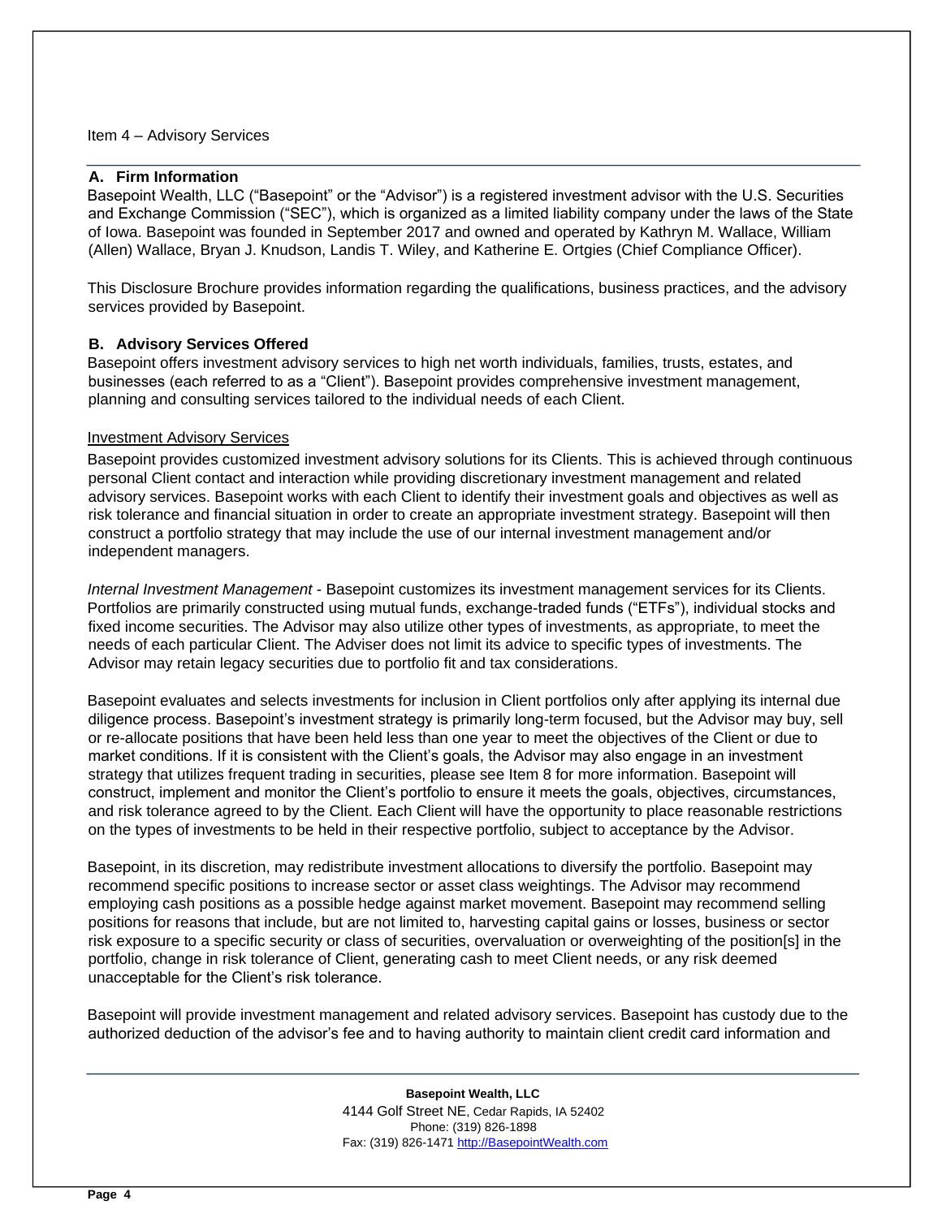## Item 4 – Advisory Services

### A. Firm Information

Basepoint Wealth, LLC ("Basepoint" or the "Advisor") is a registered investment advisor with the U.S. Securities and Exchange Commission ("SEC"), which is organized as a limited liability company under the laws of the State of Iowa. Basepoint was founded in September 2017 and owned and operated by Kathryn M. Wallace, William (Allen) Wallace, Bryan J. Knudson, Landis T. Wiley, and Katherine E. Ortgies (Chief Compliance Officer).

This Disclosure Brochure provides information regarding the qualifications, business practices, and the advisory services provided by Basepoint.

### B. Advisory Services Offered

Basepoint offers investment advisory services to high net worth individuals, families, trusts, estates, and businesses (each referred to as a "Client"). Basepoint provides comprehensive investment management, planning and consulting services tailored to the individual needs of each Client.

Investment Advisory Services

Basepoint provides customized investment advisory solutions for its Clients. This is achieved through continuous personal Client contact and interaction while providing discretionary investment management and related advisory services. Basepoint works with each Client to identify their investment goals and objectives as well as risk tolerance and financial situation in order to create an appropriate investment strategy. Basepoint will then construct a portfolio strategy that may include the use of our internal investment management and/or independent managers.

*Internal Investment Management* - Basepoint customizes its investment management services for its Clients. Portfolios are primarily constructed using mutual funds, exchange-traded funds ("ETFs"), individual stocks and fixed income securities. The Advisor may also utilize other types of investments, as appropriate, to meet the needs of each particular Client. The Adviser does not limit its advice to specific types of investments. The Advisor may retain legacy securities due to portfolio fit and tax considerations.

Basepoint evaluates and selects investments for inclusion in Client portfolios only after applying its internal due diligence process. Basepoint's investment strategy is primarily long-term focused, but the Advisor may buy, sell or re-allocate positions that have been held less than one year to meet the objectives of the Client or due to market conditions. If it is consistent with the Client's goals, the Advisor may also engage in an investment strategy that utilizes frequent trading in securities, please see Item 8 for more information. Basepoint will construct, implement and monitor the Client's portfolio to ensure it meets the goals, objectives, circumstances, and risk tolerance agreed to by the Client. Each Client will have the opportunity to place reasonable restrictions on the types of investments to be held in their respective portfolio, subject to acceptance by the Advisor.

Basepoint, in its discretion, may redistribute investment allocations to diversify the portfolio. Basepoint may recommend specific positions to increase sector or asset class weightings. The Advisor may recommend employing cash positions as a possible hedge against market movement. Basepoint may recommend selling positions for reasons that include, but are not limited to, harvesting capital gains or losses, business or sector risk exposure to a specific security or class of securities, overvaluation or overweighting of the position[s] in the portfolio, change in risk tolerance of Client, generating cash to meet Client needs, or any risk deemed unacceptable for the Client's risk tolerance.

Basepoint will provide investment management and related advisory services. Basepoint has custody due to the authorized deduction of the advisor's fee and to having authority to maintain client credit card information and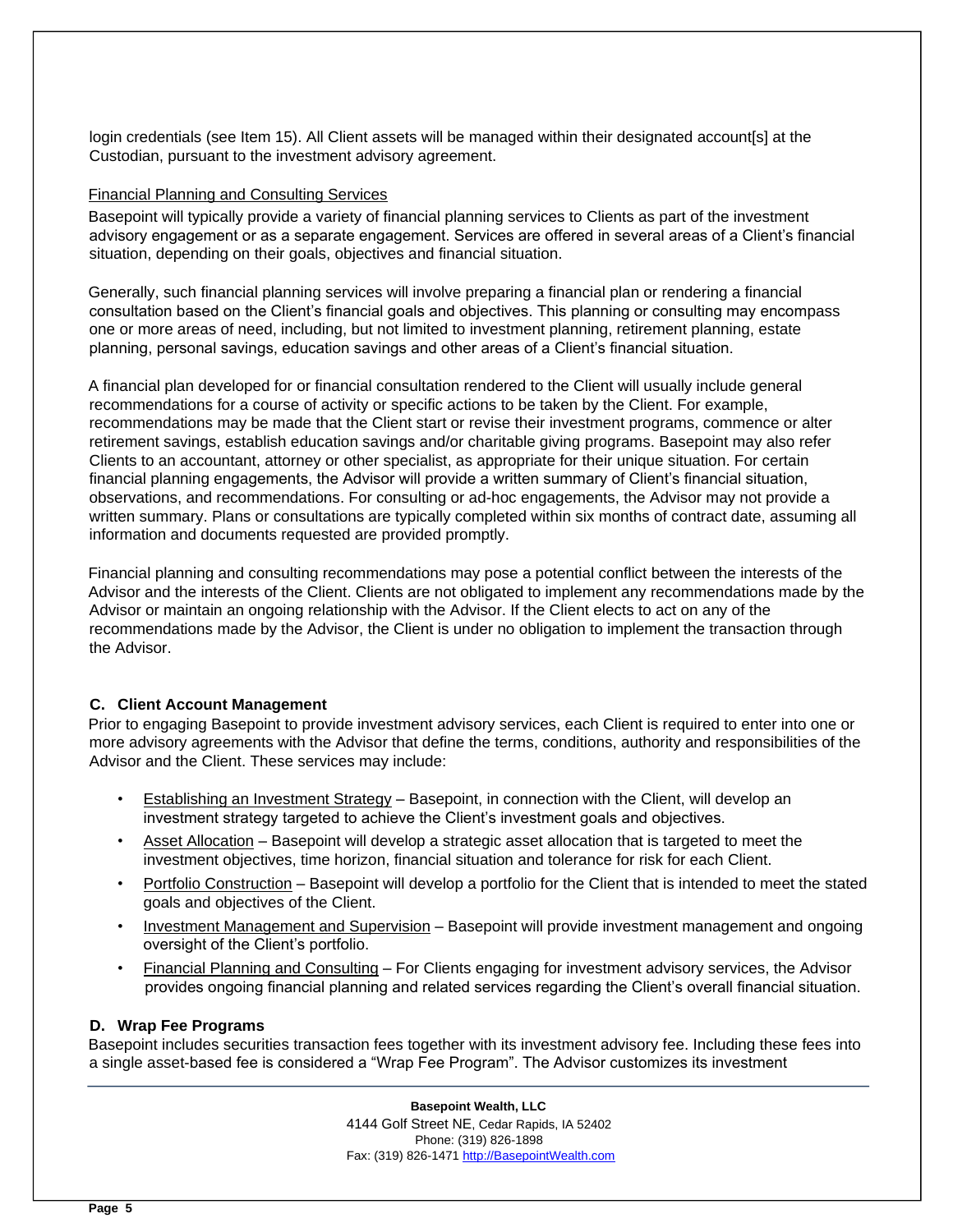login credentials (see Item 15). All Client assets will be managed within their designated account[s] at the Custodian, pursuant to the investment advisory agreement.

Financial Planning and Consulting Services

Basepoint will typically provide a variety of financial planning services to Clients as part of the investment advisory engagement or as a separate engagement. Services are offered in several areas of a Client's financial situation, depending on their goals, objectives and financial situation.

Generally, such financial planning services will involve preparing a financial plan or rendering a financial consultation based on the Client's financial goals and objectives. This planning or consulting may encompass one or more areas of need, including, but not limited to investment planning, retirement planning, estate planning, personal savings, education savings and other areas of a Client's financial situation.

A financial plan developed for or financial consultation rendered to the Client will usually include general recommendations for a course of activity or specific actions to be taken by the Client. For example, recommendations may be made that the Client start or revise their investment programs, commence or alter retirement savings, establish education savings and/or charitable giving programs. Basepoint may also refer Clients to an accountant, attorney or other specialist, as appropriate for their unique situation. For certain financial planning engagements, the Advisor will provide a written summary of Client's financial situation, observations, and recommendations. For consulting or ad-hoc engagements, the Advisor may not provide a written summary. Plans or consultations are typically completed within six months of contract date, assuming all information and documents requested are provided promptly.

Financial planning and consulting recommendations may pose a potential conflict between the interests of the Advisor and the interests of the Client. Clients are not obligated to implement any recommendations made by the Advisor or maintain an ongoing relationship with the Advisor. If the Client elects to act on any of the recommendations made by the Advisor, the Client is under no obligation to implement the transaction through the Advisor.

### C. Client Account Management

Prior to engaging Basepoint to provide investment advisory services, each Client is required to enter into one or more advisory agreements with the Advisor that define the terms, conditions, authority and responsibilities of the Advisor and the Client. These services may include:

- Establishing an Investment Strategy – Basepoint, in connection with the Client, will develop an investment strategy targeted to achieve the Client's investment goals and objectives.
- Asset Allocation – Basepoint will develop a strategic asset allocation that is targeted to meet the investment objectives, time horizon, financial situation and tolerance for risk for each Client.
- Portfolio Construction – Basepoint will develop a portfolio for the Client that is intended to meet the stated goals and objectives of the Client.
- Investment Management and Supervision – Basepoint will provide investment management and ongoing oversight of the Client's portfolio.
- Financial Planning and Consulting – For Clients engaging for investment advisory services, the Advisor provides ongoing financial planning and related services regarding the Client's overall financial situation.

### D. Wrap Fee Programs

Basepoint includes securities transaction fees together with its investment advisory fee. Including these fees into a single asset-based fee is considered a "Wrap Fee Program". The Advisor customizes its investment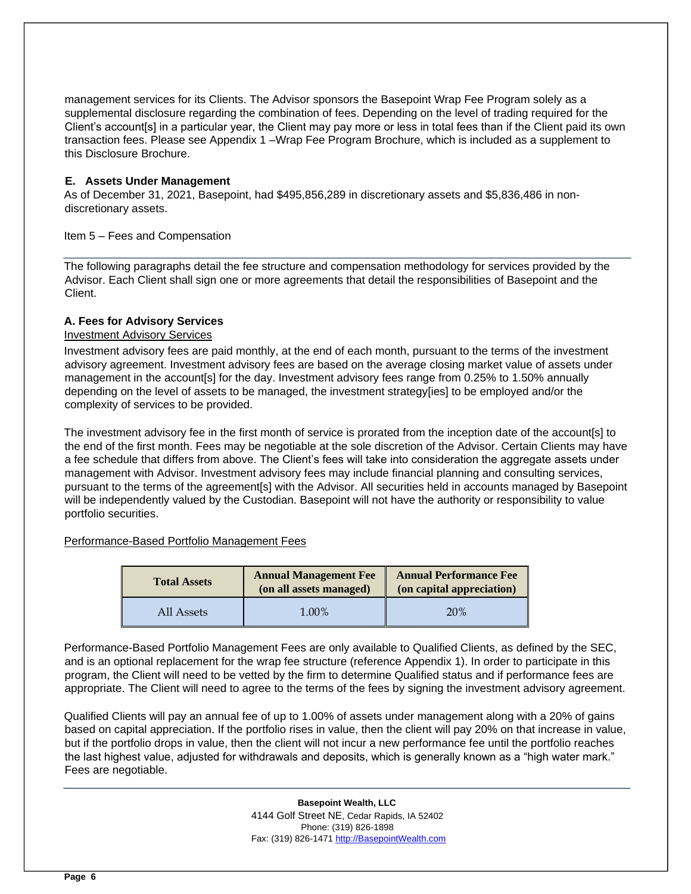management services for its Clients. The Advisor sponsors the Basepoint Wrap Fee Program solely as a supplemental disclosure regarding the combination of fees. Depending on the level of trading required for the Client's account[s] in a particular year, the Client may pay more or less in total fees than if the Client paid its own transaction fees. Please see Appendix 1 –Wrap Fee Program Brochure, which is included as a supplement to this Disclosure Brochure.

### E. Assets Under Management

As of December 31, 2021, Basepoint, had $495,856,289 in discretionary assets and $5,836,486 in non-discretionary assets.

## Item 5 – Fees and Compensation

The following paragraphs detail the fee structure and compensation methodology for services provided by the Advisor. Each Client shall sign one or more agreements that detail the responsibilities of Basepoint and the Client.

### A. Fees for Advisory Services

Investment Advisory Services

Investment advisory fees are paid monthly, at the end of each month, pursuant to the terms of the investment advisory agreement. Investment advisory fees are based on the average closing market value of assets under management in the account[s] for the day. Investment advisory fees range from 0.25% to 1.50% annually depending on the level of assets to be managed, the investment strategy[ies] to be employed and/or the complexity of services to be provided.

The investment advisory fee in the first month of service is prorated from the inception date of the account[s] to the end of the first month. Fees may be negotiable at the sole discretion of the Advisor. Certain Clients may have a fee schedule that differs from above. The Client's fees will take into consideration the aggregate assets under management with Advisor. Investment advisory fees may include financial planning and consulting services, pursuant to the terms of the agreement[s] with the Advisor. All securities held in accounts managed by Basepoint will be independently valued by the Custodian. Basepoint will not have the authority or responsibility to value portfolio securities.

Performance-Based Portfolio Management Fees

| Total Assets | Annual Management Fee (on all assets managed) | Annual Performance Fee (on capital appreciation) |
|---|---|---|
| All Assets | 1.00% | 20% |

Performance-Based Portfolio Management Fees are only available to Qualified Clients, as defined by the SEC, and is an optional replacement for the wrap fee structure (reference Appendix 1). In order to participate in this program, the Client will need to be vetted by the firm to determine Qualified status and if performance fees are appropriate. The Client will need to agree to the terms of the fees by signing the investment advisory agreement.

Qualified Clients will pay an annual fee of up to 1.00% of assets under management along with a 20% of gains based on capital appreciation. If the portfolio rises in value, then the client will pay 20% on that increase in value, but if the portfolio drops in value, then the client will not incur a new performance fee until the portfolio reaches the last highest value, adjusted for withdrawals and deposits, which is generally known as a "high water mark." Fees are negotiable.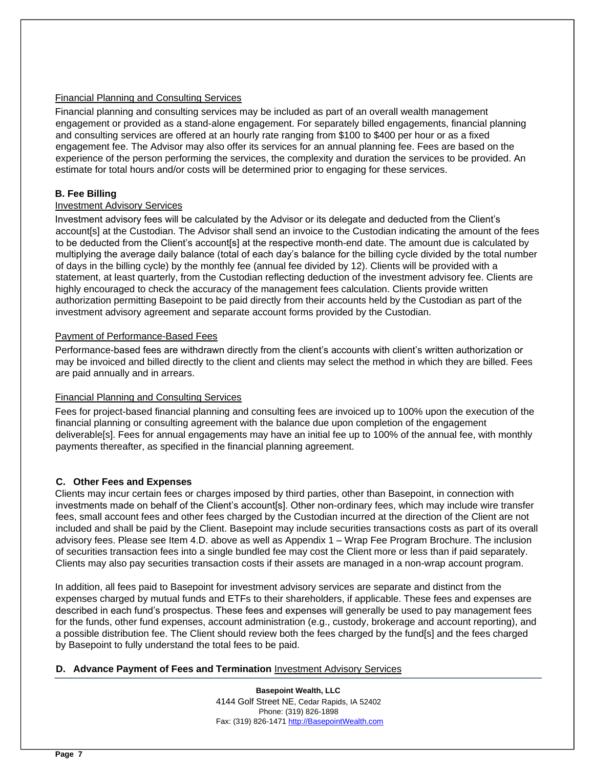Financial Planning and Consulting Services

Financial planning and consulting services may be included as part of an overall wealth management engagement or provided as a stand-alone engagement. For separately billed engagements, financial planning and consulting services are offered at an hourly rate ranging from $100 to $400 per hour or as a fixed engagement fee. The Advisor may also offer its services for an annual planning fee. Fees are based on the experience of the person performing the services, the complexity and duration the services to be provided. An estimate for total hours and/or costs will be determined prior to engaging for these services.

**B. Fee Billing**

Investment Advisory Services

Investment advisory fees will be calculated by the Advisor or its delegate and deducted from the Client's account[s] at the Custodian. The Advisor shall send an invoice to the Custodian indicating the amount of the fees to be deducted from the Client's account[s] at the respective month-end date. The amount due is calculated by multiplying the average daily balance (total of each day's balance for the billing cycle divided by the total number of days in the billing cycle) by the monthly fee (annual fee divided by 12). Clients will be provided with a statement, at least quarterly, from the Custodian reflecting deduction of the investment advisory fee. Clients are highly encouraged to check the accuracy of the management fees calculation. Clients provide written authorization permitting Basepoint to be paid directly from their accounts held by the Custodian as part of the investment advisory agreement and separate account forms provided by the Custodian.

Payment of Performance-Based Fees

Performance-based fees are withdrawn directly from the client's accounts with client's written authorization or may be invoiced and billed directly to the client and clients may select the method in which they are billed. Fees are paid annually and in arrears.

Financial Planning and Consulting Services

Fees for project-based financial planning and consulting fees are invoiced up to 100% upon the execution of the financial planning or consulting agreement with the balance due upon completion of the engagement deliverable[s]. Fees for annual engagements may have an initial fee up to 100% of the annual fee, with monthly payments thereafter, as specified in the financial planning agreement.

**C. Other Fees and Expenses**

Clients may incur certain fees or charges imposed by third parties, other than Basepoint, in connection with investments made on behalf of the Client's account[s]. Other non-ordinary fees, which may include wire transfer fees, small account fees and other fees charged by the Custodian incurred at the direction of the Client are not included and shall be paid by the Client. Basepoint may include securities transactions costs as part of its overall advisory fees. Please see Item 4.D. above as well as Appendix 1 – Wrap Fee Program Brochure. The inclusion of securities transaction fees into a single bundled fee may cost the Client more or less than if paid separately. Clients may also pay securities transaction costs if their assets are managed in a non-wrap account program.

In addition, all fees paid to Basepoint for investment advisory services are separate and distinct from the expenses charged by mutual funds and ETFs to their shareholders, if applicable. These fees and expenses are described in each fund's prospectus. These fees and expenses will generally be used to pay management fees for the funds, other fund expenses, account administration (e.g., custody, brokerage and account reporting), and a possible distribution fee. The Client should review both the fees charged by the fund[s] and the fees charged by Basepoint to fully understand the total fees to be paid.

**D. Advance Payment of Fees and Termination** Investment Advisory Services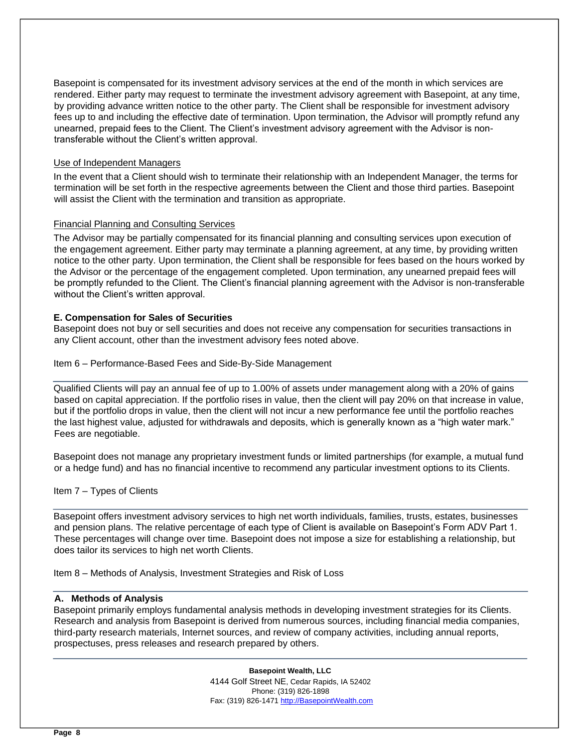Basepoint is compensated for its investment advisory services at the end of the month in which services are rendered. Either party may request to terminate the investment advisory agreement with Basepoint, at any time, by providing advance written notice to the other party. The Client shall be responsible for investment advisory fees up to and including the effective date of termination. Upon termination, the Advisor will promptly refund any unearned, prepaid fees to the Client. The Client's investment advisory agreement with the Advisor is non-transferable without the Client's written approval.

Use of Independent Managers

In the event that a Client should wish to terminate their relationship with an Independent Manager, the terms for termination will be set forth in the respective agreements between the Client and those third parties. Basepoint will assist the Client with the termination and transition as appropriate.

Financial Planning and Consulting Services

The Advisor may be partially compensated for its financial planning and consulting services upon execution of the engagement agreement. Either party may terminate a planning agreement, at any time, by providing written notice to the other party. Upon termination, the Client shall be responsible for fees based on the hours worked by the Advisor or the percentage of the engagement completed. Upon termination, any unearned prepaid fees will be promptly refunded to the Client. The Client's financial planning agreement with the Advisor is non-transferable without the Client's written approval.

**E. Compensation for Sales of Securities**

Basepoint does not buy or sell securities and does not receive any compensation for securities transactions in any Client account, other than the investment advisory fees noted above.

## Item 6 – Performance-Based Fees and Side-By-Side Management

Qualified Clients will pay an annual fee of up to 1.00% of assets under management along with a 20% of gains based on capital appreciation. If the portfolio rises in value, then the client will pay 20% on that increase in value, but if the portfolio drops in value, then the client will not incur a new performance fee until the portfolio reaches the last highest value, adjusted for withdrawals and deposits, which is generally known as a "high water mark." Fees are negotiable.

Basepoint does not manage any proprietary investment funds or limited partnerships (for example, a mutual fund or a hedge fund) and has no financial incentive to recommend any particular investment options to its Clients.

## Item 7 – Types of Clients

Basepoint offers investment advisory services to high net worth individuals, families, trusts, estates, businesses and pension plans. The relative percentage of each type of Client is available on Basepoint's Form ADV Part 1. These percentages will change over time. Basepoint does not impose a size for establishing a relationship, but does tailor its services to high net worth Clients.

## Item 8 – Methods of Analysis, Investment Strategies and Risk of Loss

**A. Methods of Analysis**

Basepoint primarily employs fundamental analysis methods in developing investment strategies for its Clients. Research and analysis from Basepoint is derived from numerous sources, including financial media companies, third-party research materials, Internet sources, and review of company activities, including annual reports, prospectuses, press releases and research prepared by others.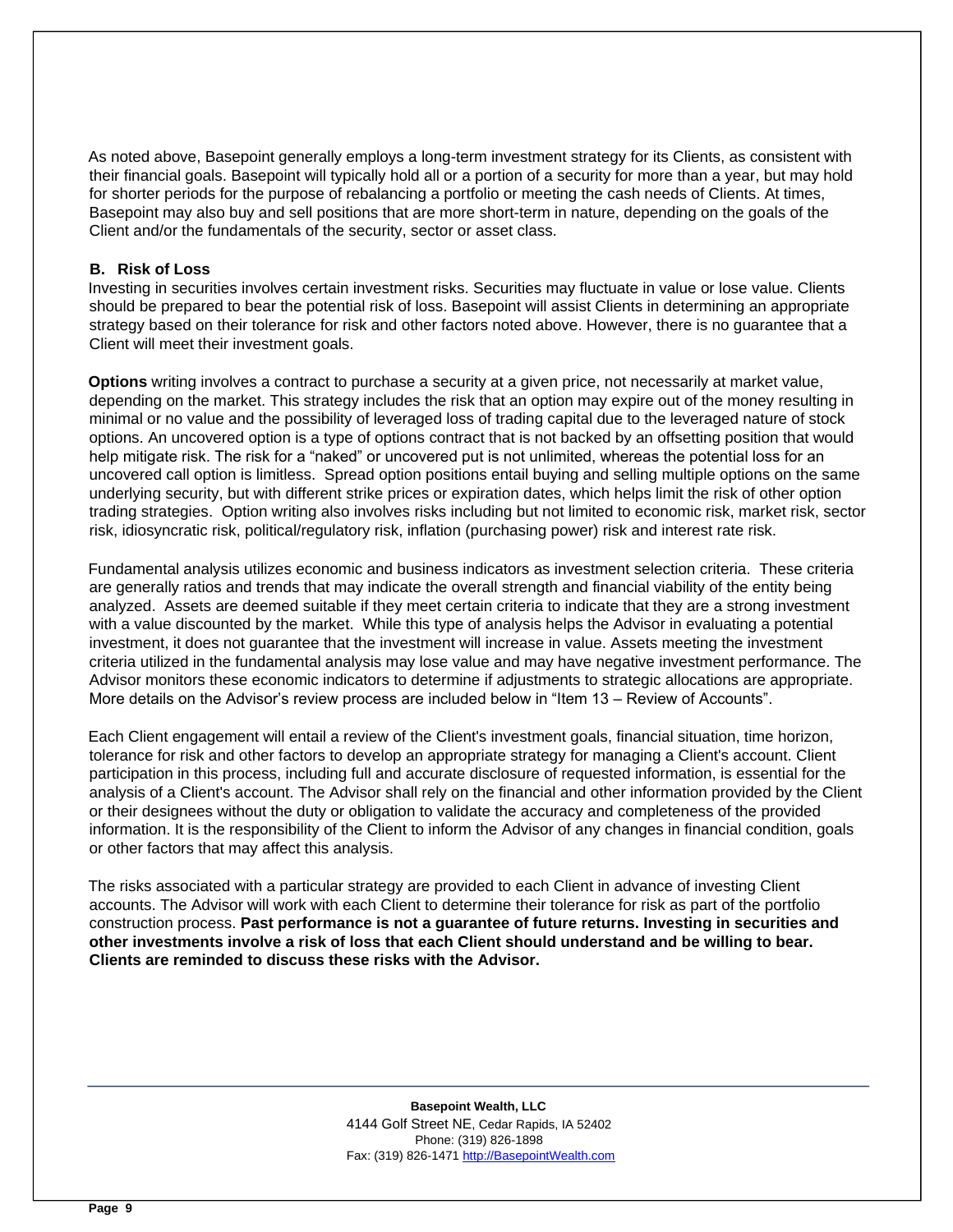As noted above, Basepoint generally employs a long-term investment strategy for its Clients, as consistent with their financial goals. Basepoint will typically hold all or a portion of a security for more than a year, but may hold for shorter periods for the purpose of rebalancing a portfolio or meeting the cash needs of Clients. At times, Basepoint may also buy and sell positions that are more short-term in nature, depending on the goals of the Client and/or the fundamentals of the security, sector or asset class.

### B. Risk of Loss

Investing in securities involves certain investment risks. Securities may fluctuate in value or lose value. Clients should be prepared to bear the potential risk of loss. Basepoint will assist Clients in determining an appropriate strategy based on their tolerance for risk and other factors noted above. However, there is no guarantee that a Client will meet their investment goals.

**Options** writing involves a contract to purchase a security at a given price, not necessarily at market value, depending on the market. This strategy includes the risk that an option may expire out of the money resulting in minimal or no value and the possibility of leveraged loss of trading capital due to the leveraged nature of stock options. An uncovered option is a type of options contract that is not backed by an offsetting position that would help mitigate risk. The risk for a "naked" or uncovered put is not unlimited, whereas the potential loss for an uncovered call option is limitless. Spread option positions entail buying and selling multiple options on the same underlying security, but with different strike prices or expiration dates, which helps limit the risk of other option trading strategies. Option writing also involves risks including but not limited to economic risk, market risk, sector risk, idiosyncratic risk, political/regulatory risk, inflation (purchasing power) risk and interest rate risk.

Fundamental analysis utilizes economic and business indicators as investment selection criteria. These criteria are generally ratios and trends that may indicate the overall strength and financial viability of the entity being analyzed. Assets are deemed suitable if they meet certain criteria to indicate that they are a strong investment with a value discounted by the market. While this type of analysis helps the Advisor in evaluating a potential investment, it does not guarantee that the investment will increase in value. Assets meeting the investment criteria utilized in the fundamental analysis may lose value and may have negative investment performance. The Advisor monitors these economic indicators to determine if adjustments to strategic allocations are appropriate. More details on the Advisor's review process are included below in "Item 13 – Review of Accounts".

Each Client engagement will entail a review of the Client's investment goals, financial situation, time horizon, tolerance for risk and other factors to develop an appropriate strategy for managing a Client's account. Client participation in this process, including full and accurate disclosure of requested information, is essential for the analysis of a Client's account. The Advisor shall rely on the financial and other information provided by the Client or their designees without the duty or obligation to validate the accuracy and completeness of the provided information. It is the responsibility of the Client to inform the Advisor of any changes in financial condition, goals or other factors that may affect this analysis.

The risks associated with a particular strategy are provided to each Client in advance of investing Client accounts. The Advisor will work with each Client to determine their tolerance for risk as part of the portfolio construction process. **Past performance is not a guarantee of future returns. Investing in securities and other investments involve a risk of loss that each Client should understand and be willing to bear. Clients are reminded to discuss these risks with the Advisor.**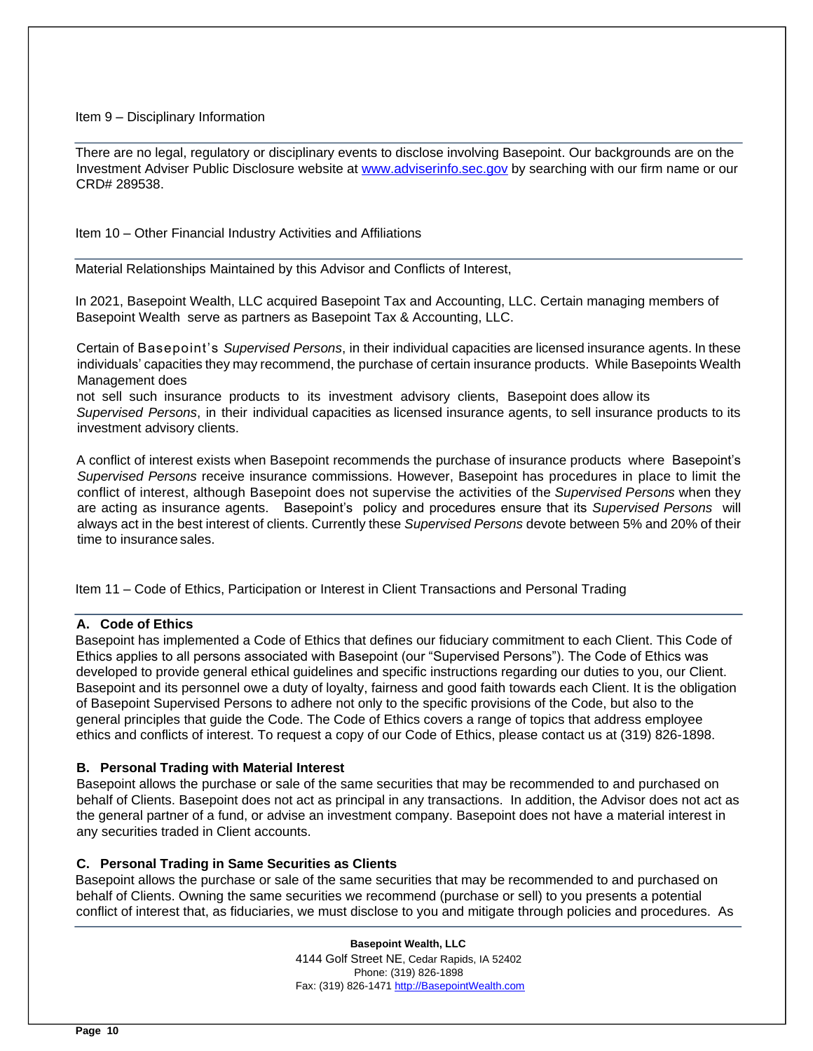## Item 9 – Disciplinary Information

There are no legal, regulatory or disciplinary events to disclose involving Basepoint. Our backgrounds are on the Investment Adviser Public Disclosure website at www.adviserinfo.sec.gov by searching with our firm name or our CRD# 289538.

## Item 10 – Other Financial Industry Activities and Affiliations

Material Relationships Maintained by this Advisor and Conflicts of Interest,

In 2021, Basepoint Wealth, LLC acquired Basepoint Tax and Accounting, LLC. Certain managing members of Basepoint Wealth serve as partners as Basepoint Tax & Accounting, LLC.

Certain of Basepoint's *Supervised Persons*, in their individual capacities are licensed insurance agents. In these individuals' capacities they may recommend, the purchase of certain insurance products. While Basepoints Wealth Management does not sell such insurance products to its investment advisory clients, Basepoint does allow its *Supervised Persons*, in their individual capacities as licensed insurance agents, to sell insurance products to its investment advisory clients.

A conflict of interest exists when Basepoint recommends the purchase of insurance products where Basepoint's *Supervised Persons* receive insurance commissions. However, Basepoint has procedures in place to limit the conflict of interest, although Basepoint does not supervise the activities of the *Supervised Persons* when they are acting as insurance agents. Basepoint's policy and procedures ensure that its *Supervised Persons* will always act in the best interest of clients. Currently these *Supervised Persons* devote between 5% and 20% of their time to insurance sales.

## Item 11 – Code of Ethics, Participation or Interest in Client Transactions and Personal Trading

### A. Code of Ethics

Basepoint has implemented a Code of Ethics that defines our fiduciary commitment to each Client. This Code of Ethics applies to all persons associated with Basepoint (our "Supervised Persons"). The Code of Ethics was developed to provide general ethical guidelines and specific instructions regarding our duties to you, our Client. Basepoint and its personnel owe a duty of loyalty, fairness and good faith towards each Client. It is the obligation of Basepoint Supervised Persons to adhere not only to the specific provisions of the Code, but also to the general principles that guide the Code. The Code of Ethics covers a range of topics that address employee ethics and conflicts of interest. To request a copy of our Code of Ethics, please contact us at (319) 826-1898.

### B. Personal Trading with Material Interest

Basepoint allows the purchase or sale of the same securities that may be recommended to and purchased on behalf of Clients. Basepoint does not act as principal in any transactions. In addition, the Advisor does not act as the general partner of a fund, or advise an investment company. Basepoint does not have a material interest in any securities traded in Client accounts.

### C. Personal Trading in Same Securities as Clients

Basepoint allows the purchase or sale of the same securities that may be recommended to and purchased on behalf of Clients. Owning the same securities we recommend (purchase or sell) to you presents a potential conflict of interest that, as fiduciaries, we must disclose to you and mitigate through policies and procedures. As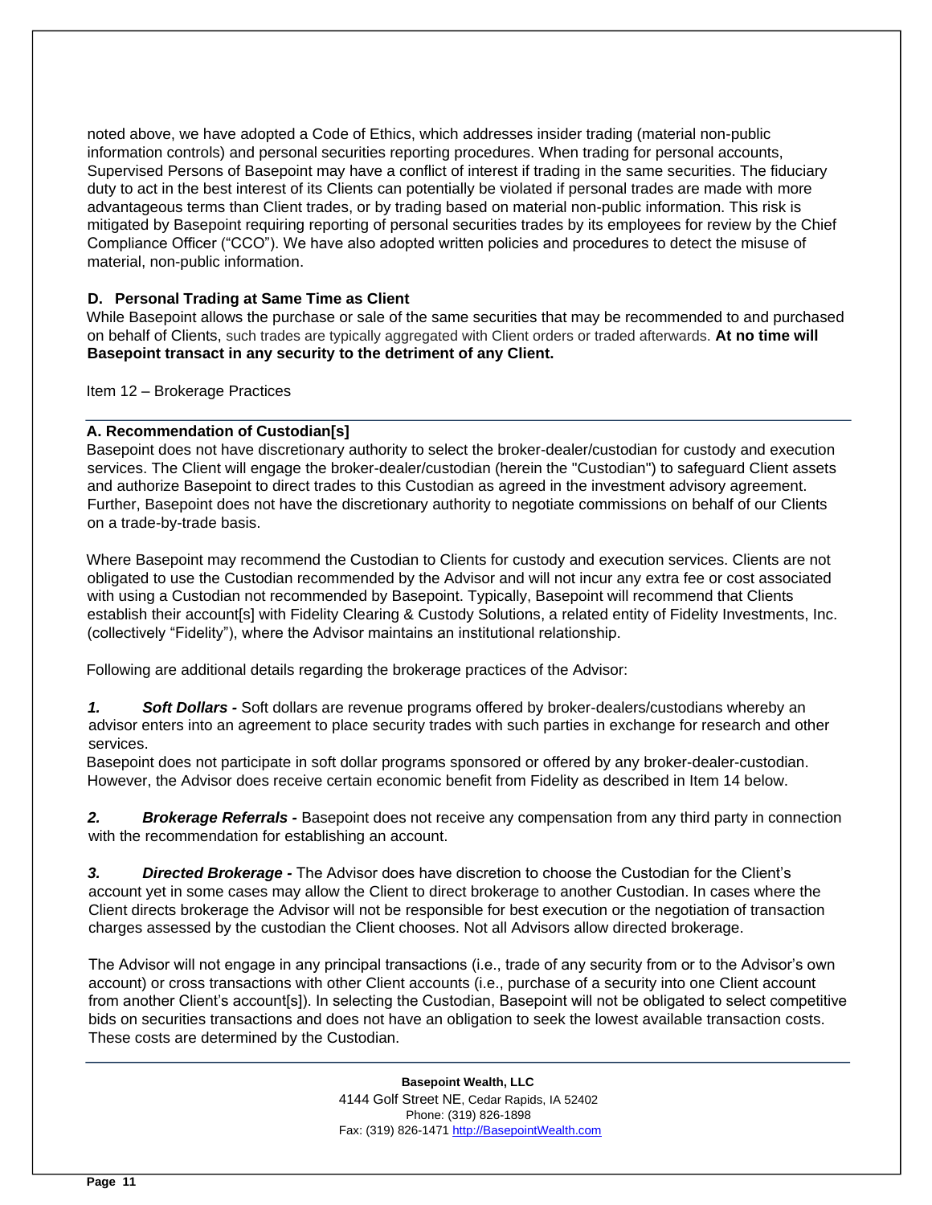noted above, we have adopted a Code of Ethics, which addresses insider trading (material non-public information controls) and personal securities reporting procedures. When trading for personal accounts, Supervised Persons of Basepoint may have a conflict of interest if trading in the same securities. The fiduciary duty to act in the best interest of its Clients can potentially be violated if personal trades are made with more advantageous terms than Client trades, or by trading based on material non-public information. This risk is mitigated by Basepoint requiring reporting of personal securities trades by its employees for review by the Chief Compliance Officer ("CCO"). We have also adopted written policies and procedures to detect the misuse of material, non-public information.

### D. Personal Trading at Same Time as Client

While Basepoint allows the purchase or sale of the same securities that may be recommended to and purchased on behalf of Clients, such trades are typically aggregated with Client orders or traded afterwards. **At no time will Basepoint transact in any security to the detriment of any Client.**

## Item 12 – Brokerage Practices

### A. Recommendation of Custodian[s]

Basepoint does not have discretionary authority to select the broker-dealer/custodian for custody and execution services. The Client will engage the broker-dealer/custodian (herein the "Custodian") to safeguard Client assets and authorize Basepoint to direct trades to this Custodian as agreed in the investment advisory agreement. Further, Basepoint does not have the discretionary authority to negotiate commissions on behalf of our Clients on a trade-by-trade basis.

Where Basepoint may recommend the Custodian to Clients for custody and execution services. Clients are not obligated to use the Custodian recommended by the Advisor and will not incur any extra fee or cost associated with using a Custodian not recommended by Basepoint. Typically, Basepoint will recommend that Clients establish their account[s] with Fidelity Clearing & Custody Solutions, a related entity of Fidelity Investments, Inc. (collectively "Fidelity"), where the Advisor maintains an institutional relationship.

Following are additional details regarding the brokerage practices of the Advisor:

***1. Soft Dollars -*** Soft dollars are revenue programs offered by broker-dealers/custodians whereby an advisor enters into an agreement to place security trades with such parties in exchange for research and other services.

Basepoint does not participate in soft dollar programs sponsored or offered by any broker-dealer-custodian. However, the Advisor does receive certain economic benefit from Fidelity as described in Item 14 below.

***2. Brokerage Referrals -*** Basepoint does not receive any compensation from any third party in connection with the recommendation for establishing an account.

***3. Directed Brokerage -*** The Advisor does have discretion to choose the Custodian for the Client's account yet in some cases may allow the Client to direct brokerage to another Custodian. In cases where the Client directs brokerage the Advisor will not be responsible for best execution or the negotiation of transaction charges assessed by the custodian the Client chooses. Not all Advisors allow directed brokerage.

The Advisor will not engage in any principal transactions (i.e., trade of any security from or to the Advisor's own account) or cross transactions with other Client accounts (i.e., purchase of a security into one Client account from another Client's account[s]). In selecting the Custodian, Basepoint will not be obligated to select competitive bids on securities transactions and does not have an obligation to seek the lowest available transaction costs. These costs are determined by the Custodian.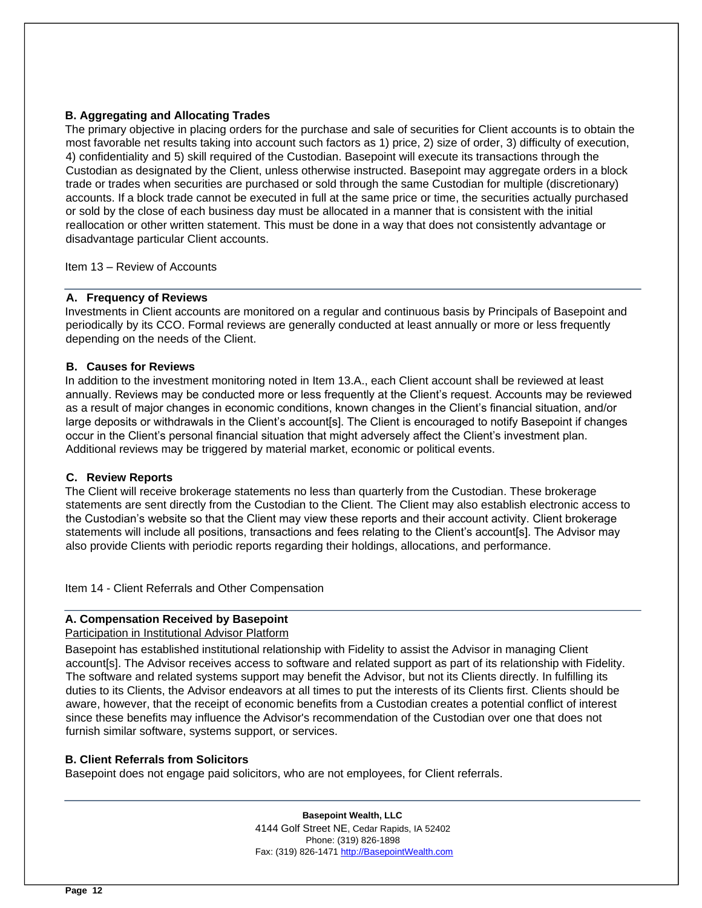### B. Aggregating and Allocating Trades

The primary objective in placing orders for the purchase and sale of securities for Client accounts is to obtain the most favorable net results taking into account such factors as 1) price, 2) size of order, 3) difficulty of execution, 4) confidentiality and 5) skill required of the Custodian. Basepoint will execute its transactions through the Custodian as designated by the Client, unless otherwise instructed. Basepoint may aggregate orders in a block trade or trades when securities are purchased or sold through the same Custodian for multiple (discretionary) accounts. If a block trade cannot be executed in full at the same price or time, the securities actually purchased or sold by the close of each business day must be allocated in a manner that is consistent with the initial reallocation or other written statement. This must be done in a way that does not consistently advantage or disadvantage particular Client accounts.

## Item 13 – Review of Accounts

### A. Frequency of Reviews

Investments in Client accounts are monitored on a regular and continuous basis by Principals of Basepoint and periodically by its CCO. Formal reviews are generally conducted at least annually or more or less frequently depending on the needs of the Client.

### B. Causes for Reviews

In addition to the investment monitoring noted in Item 13.A., each Client account shall be reviewed at least annually. Reviews may be conducted more or less frequently at the Client's request. Accounts may be reviewed as a result of major changes in economic conditions, known changes in the Client's financial situation, and/or large deposits or withdrawals in the Client's account[s]. The Client is encouraged to notify Basepoint if changes occur in the Client's personal financial situation that might adversely affect the Client's investment plan. Additional reviews may be triggered by material market, economic or political events.

### C. Review Reports

The Client will receive brokerage statements no less than quarterly from the Custodian. These brokerage statements are sent directly from the Custodian to the Client. The Client may also establish electronic access to the Custodian's website so that the Client may view these reports and their account activity. Client brokerage statements will include all positions, transactions and fees relating to the Client's account[s]. The Advisor may also provide Clients with periodic reports regarding their holdings, allocations, and performance.

## Item 14 - Client Referrals and Other Compensation

### A. Compensation Received by Basepoint

Participation in Institutional Advisor Platform

Basepoint has established institutional relationship with Fidelity to assist the Advisor in managing Client account[s]. The Advisor receives access to software and related support as part of its relationship with Fidelity. The software and related systems support may benefit the Advisor, but not its Clients directly. In fulfilling its duties to its Clients, the Advisor endeavors at all times to put the interests of its Clients first. Clients should be aware, however, that the receipt of economic benefits from a Custodian creates a potential conflict of interest since these benefits may influence the Advisor's recommendation of the Custodian over one that does not furnish similar software, systems support, or services.

### B. Client Referrals from Solicitors

Basepoint does not engage paid solicitors, who are not employees, for Client referrals.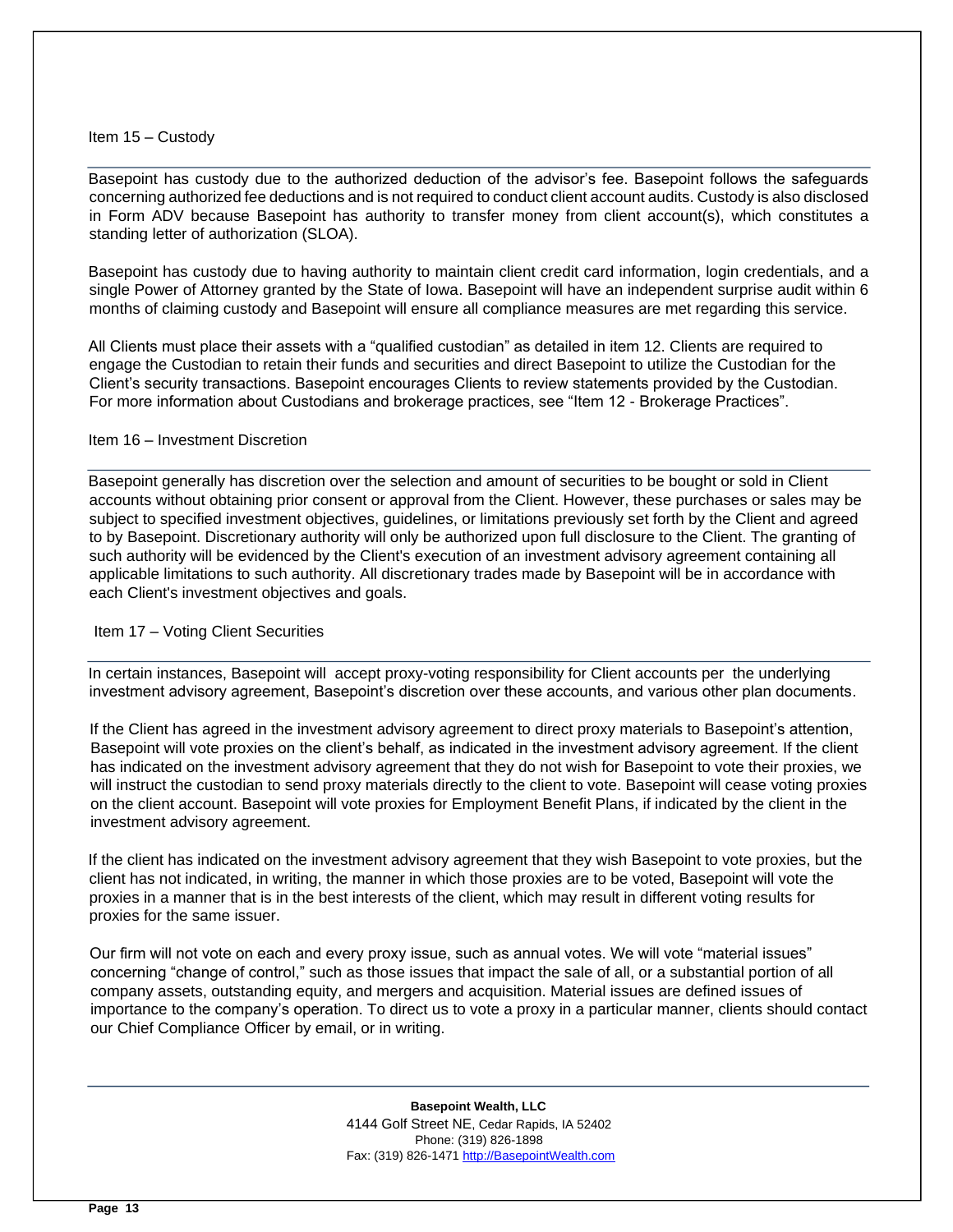## Item 15 – Custody

Basepoint has custody due to the authorized deduction of the advisor's fee. Basepoint follows the safeguards concerning authorized fee deductions and is not required to conduct client account audits. Custody is also disclosed in Form ADV because Basepoint has authority to transfer money from client account(s), which constitutes a standing letter of authorization (SLOA).

Basepoint has custody due to having authority to maintain client credit card information, login credentials, and a single Power of Attorney granted by the State of Iowa. Basepoint will have an independent surprise audit within 6 months of claiming custody and Basepoint will ensure all compliance measures are met regarding this service.

All Clients must place their assets with a "qualified custodian" as detailed in item 12. Clients are required to engage the Custodian to retain their funds and securities and direct Basepoint to utilize the Custodian for the Client's security transactions. Basepoint encourages Clients to review statements provided by the Custodian. For more information about Custodians and brokerage practices, see "Item 12 - Brokerage Practices".

## Item 16 – Investment Discretion

Basepoint generally has discretion over the selection and amount of securities to be bought or sold in Client accounts without obtaining prior consent or approval from the Client. However, these purchases or sales may be subject to specified investment objectives, guidelines, or limitations previously set forth by the Client and agreed to by Basepoint. Discretionary authority will only be authorized upon full disclosure to the Client. The granting of such authority will be evidenced by the Client's execution of an investment advisory agreement containing all applicable limitations to such authority. All discretionary trades made by Basepoint will be in accordance with each Client's investment objectives and goals.

## Item 17 – Voting Client Securities

In certain instances, Basepoint will accept proxy-voting responsibility for Client accounts per the underlying investment advisory agreement, Basepoint's discretion over these accounts, and various other plan documents.

If the Client has agreed in the investment advisory agreement to direct proxy materials to Basepoint's attention, Basepoint will vote proxies on the client's behalf, as indicated in the investment advisory agreement. If the client has indicated on the investment advisory agreement that they do not wish for Basepoint to vote their proxies, we will instruct the custodian to send proxy materials directly to the client to vote. Basepoint will cease voting proxies on the client account. Basepoint will vote proxies for Employment Benefit Plans, if indicated by the client in the investment advisory agreement.

If the client has indicated on the investment advisory agreement that they wish Basepoint to vote proxies, but the client has not indicated, in writing, the manner in which those proxies are to be voted, Basepoint will vote the proxies in a manner that is in the best interests of the client, which may result in different voting results for proxies for the same issuer.

Our firm will not vote on each and every proxy issue, such as annual votes. We will vote "material issues" concerning "change of control," such as those issues that impact the sale of all, or a substantial portion of all company assets, outstanding equity, and mergers and acquisition. Material issues are defined issues of importance to the company's operation. To direct us to vote a proxy in a particular manner, clients should contact our Chief Compliance Officer by email, or in writing.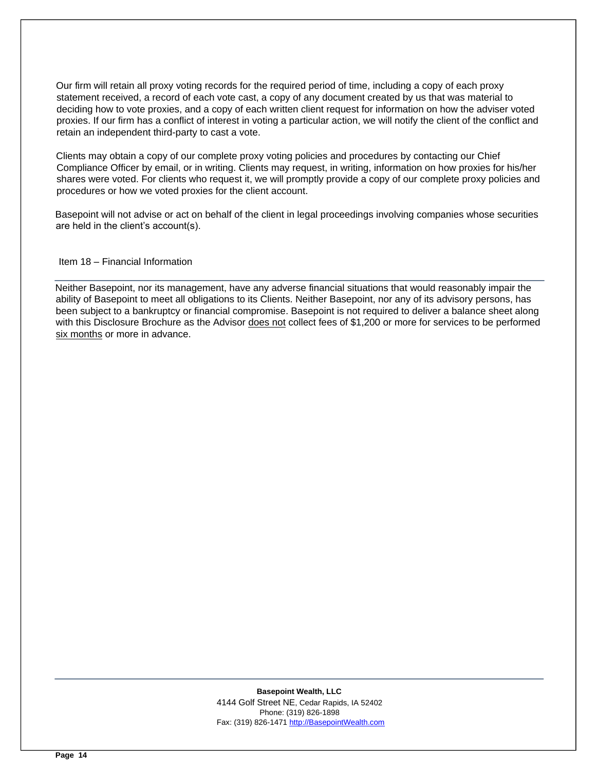Our firm will retain all proxy voting records for the required period of time, including a copy of each proxy statement received, a record of each vote cast, a copy of any document created by us that was material to deciding how to vote proxies, and a copy of each written client request for information on how the adviser voted proxies. If our firm has a conflict of interest in voting a particular action, we will notify the client of the conflict and retain an independent third-party to cast a vote.

Clients may obtain a copy of our complete proxy voting policies and procedures by contacting our Chief Compliance Officer by email, or in writing. Clients may request, in writing, information on how proxies for his/her shares were voted. For clients who request it, we will promptly provide a copy of our complete proxy policies and procedures or how we voted proxies for the client account.

Basepoint will not advise or act on behalf of the client in legal proceedings involving companies whose securities are held in the client's account(s).

## Item 18 – Financial Information

Neither Basepoint, nor its management, have any adverse financial situations that would reasonably impair the ability of Basepoint to meet all obligations to its Clients. Neither Basepoint, nor any of its advisory persons, has been subject to a bankruptcy or financial compromise. Basepoint is not required to deliver a balance sheet along with this Disclosure Brochure as the Advisor does not collect fees of $1,200 or more for services to be performed six months or more in advance.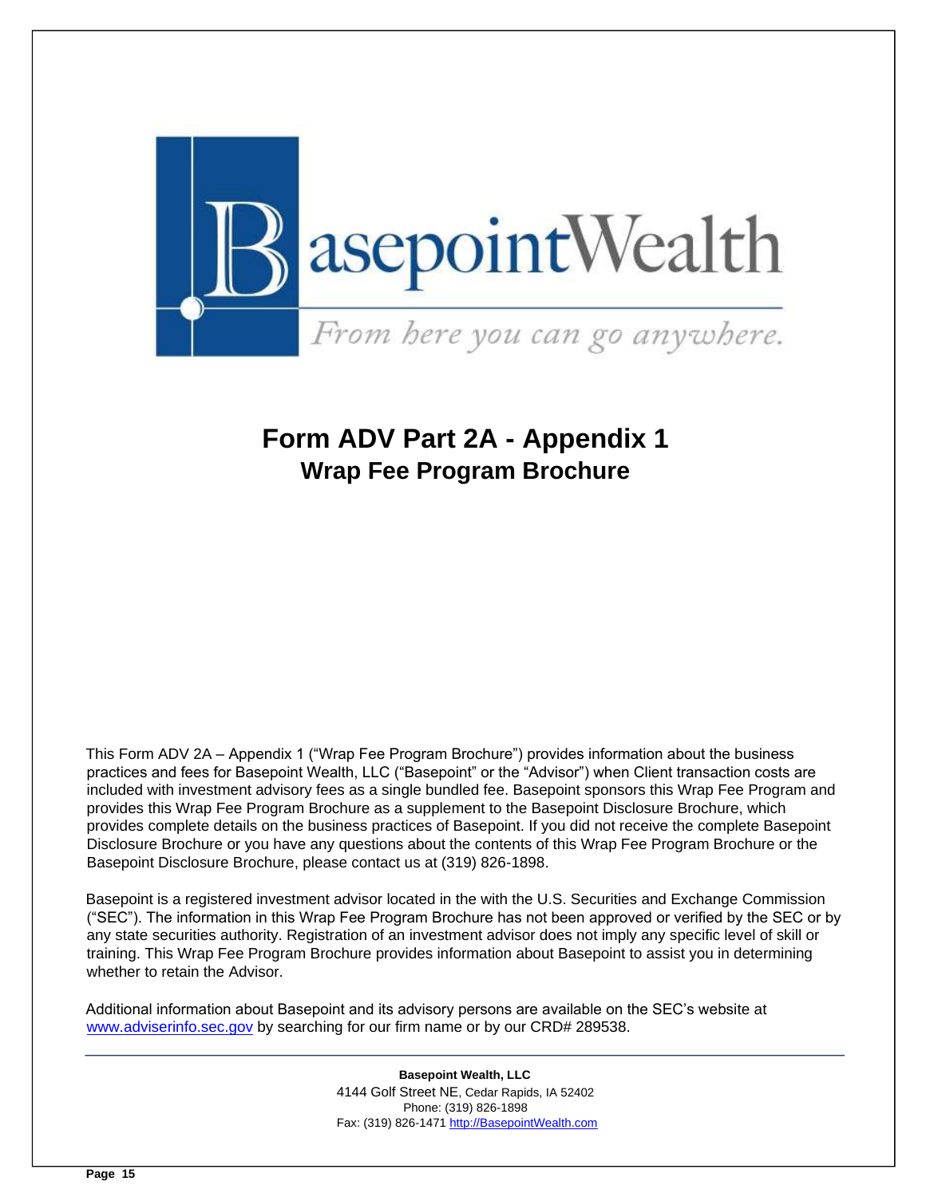BasepointWealth

*From here you can go anywhere.*

# Form ADV Part 2A - Appendix 1
## Wrap Fee Program Brochure

This Form ADV 2A – Appendix 1 ("Wrap Fee Program Brochure") provides information about the business practices and fees for Basepoint Wealth, LLC ("Basepoint" or the "Advisor") when Client transaction costs are included with investment advisory fees as a single bundled fee. Basepoint sponsors this Wrap Fee Program and provides this Wrap Fee Program Brochure as a supplement to the Basepoint Disclosure Brochure, which provides complete details on the business practices of Basepoint. If you did not receive the complete Basepoint Disclosure Brochure or you have any questions about the contents of this Wrap Fee Program Brochure or the Basepoint Disclosure Brochure, please contact us at (319) 826-1898.

Basepoint is a registered investment advisor located in the with the U.S. Securities and Exchange Commission ("SEC"). The information in this Wrap Fee Program Brochure has not been approved or verified by the SEC or by any state securities authority. Registration of an investment advisor does not imply any specific level of skill or training. This Wrap Fee Program Brochure provides information about Basepoint to assist you in determining whether to retain the Advisor.

Additional information about Basepoint and its advisory persons are available on the SEC's website at www.adviserinfo.sec.gov by searching for our firm name or by our CRD# 289538.

**Basepoint Wealth, LLC**
4144 Golf Street NE, Cedar Rapids, IA 52402
Phone: (319) 826-1898
Fax: (319) 826-1471 http://BasepointWealth.com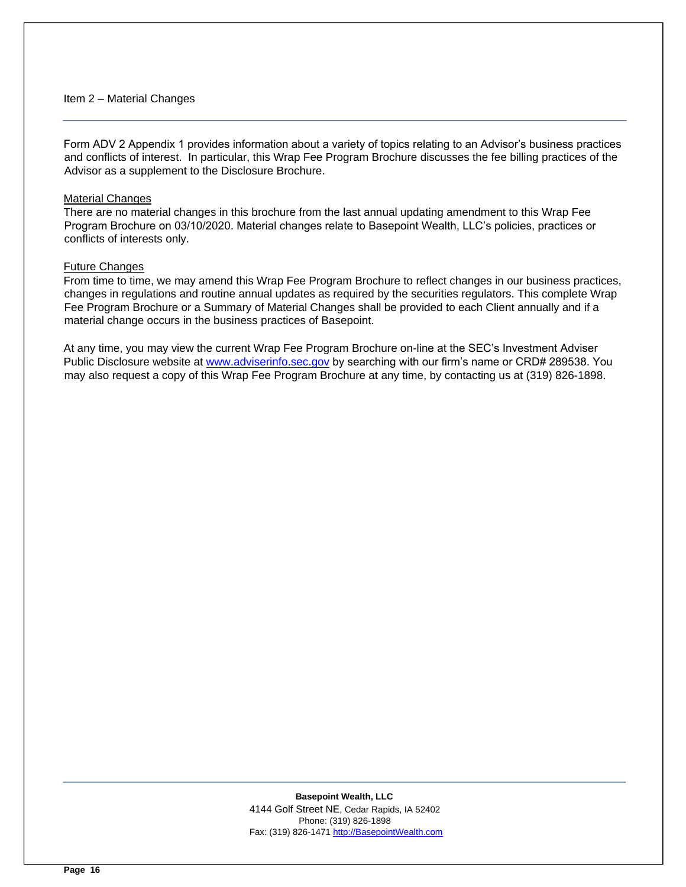## Item 2 – Material Changes

Form ADV 2 Appendix 1 provides information about a variety of topics relating to an Advisor's business practices and conflicts of interest. In particular, this Wrap Fee Program Brochure discusses the fee billing practices of the Advisor as a supplement to the Disclosure Brochure.

### Material Changes

There are no material changes in this brochure from the last annual updating amendment to this Wrap Fee Program Brochure on 03/10/2020. Material changes relate to Basepoint Wealth, LLC's policies, practices or conflicts of interests only.

### Future Changes

From time to time, we may amend this Wrap Fee Program Brochure to reflect changes in our business practices, changes in regulations and routine annual updates as required by the securities regulators. This complete Wrap Fee Program Brochure or a Summary of Material Changes shall be provided to each Client annually and if a material change occurs in the business practices of Basepoint.

At any time, you may view the current Wrap Fee Program Brochure on-line at the SEC's Investment Adviser Public Disclosure website at www.adviserinfo.sec.gov by searching with our firm's name or CRD# 289538. You may also request a copy of this Wrap Fee Program Brochure at any time, by contacting us at (319) 826-1898.

**Basepoint Wealth, LLC**
4144 Golf Street NE, Cedar Rapids, IA 52402
Phone: (319) 826-1898
Fax: (319) 826-1471 http://BasepointWealth.com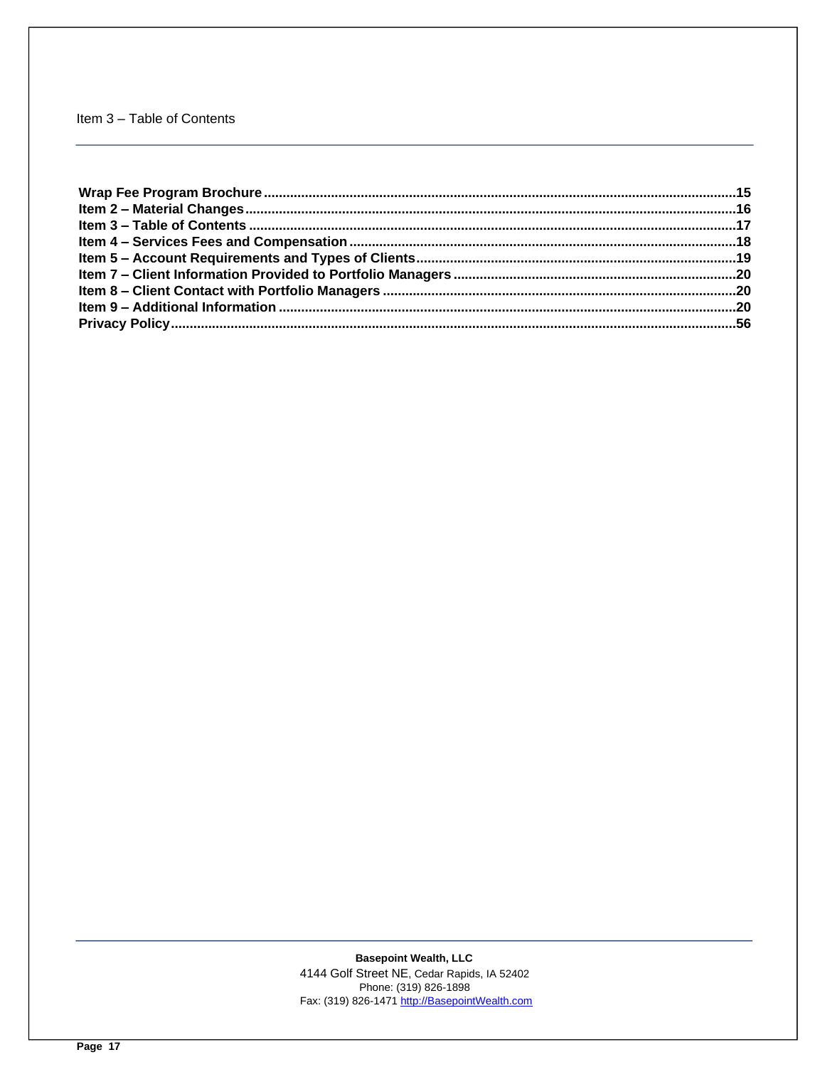Item 3 – Table of Contents

**Wrap Fee Program Brochure** ........ **15**
**Item 2 – Material Changes** ........ **16**
**Item 3 – Table of Contents** ........ **17**
**Item 4 – Services Fees and Compensation** ........ **18**
**Item 5 – Account Requirements and Types of Clients** ........ **19**
**Item 7 – Client Information Provided to Portfolio Managers** ........ **20**
**Item 8 – Client Contact with Portfolio Managers** ........ **20**
**Item 9 – Additional Information** ........ **20**
**Privacy Policy** ........ **56**

**Basepoint Wealth, LLC**
4144 Golf Street NE, Cedar Rapids, IA 52402
Phone: (319) 826-1898
Fax: (319) 826-1471 http://BasepointWealth.com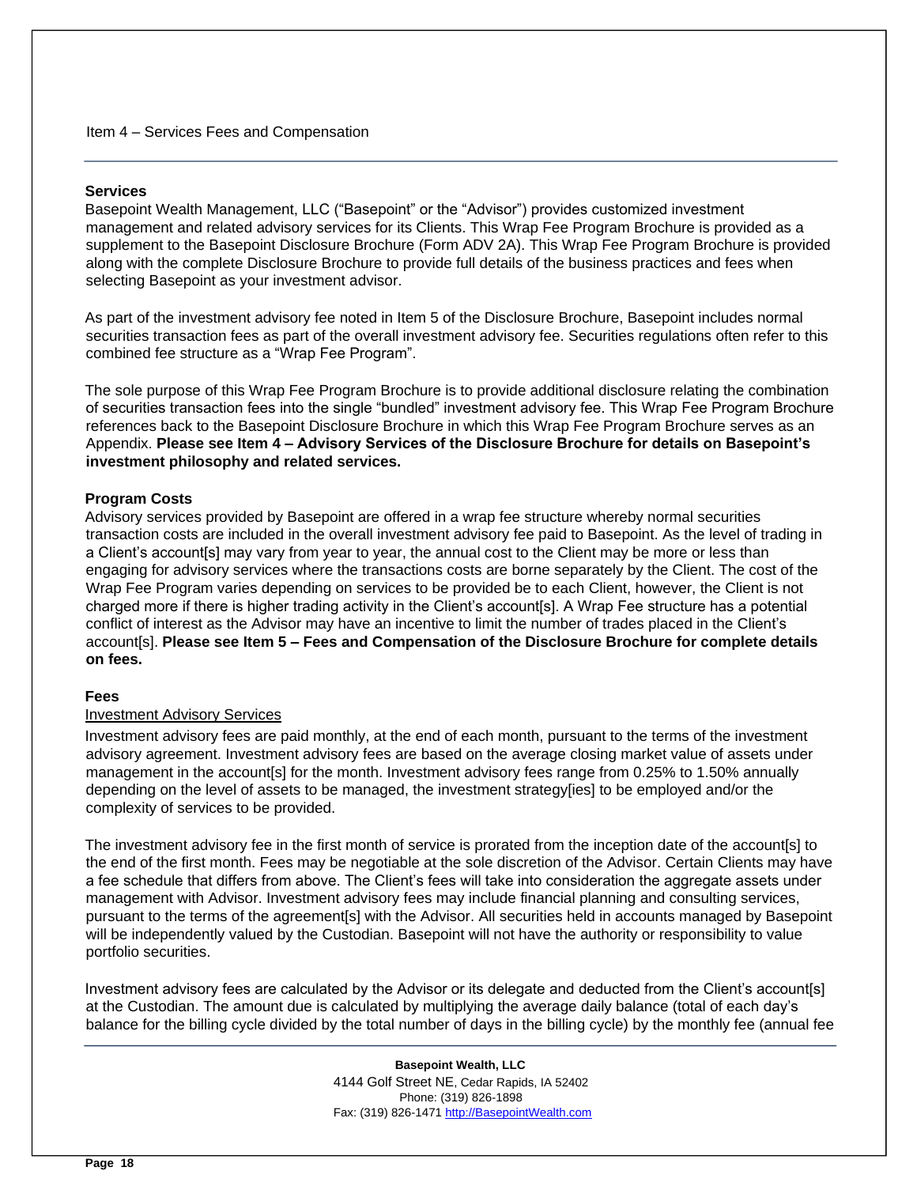## Item 4 – Services Fees and Compensation

### Services

Basepoint Wealth Management, LLC ("Basepoint" or the "Advisor") provides customized investment management and related advisory services for its Clients. This Wrap Fee Program Brochure is provided as a supplement to the Basepoint Disclosure Brochure (Form ADV 2A). This Wrap Fee Program Brochure is provided along with the complete Disclosure Brochure to provide full details of the business practices and fees when selecting Basepoint as your investment advisor.

As part of the investment advisory fee noted in Item 5 of the Disclosure Brochure, Basepoint includes normal securities transaction fees as part of the overall investment advisory fee. Securities regulations often refer to this combined fee structure as a "Wrap Fee Program".

The sole purpose of this Wrap Fee Program Brochure is to provide additional disclosure relating the combination of securities transaction fees into the single "bundled" investment advisory fee. This Wrap Fee Program Brochure references back to the Basepoint Disclosure Brochure in which this Wrap Fee Program Brochure serves as an Appendix. **Please see Item 4 – Advisory Services of the Disclosure Brochure for details on Basepoint's investment philosophy and related services.**

### Program Costs

Advisory services provided by Basepoint are offered in a wrap fee structure whereby normal securities transaction costs are included in the overall investment advisory fee paid to Basepoint. As the level of trading in a Client's account[s] may vary from year to year, the annual cost to the Client may be more or less than engaging for advisory services where the transactions costs are borne separately by the Client. The cost of the Wrap Fee Program varies depending on services to be provided be to each Client, however, the Client is not charged more if there is higher trading activity in the Client's account[s]. A Wrap Fee structure has a potential conflict of interest as the Advisor may have an incentive to limit the number of trades placed in the Client's account[s]. **Please see Item 5 – Fees and Compensation of the Disclosure Brochure for complete details on fees.**

### Fees

<u>Investment Advisory Services</u>

Investment advisory fees are paid monthly, at the end of each month, pursuant to the terms of the investment advisory agreement. Investment advisory fees are based on the average closing market value of assets under management in the account[s] for the month. Investment advisory fees range from 0.25% to 1.50% annually depending on the level of assets to be managed, the investment strategy[ies] to be employed and/or the complexity of services to be provided.

The investment advisory fee in the first month of service is prorated from the inception date of the account[s] to the end of the first month. Fees may be negotiable at the sole discretion of the Advisor. Certain Clients may have a fee schedule that differs from above. The Client's fees will take into consideration the aggregate assets under management with Advisor. Investment advisory fees may include financial planning and consulting services, pursuant to the terms of the agreement[s] with the Advisor. All securities held in accounts managed by Basepoint will be independently valued by the Custodian. Basepoint will not have the authority or responsibility to value portfolio securities.

Investment advisory fees are calculated by the Advisor or its delegate and deducted from the Client's account[s] at the Custodian. The amount due is calculated by multiplying the average daily balance (total of each day's balance for the billing cycle divided by the total number of days in the billing cycle) by the monthly fee (annual fee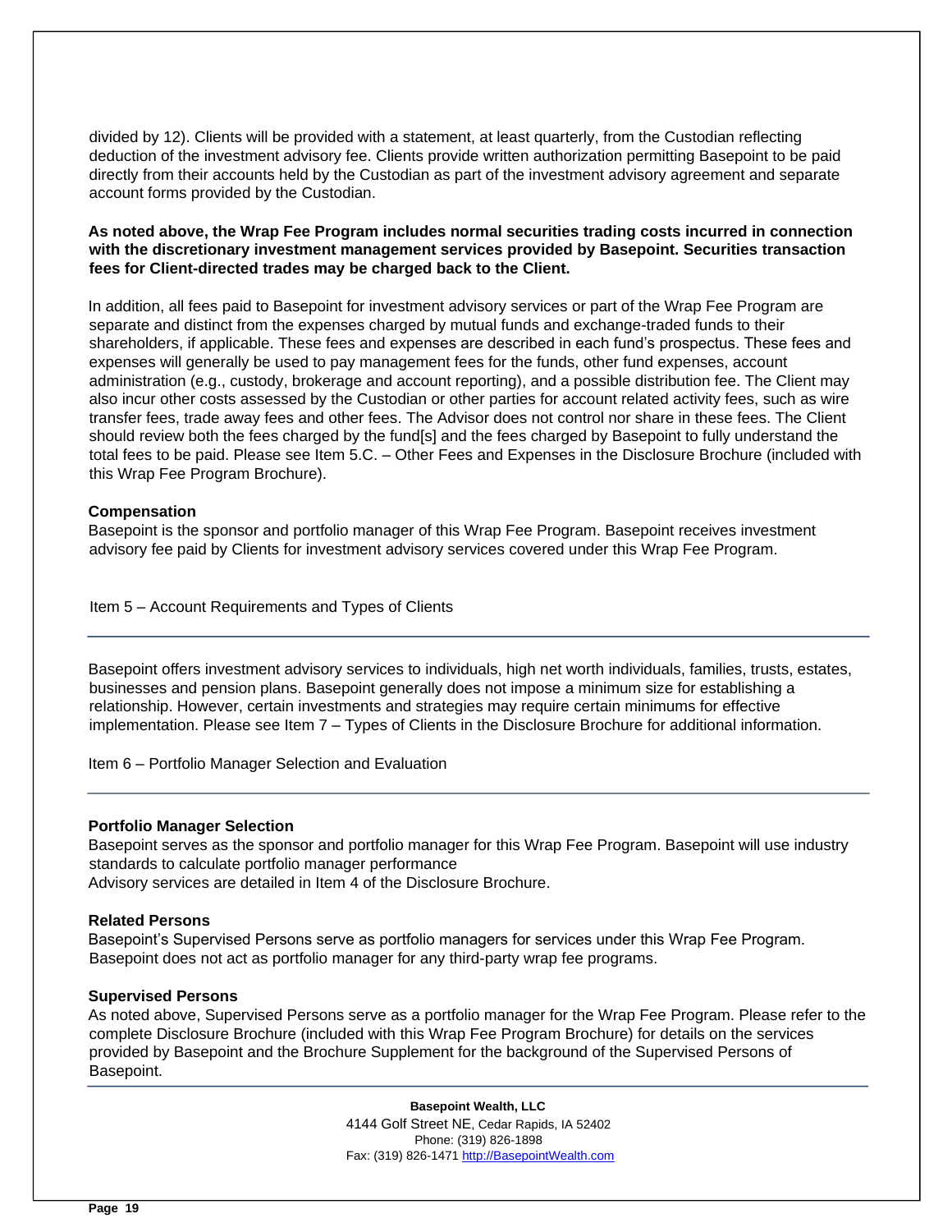divided by 12). Clients will be provided with a statement, at least quarterly, from the Custodian reflecting deduction of the investment advisory fee. Clients provide written authorization permitting Basepoint to be paid directly from their accounts held by the Custodian as part of the investment advisory agreement and separate account forms provided by the Custodian.

**As noted above, the Wrap Fee Program includes normal securities trading costs incurred in connection with the discretionary investment management services provided by Basepoint. Securities transaction fees for Client-directed trades may be charged back to the Client.**

In addition, all fees paid to Basepoint for investment advisory services or part of the Wrap Fee Program are separate and distinct from the expenses charged by mutual funds and exchange-traded funds to their shareholders, if applicable. These fees and expenses are described in each fund's prospectus. These fees and expenses will generally be used to pay management fees for the funds, other fund expenses, account administration (e.g., custody, brokerage and account reporting), and a possible distribution fee. The Client may also incur other costs assessed by the Custodian or other parties for account related activity fees, such as wire transfer fees, trade away fees and other fees. The Advisor does not control nor share in these fees. The Client should review both the fees charged by the fund[s] and the fees charged by Basepoint to fully understand the total fees to be paid. Please see Item 5.C. – Other Fees and Expenses in the Disclosure Brochure (included with this Wrap Fee Program Brochure).

**Compensation**
Basepoint is the sponsor and portfolio manager of this Wrap Fee Program. Basepoint receives investment advisory fee paid by Clients for investment advisory services covered under this Wrap Fee Program.

## Item 5 – Account Requirements and Types of Clients

Basepoint offers investment advisory services to individuals, high net worth individuals, families, trusts, estates, businesses and pension plans. Basepoint generally does not impose a minimum size for establishing a relationship. However, certain investments and strategies may require certain minimums for effective implementation. Please see Item 7 – Types of Clients in the Disclosure Brochure for additional information.

## Item 6 – Portfolio Manager Selection and Evaluation

**Portfolio Manager Selection**
Basepoint serves as the sponsor and portfolio manager for this Wrap Fee Program. Basepoint will use industry standards to calculate portfolio manager performance
Advisory services are detailed in Item 4 of the Disclosure Brochure.

**Related Persons**
Basepoint's Supervised Persons serve as portfolio managers for services under this Wrap Fee Program. Basepoint does not act as portfolio manager for any third-party wrap fee programs.

**Supervised Persons**
As noted above, Supervised Persons serve as a portfolio manager for the Wrap Fee Program. Please refer to the complete Disclosure Brochure (included with this Wrap Fee Program Brochure) for details on the services provided by Basepoint and the Brochure Supplement for the background of the Supervised Persons of Basepoint.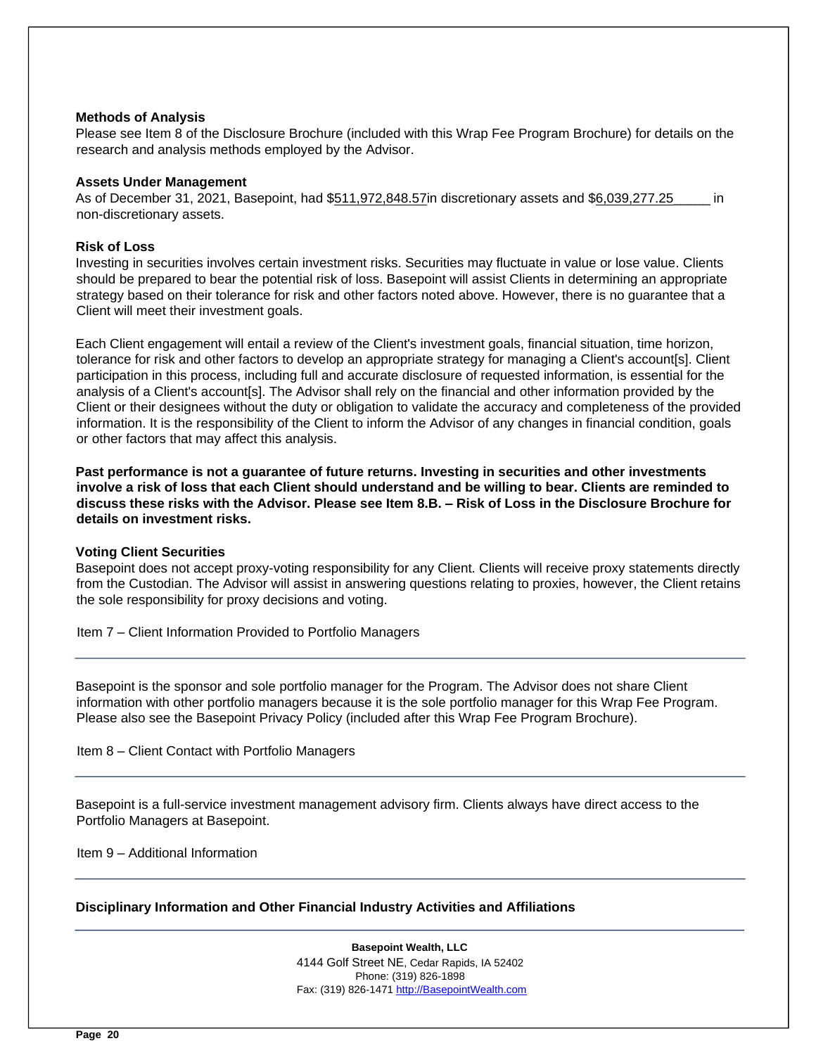### Methods of Analysis

Please see Item 8 of the Disclosure Brochure (included with this Wrap Fee Program Brochure) for details on the research and analysis methods employed by the Advisor.

### Assets Under Management

As of December 31, 2021, Basepoint, had $511,972,848.57in discretionary assets and $6,039,277.25_____ in non-discretionary assets.

### Risk of Loss

Investing in securities involves certain investment risks. Securities may fluctuate in value or lose value. Clients should be prepared to bear the potential risk of loss. Basepoint will assist Clients in determining an appropriate strategy based on their tolerance for risk and other factors noted above. However, there is no guarantee that a Client will meet their investment goals.

Each Client engagement will entail a review of the Client's investment goals, financial situation, time horizon, tolerance for risk and other factors to develop an appropriate strategy for managing a Client's account[s]. Client participation in this process, including full and accurate disclosure of requested information, is essential for the analysis of a Client's account[s]. The Advisor shall rely on the financial and other information provided by the Client or their designees without the duty or obligation to validate the accuracy and completeness of the provided information. It is the responsibility of the Client to inform the Advisor of any changes in financial condition, goals or other factors that may affect this analysis.

**Past performance is not a guarantee of future returns. Investing in securities and other investments involve a risk of loss that each Client should understand and be willing to bear. Clients are reminded to discuss these risks with the Advisor. Please see Item 8.B. – Risk of Loss in the Disclosure Brochure for details on investment risks.**

### Voting Client Securities

Basepoint does not accept proxy-voting responsibility for any Client. Clients will receive proxy statements directly from the Custodian. The Advisor will assist in answering questions relating to proxies, however, the Client retains the sole responsibility for proxy decisions and voting.

## Item 7 – Client Information Provided to Portfolio Managers

Basepoint is the sponsor and sole portfolio manager for the Program. The Advisor does not share Client information with other portfolio managers because it is the sole portfolio manager for this Wrap Fee Program. Please also see the Basepoint Privacy Policy (included after this Wrap Fee Program Brochure).

## Item 8 – Client Contact with Portfolio Managers

Basepoint is a full-service investment management advisory firm. Clients always have direct access to the Portfolio Managers at Basepoint.

## Item 9 – Additional Information

### Disciplinary Information and Other Financial Industry Activities and Affiliations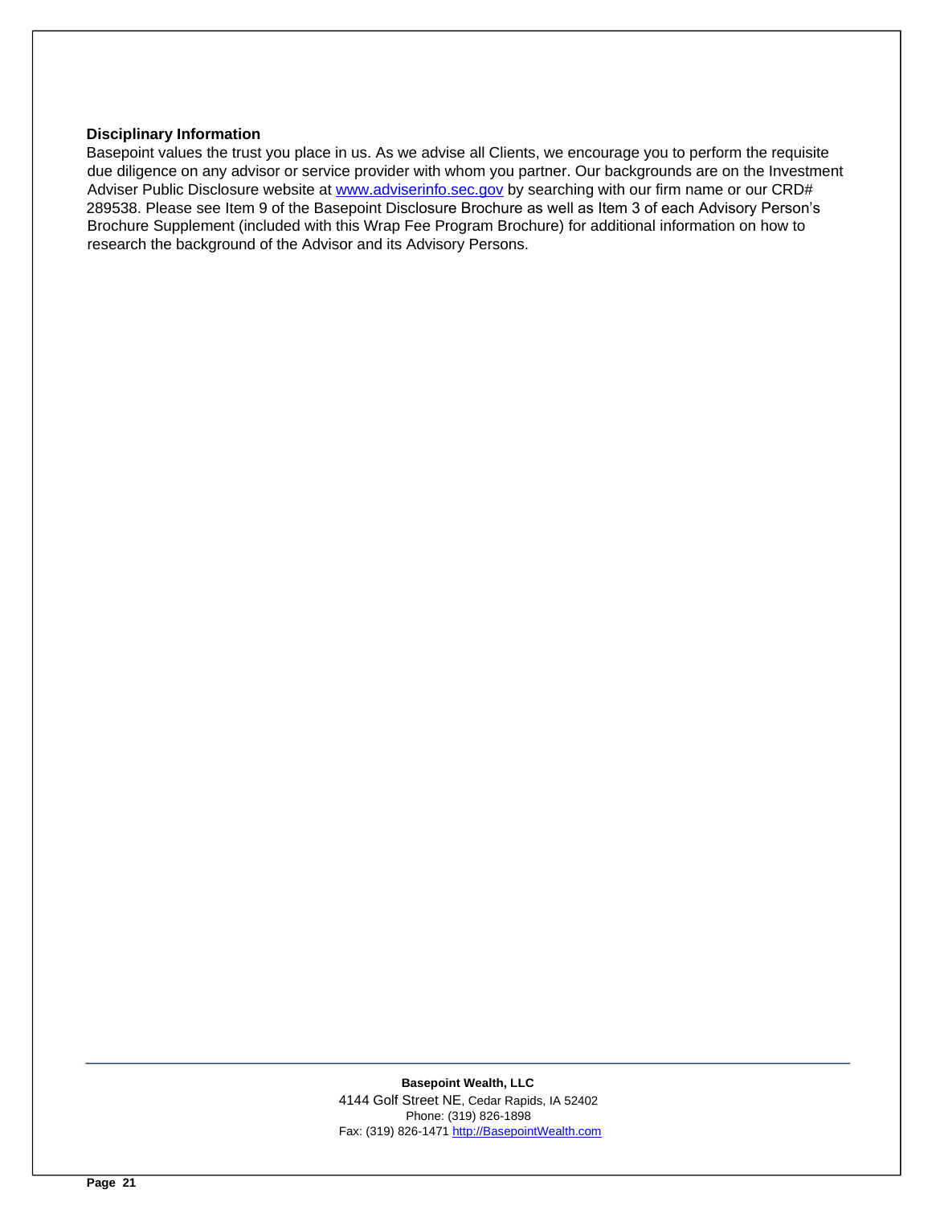### Disciplinary Information

Basepoint values the trust you place in us. As we advise all Clients, we encourage you to perform the requisite due diligence on any advisor or service provider with whom you partner. Our backgrounds are on the Investment Adviser Public Disclosure website at [www.adviserinfo.sec.gov](http://www.adviserinfo.sec.gov) by searching with our firm name or our CRD# 289538. Please see Item 9 of the Basepoint Disclosure Brochure as well as Item 3 of each Advisory Person's Brochure Supplement (included with this Wrap Fee Program Brochure) for additional information on how to research the background of the Advisor and its Advisory Persons.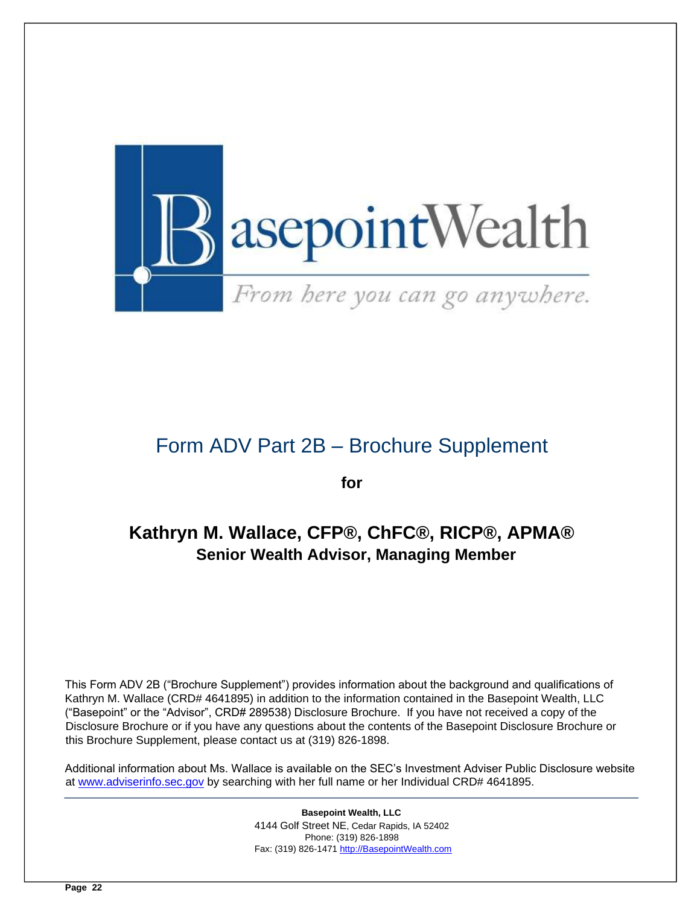# Form ADV Part 2B – Brochure Supplement

**for**

## Kathryn M. Wallace, CFP®, ChFC®, RICP®, APMA®

**Senior Wealth Advisor, Managing Member**

This Form ADV 2B ("Brochure Supplement") provides information about the background and qualifications of Kathryn M. Wallace (CRD# 4641895) in addition to the information contained in the Basepoint Wealth, LLC ("Basepoint" or the "Advisor", CRD# 289538) Disclosure Brochure. If you have not received a copy of the Disclosure Brochure or if you have any questions about the contents of the Basepoint Disclosure Brochure or this Brochure Supplement, please contact us at (319) 826-1898.

Additional information about Ms. Wallace is available on the SEC's Investment Adviser Public Disclosure website at www.adviserinfo.sec.gov by searching with her full name or her Individual CRD# 4641895.

**Basepoint Wealth, LLC**
4144 Golf Street NE, Cedar Rapids, IA 52402
Phone: (319) 826-1898
Fax: (319) 826-1471 http://BasepointWealth.com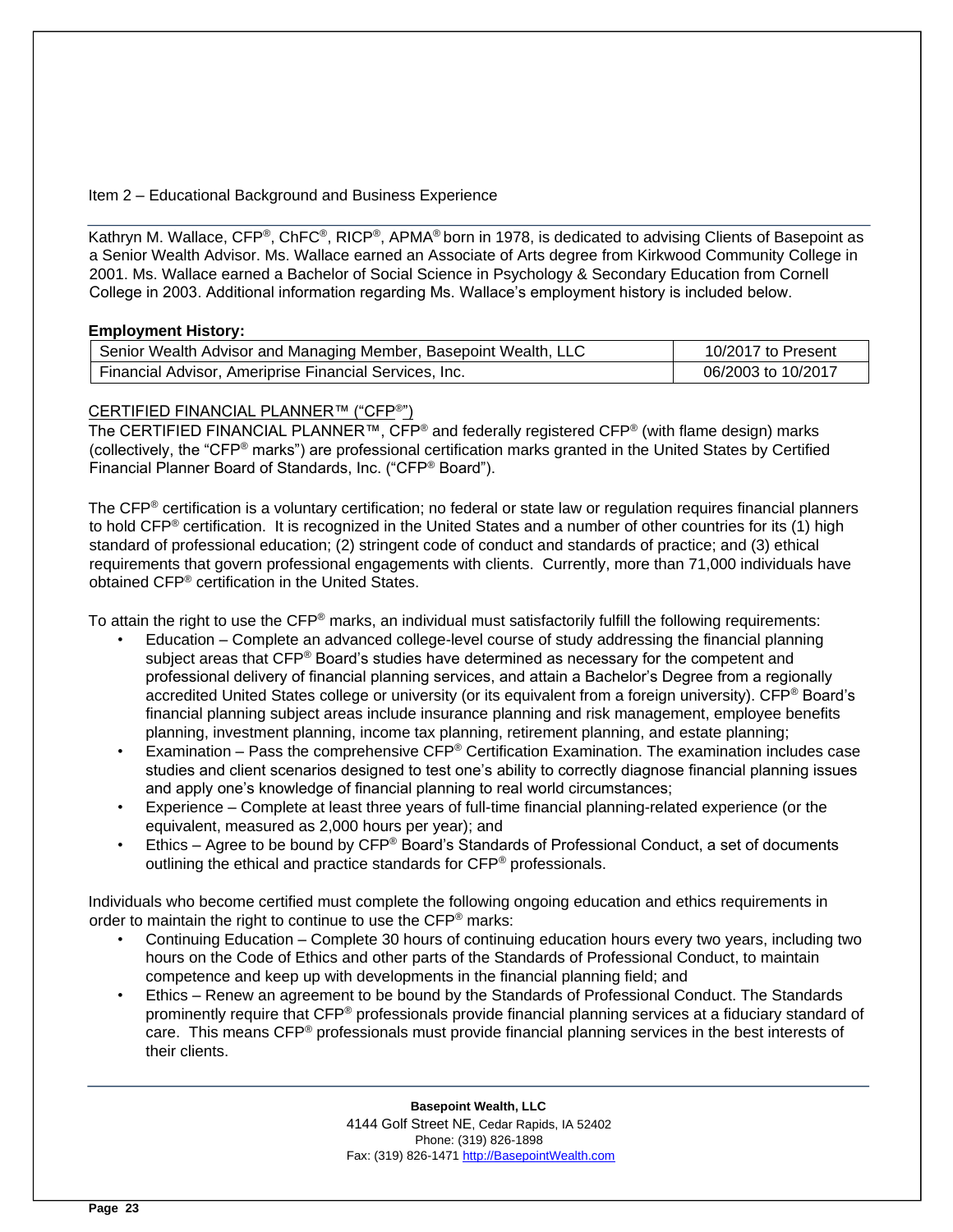Item 2 – Educational Background and Business Experience

Kathryn M. Wallace, CFP®, ChFC®, RICP®, APMA® born in 1978, is dedicated to advising Clients of Basepoint as a Senior Wealth Advisor. Ms. Wallace earned an Associate of Arts degree from Kirkwood Community College in 2001. Ms. Wallace earned a Bachelor of Social Science in Psychology & Secondary Education from Cornell College in 2003. Additional information regarding Ms. Wallace's employment history is included below.

**Employment History:**

| | |
|---|---|
| Senior Wealth Advisor and Managing Member, Basepoint Wealth, LLC | 10/2017 to Present |
| Financial Advisor, Ameriprise Financial Services, Inc. | 06/2003 to 10/2017 |

CERTIFIED FINANCIAL PLANNER™ ("CFP®")

The CERTIFIED FINANCIAL PLANNER™, CFP® and federally registered CFP® (with flame design) marks (collectively, the "CFP® marks") are professional certification marks granted in the United States by Certified Financial Planner Board of Standards, Inc. ("CFP® Board").

The CFP® certification is a voluntary certification; no federal or state law or regulation requires financial planners to hold CFP® certification. It is recognized in the United States and a number of other countries for its (1) high standard of professional education; (2) stringent code of conduct and standards of practice; and (3) ethical requirements that govern professional engagements with clients. Currently, more than 71,000 individuals have obtained CFP® certification in the United States.

To attain the right to use the CFP® marks, an individual must satisfactorily fulfill the following requirements:

- Education – Complete an advanced college-level course of study addressing the financial planning subject areas that CFP® Board's studies have determined as necessary for the competent and professional delivery of financial planning services, and attain a Bachelor's Degree from a regionally accredited United States college or university (or its equivalent from a foreign university). CFP® Board's financial planning subject areas include insurance planning and risk management, employee benefits planning, investment planning, income tax planning, retirement planning, and estate planning;
- Examination – Pass the comprehensive CFP® Certification Examination. The examination includes case studies and client scenarios designed to test one's ability to correctly diagnose financial planning issues and apply one's knowledge of financial planning to real world circumstances;
- Experience – Complete at least three years of full-time financial planning-related experience (or the equivalent, measured as 2,000 hours per year); and
- Ethics – Agree to be bound by CFP® Board's Standards of Professional Conduct, a set of documents outlining the ethical and practice standards for CFP® professionals.

Individuals who become certified must complete the following ongoing education and ethics requirements in order to maintain the right to continue to use the CFP® marks:

- Continuing Education – Complete 30 hours of continuing education hours every two years, including two hours on the Code of Ethics and other parts of the Standards of Professional Conduct, to maintain competence and keep up with developments in the financial planning field; and
- Ethics – Renew an agreement to be bound by the Standards of Professional Conduct. The Standards prominently require that CFP® professionals provide financial planning services at a fiduciary standard of care. This means CFP® professionals must provide financial planning services in the best interests of their clients.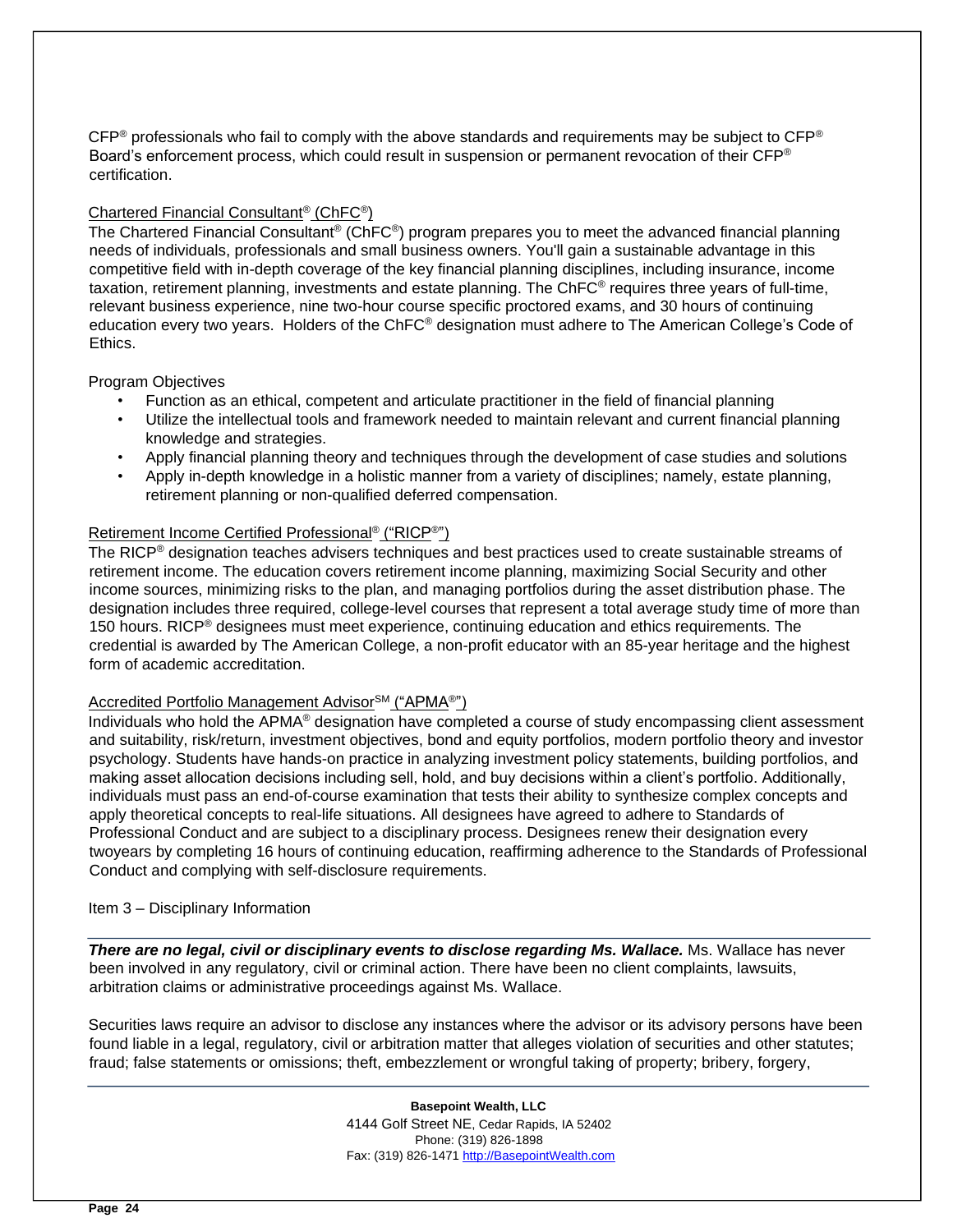CFP® professionals who fail to comply with the above standards and requirements may be subject to CFP® Board's enforcement process, which could result in suspension or permanent revocation of their CFP® certification.

Chartered Financial Consultant® (ChFC®)

The Chartered Financial Consultant® (ChFC®) program prepares you to meet the advanced financial planning needs of individuals, professionals and small business owners. You'll gain a sustainable advantage in this competitive field with in-depth coverage of the key financial planning disciplines, including insurance, income taxation, retirement planning, investments and estate planning. The ChFC® requires three years of full-time, relevant business experience, nine two-hour course specific proctored exams, and 30 hours of continuing education every two years. Holders of the ChFC® designation must adhere to The American College's Code of Ethics.

Program Objectives

- Function as an ethical, competent and articulate practitioner in the field of financial planning
- Utilize the intellectual tools and framework needed to maintain relevant and current financial planning knowledge and strategies.
- Apply financial planning theory and techniques through the development of case studies and solutions
- Apply in-depth knowledge in a holistic manner from a variety of disciplines; namely, estate planning, retirement planning or non-qualified deferred compensation.

Retirement Income Certified Professional® ("RICP®")

The RICP® designation teaches advisers techniques and best practices used to create sustainable streams of retirement income. The education covers retirement income planning, maximizing Social Security and other income sources, minimizing risks to the plan, and managing portfolios during the asset distribution phase. The designation includes three required, college-level courses that represent a total average study time of more than 150 hours. RICP® designees must meet experience, continuing education and ethics requirements. The credential is awarded by The American College, a non-profit educator with an 85-year heritage and the highest form of academic accreditation.

Accredited Portfolio Management Advisor℠ ("APMA®")

Individuals who hold the APMA® designation have completed a course of study encompassing client assessment and suitability, risk/return, investment objectives, bond and equity portfolios, modern portfolio theory and investor psychology. Students have hands-on practice in analyzing investment policy statements, building portfolios, and making asset allocation decisions including sell, hold, and buy decisions within a client's portfolio. Additionally, individuals must pass an end-of-course examination that tests their ability to synthesize complex concepts and apply theoretical concepts to real-life situations. All designees have agreed to adhere to Standards of Professional Conduct and are subject to a disciplinary process. Designees renew their designation every twoyears by completing 16 hours of continuing education, reaffirming adherence to the Standards of Professional Conduct and complying with self-disclosure requirements.

Item 3 – Disciplinary Information

***There are no legal, civil or disciplinary events to disclose regarding Ms. Wallace.*** Ms. Wallace has never been involved in any regulatory, civil or criminal action. There have been no client complaints, lawsuits, arbitration claims or administrative proceedings against Ms. Wallace.

Securities laws require an advisor to disclose any instances where the advisor or its advisory persons have been found liable in a legal, regulatory, civil or arbitration matter that alleges violation of securities and other statutes; fraud; false statements or omissions; theft, embezzlement or wrongful taking of property; bribery, forgery,

**Basepoint Wealth, LLC**
4144 Golf Street NE, Cedar Rapids, IA 52402
Phone: (319) 826-1898
Fax: (319) 826-1471 http://BasepointWealth.com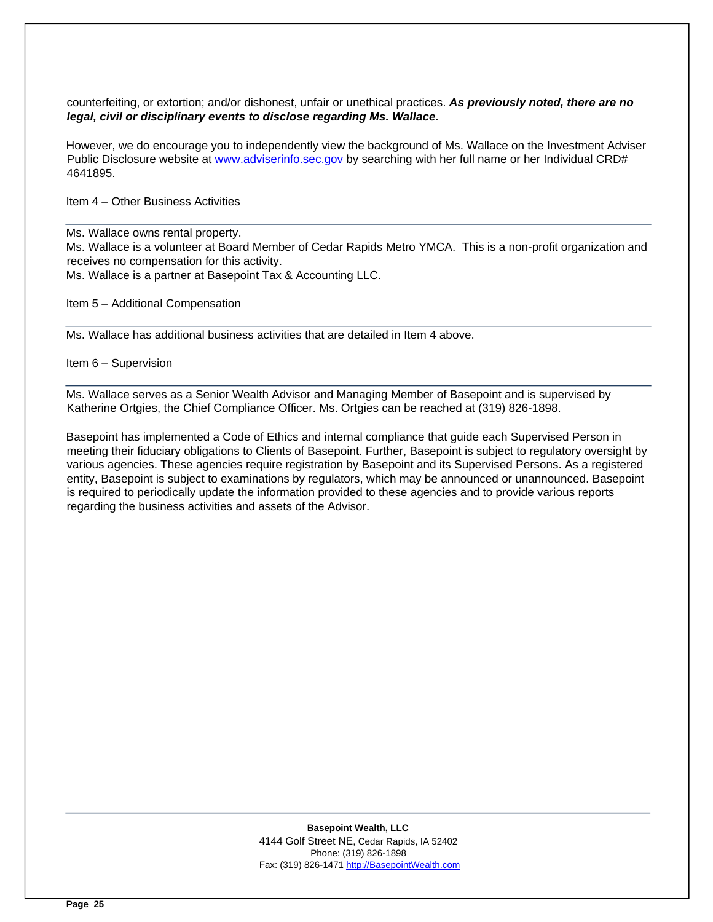counterfeiting, or extortion; and/or dishonest, unfair or unethical practices. ***As previously noted, there are no legal, civil or disciplinary events to disclose regarding Ms. Wallace.***

However, we do encourage you to independently view the background of Ms. Wallace on the Investment Adviser Public Disclosure website at [www.adviserinfo.sec.gov](http://www.adviserinfo.sec.gov) by searching with her full name or her Individual CRD# 4641895.

## Item 4 – Other Business Activities

Ms. Wallace owns rental property.
Ms. Wallace is a volunteer at Board Member of Cedar Rapids Metro YMCA. This is a non-profit organization and receives no compensation for this activity.
Ms. Wallace is a partner at Basepoint Tax & Accounting LLC.

## Item 5 – Additional Compensation

Ms. Wallace has additional business activities that are detailed in Item 4 above.

## Item 6 – Supervision

Ms. Wallace serves as a Senior Wealth Advisor and Managing Member of Basepoint and is supervised by Katherine Ortgies, the Chief Compliance Officer. Ms. Ortgies can be reached at (319) 826-1898.

Basepoint has implemented a Code of Ethics and internal compliance that guide each Supervised Person in meeting their fiduciary obligations to Clients of Basepoint. Further, Basepoint is subject to regulatory oversight by various agencies. These agencies require registration by Basepoint and its Supervised Persons. As a registered entity, Basepoint is subject to examinations by regulators, which may be announced or unannounced. Basepoint is required to periodically update the information provided to these agencies and to provide various reports regarding the business activities and assets of the Advisor.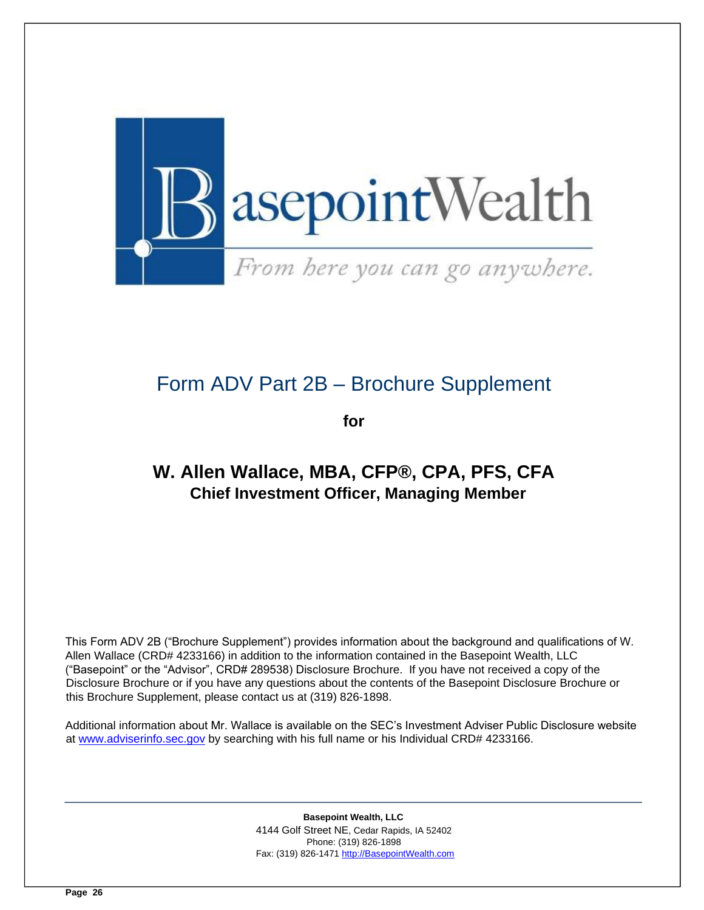# Form ADV Part 2B – Brochure Supplement

**for**

## W. Allen Wallace, MBA, CFP®, CPA, PFS, CFA

### Chief Investment Officer, Managing Member

This Form ADV 2B ("Brochure Supplement") provides information about the background and qualifications of W. Allen Wallace (CRD# 4233166) in addition to the information contained in the Basepoint Wealth, LLC ("Basepoint" or the "Advisor", CRD# 289538) Disclosure Brochure. If you have not received a copy of the Disclosure Brochure or if you have any questions about the contents of the Basepoint Disclosure Brochure or this Brochure Supplement, please contact us at (319) 826-1898.

Additional information about Mr. Wallace is available on the SEC's Investment Adviser Public Disclosure website at www.adviserinfo.sec.gov by searching with his full name or his Individual CRD# 4233166.

---

**Basepoint Wealth, LLC**
4144 Golf Street NE, Cedar Rapids, IA 52402
Phone: (319) 826-1898
Fax: (319) 826-1471 http://BasepointWealth.com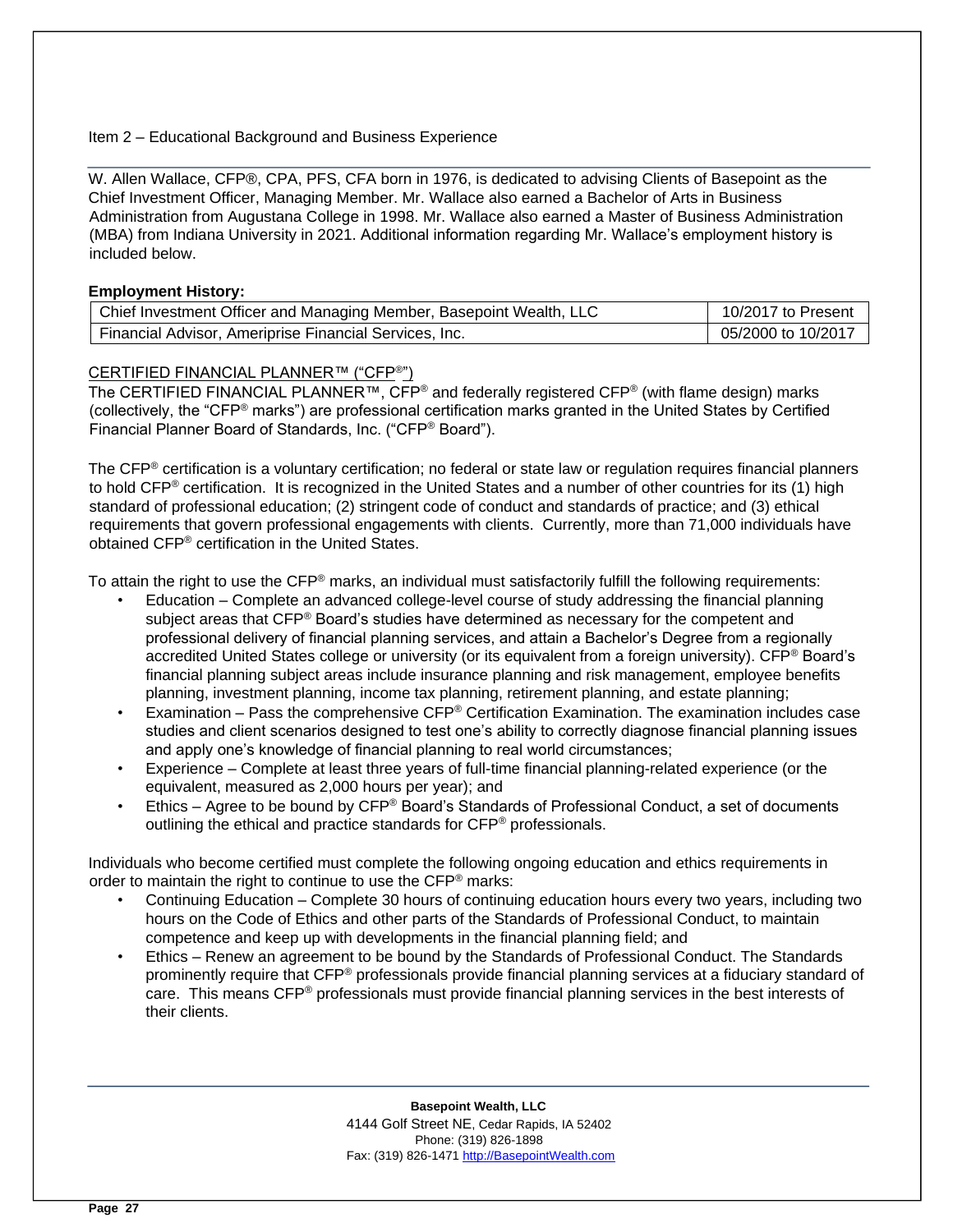## Item 2 – Educational Background and Business Experience

W. Allen Wallace, CFP®, CPA, PFS, CFA born in 1976, is dedicated to advising Clients of Basepoint as the Chief Investment Officer, Managing Member. Mr. Wallace also earned a Bachelor of Arts in Business Administration from Augustana College in 1998. Mr. Wallace also earned a Master of Business Administration (MBA) from Indiana University in 2021. Additional information regarding Mr. Wallace's employment history is included below.

**Employment History:**

| Position | Dates |
|---|---|
| Chief Investment Officer and Managing Member, Basepoint Wealth, LLC | 10/2017 to Present |
| Financial Advisor, Ameriprise Financial Services, Inc. | 05/2000 to 10/2017 |

CERTIFIED FINANCIAL PLANNER™ ("CFP®")

The CERTIFIED FINANCIAL PLANNER™, CFP® and federally registered CFP® (with flame design) marks (collectively, the "CFP® marks") are professional certification marks granted in the United States by Certified Financial Planner Board of Standards, Inc. ("CFP® Board").

The CFP® certification is a voluntary certification; no federal or state law or regulation requires financial planners to hold CFP® certification. It is recognized in the United States and a number of other countries for its (1) high standard of professional education; (2) stringent code of conduct and standards of practice; and (3) ethical requirements that govern professional engagements with clients. Currently, more than 71,000 individuals have obtained CFP® certification in the United States.

To attain the right to use the CFP® marks, an individual must satisfactorily fulfill the following requirements:

- Education – Complete an advanced college-level course of study addressing the financial planning subject areas that CFP® Board's studies have determined as necessary for the competent and professional delivery of financial planning services, and attain a Bachelor's Degree from a regionally accredited United States college or university (or its equivalent from a foreign university). CFP® Board's financial planning subject areas include insurance planning and risk management, employee benefits planning, investment planning, income tax planning, retirement planning, and estate planning;
- Examination – Pass the comprehensive CFP® Certification Examination. The examination includes case studies and client scenarios designed to test one's ability to correctly diagnose financial planning issues and apply one's knowledge of financial planning to real world circumstances;
- Experience – Complete at least three years of full-time financial planning-related experience (or the equivalent, measured as 2,000 hours per year); and
- Ethics – Agree to be bound by CFP® Board's Standards of Professional Conduct, a set of documents outlining the ethical and practice standards for CFP® professionals.

Individuals who become certified must complete the following ongoing education and ethics requirements in order to maintain the right to continue to use the CFP® marks:

- Continuing Education – Complete 30 hours of continuing education hours every two years, including two hours on the Code of Ethics and other parts of the Standards of Professional Conduct, to maintain competence and keep up with developments in the financial planning field; and
- Ethics – Renew an agreement to be bound by the Standards of Professional Conduct. The Standards prominently require that CFP® professionals provide financial planning services at a fiduciary standard of care. This means CFP® professionals must provide financial planning services in the best interests of their clients.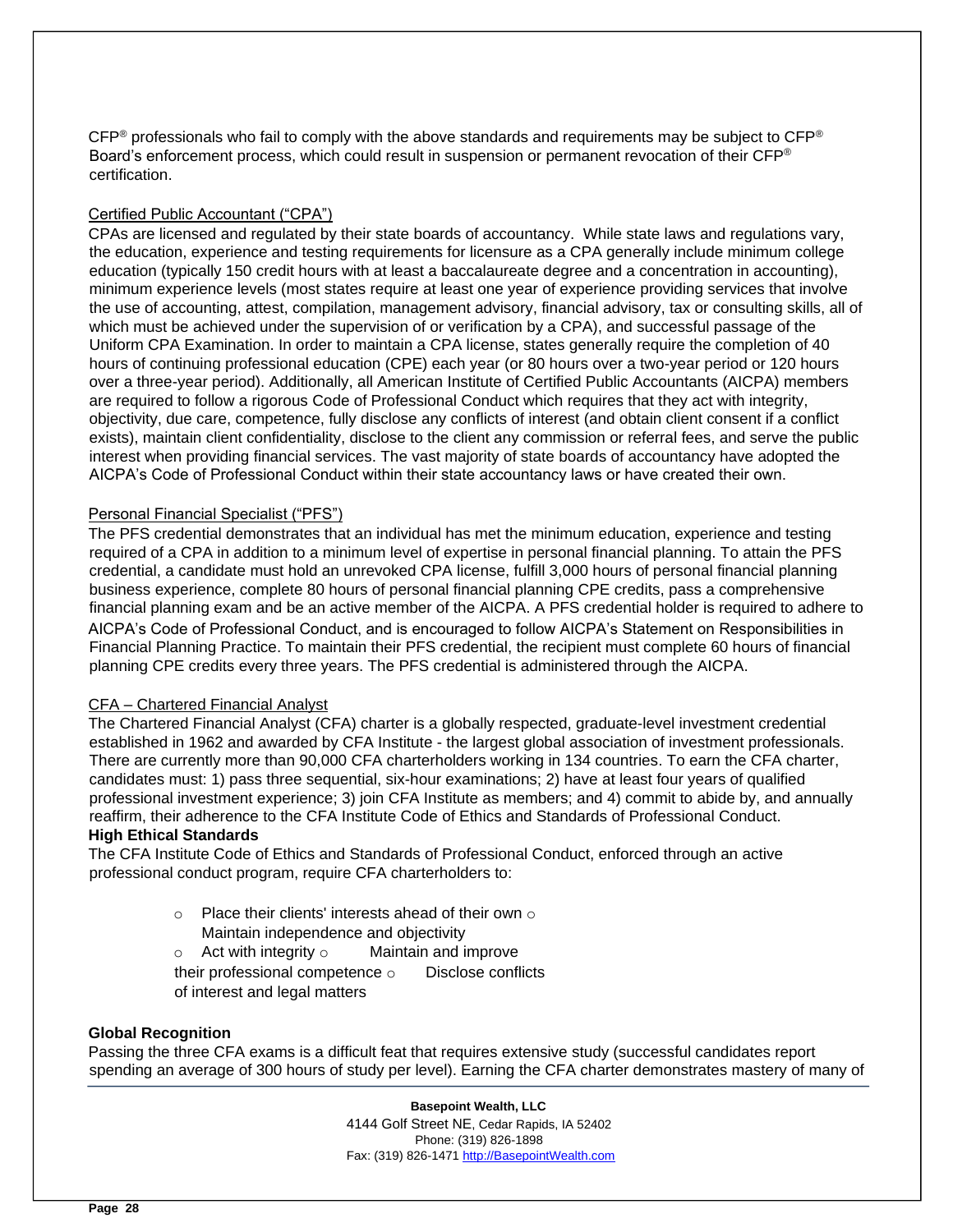CFP® professionals who fail to comply with the above standards and requirements may be subject to CFP® Board's enforcement process, which could result in suspension or permanent revocation of their CFP® certification.

Certified Public Accountant ("CPA")

CPAs are licensed and regulated by their state boards of accountancy. While state laws and regulations vary, the education, experience and testing requirements for licensure as a CPA generally include minimum college education (typically 150 credit hours with at least a baccalaureate degree and a concentration in accounting), minimum experience levels (most states require at least one year of experience providing services that involve the use of accounting, attest, compilation, management advisory, financial advisory, tax or consulting skills, all of which must be achieved under the supervision of or verification by a CPA), and successful passage of the Uniform CPA Examination. In order to maintain a CPA license, states generally require the completion of 40 hours of continuing professional education (CPE) each year (or 80 hours over a two-year period or 120 hours over a three-year period). Additionally, all American Institute of Certified Public Accountants (AICPA) members are required to follow a rigorous Code of Professional Conduct which requires that they act with integrity, objectivity, due care, competence, fully disclose any conflicts of interest (and obtain client consent if a conflict exists), maintain client confidentiality, disclose to the client any commission or referral fees, and serve the public interest when providing financial services. The vast majority of state boards of accountancy have adopted the AICPA's Code of Professional Conduct within their state accountancy laws or have created their own.

Personal Financial Specialist ("PFS")

The PFS credential demonstrates that an individual has met the minimum education, experience and testing required of a CPA in addition to a minimum level of expertise in personal financial planning. To attain the PFS credential, a candidate must hold an unrevoked CPA license, fulfill 3,000 hours of personal financial planning business experience, complete 80 hours of personal financial planning CPE credits, pass a comprehensive financial planning exam and be an active member of the AICPA. A PFS credential holder is required to adhere to AICPA's Code of Professional Conduct, and is encouraged to follow AICPA's Statement on Responsibilities in Financial Planning Practice. To maintain their PFS credential, the recipient must complete 60 hours of financial planning CPE credits every three years. The PFS credential is administered through the AICPA.

CFA – Chartered Financial Analyst

The Chartered Financial Analyst (CFA) charter is a globally respected, graduate-level investment credential established in 1962 and awarded by CFA Institute - the largest global association of investment professionals. There are currently more than 90,000 CFA charterholders working in 134 countries. To earn the CFA charter, candidates must: 1) pass three sequential, six-hour examinations; 2) have at least four years of qualified professional investment experience; 3) join CFA Institute as members; and 4) commit to abide by, and annually reaffirm, their adherence to the CFA Institute Code of Ethics and Standards of Professional Conduct.

**High Ethical Standards**

The CFA Institute Code of Ethics and Standards of Professional Conduct, enforced through an active professional conduct program, require CFA charterholders to:

- Place their clients' interests ahead of their own
- Maintain independence and objectivity
- Act with integrity
- Maintain and improve their professional competence
- Disclose conflicts of interest and legal matters

**Global Recognition**

Passing the three CFA exams is a difficult feat that requires extensive study (successful candidates report spending an average of 300 hours of study per level). Earning the CFA charter demonstrates mastery of many of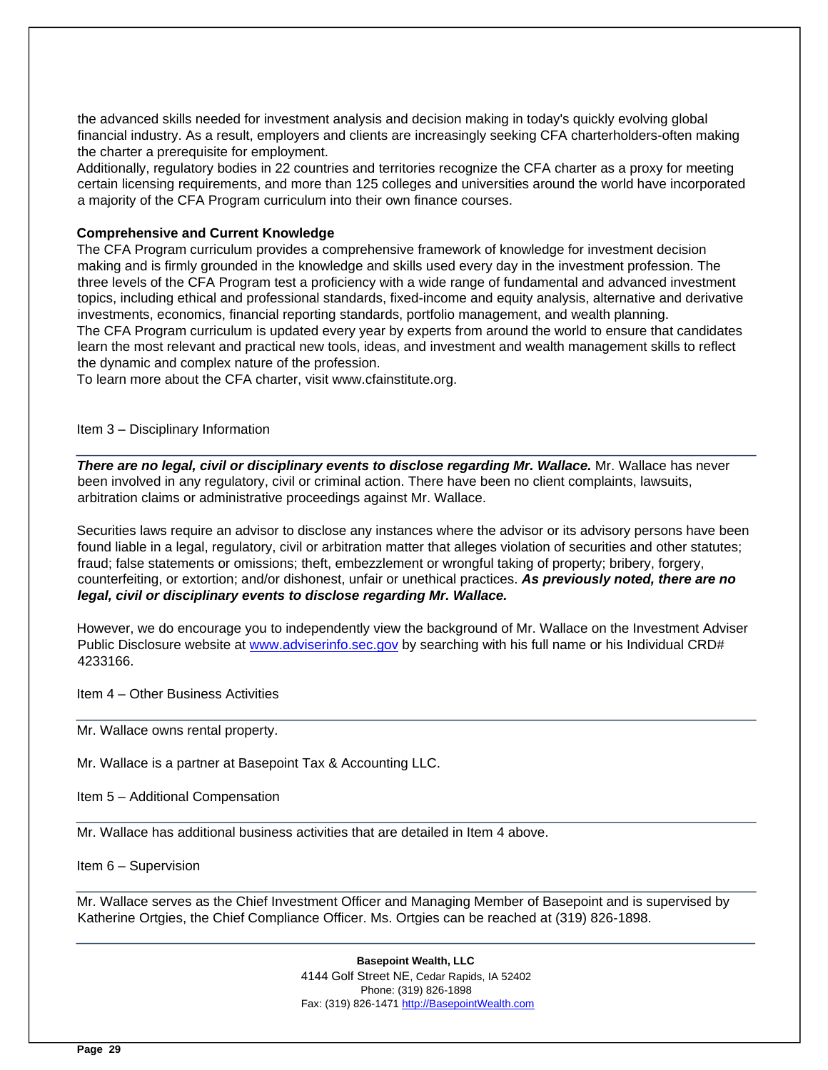the advanced skills needed for investment analysis and decision making in today's quickly evolving global financial industry. As a result, employers and clients are increasingly seeking CFA charterholders-often making the charter a prerequisite for employment.

Additionally, regulatory bodies in 22 countries and territories recognize the CFA charter as a proxy for meeting certain licensing requirements, and more than 125 colleges and universities around the world have incorporated a majority of the CFA Program curriculum into their own finance courses.

**Comprehensive and Current Knowledge**

The CFA Program curriculum provides a comprehensive framework of knowledge for investment decision making and is firmly grounded in the knowledge and skills used every day in the investment profession. The three levels of the CFA Program test a proficiency with a wide range of fundamental and advanced investment topics, including ethical and professional standards, fixed-income and equity analysis, alternative and derivative investments, economics, financial reporting standards, portfolio management, and wealth planning.

The CFA Program curriculum is updated every year by experts from around the world to ensure that candidates learn the most relevant and practical new tools, ideas, and investment and wealth management skills to reflect the dynamic and complex nature of the profession.

To learn more about the CFA charter, visit www.cfainstitute.org.

## Item 3 – Disciplinary Information

***There are no legal, civil or disciplinary events to disclose regarding Mr. Wallace.*** Mr. Wallace has never been involved in any regulatory, civil or criminal action. There have been no client complaints, lawsuits, arbitration claims or administrative proceedings against Mr. Wallace.

Securities laws require an advisor to disclose any instances where the advisor or its advisory persons have been found liable in a legal, regulatory, civil or arbitration matter that alleges violation of securities and other statutes; fraud; false statements or omissions; theft, embezzlement or wrongful taking of property; bribery, forgery, counterfeiting, or extortion; and/or dishonest, unfair or unethical practices. ***As previously noted, there are no legal, civil or disciplinary events to disclose regarding Mr. Wallace.***

However, we do encourage you to independently view the background of Mr. Wallace on the Investment Adviser Public Disclosure website at www.adviserinfo.sec.gov by searching with his full name or his Individual CRD# 4233166.

## Item 4 – Other Business Activities

Mr. Wallace owns rental property.

Mr. Wallace is a partner at Basepoint Tax & Accounting LLC.

## Item 5 – Additional Compensation

Mr. Wallace has additional business activities that are detailed in Item 4 above.

## Item 6 – Supervision

Mr. Wallace serves as the Chief Investment Officer and Managing Member of Basepoint and is supervised by Katherine Ortgies, the Chief Compliance Officer. Ms. Ortgies can be reached at (319) 826-1898.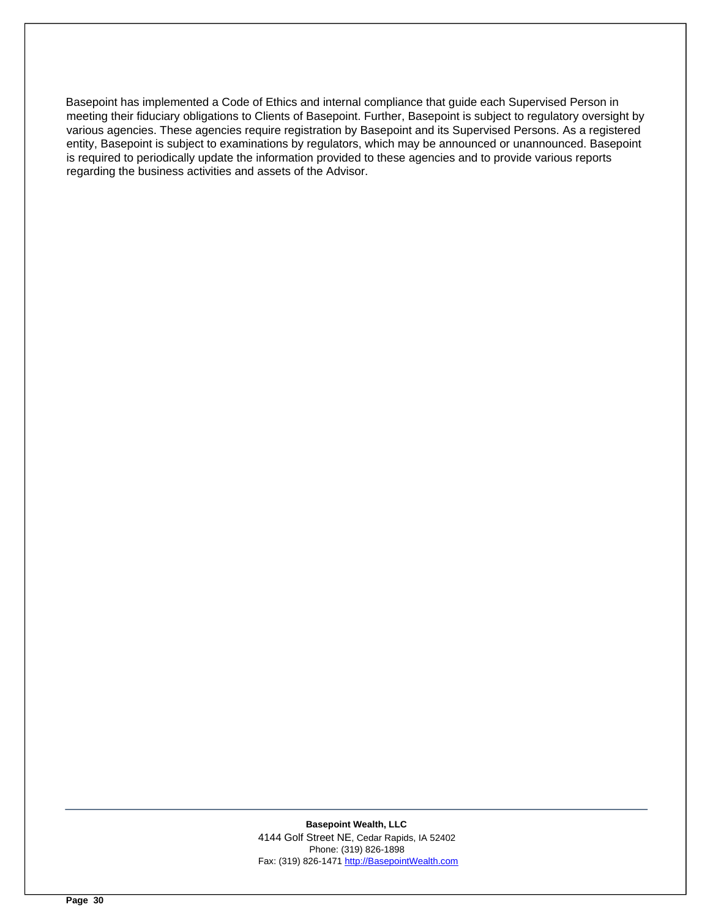Basepoint has implemented a Code of Ethics and internal compliance that guide each Supervised Person in meeting their fiduciary obligations to Clients of Basepoint. Further, Basepoint is subject to regulatory oversight by various agencies. These agencies require registration by Basepoint and its Supervised Persons. As a registered entity, Basepoint is subject to examinations by regulators, which may be announced or unannounced. Basepoint is required to periodically update the information provided to these agencies and to provide various reports regarding the business activities and assets of the Advisor.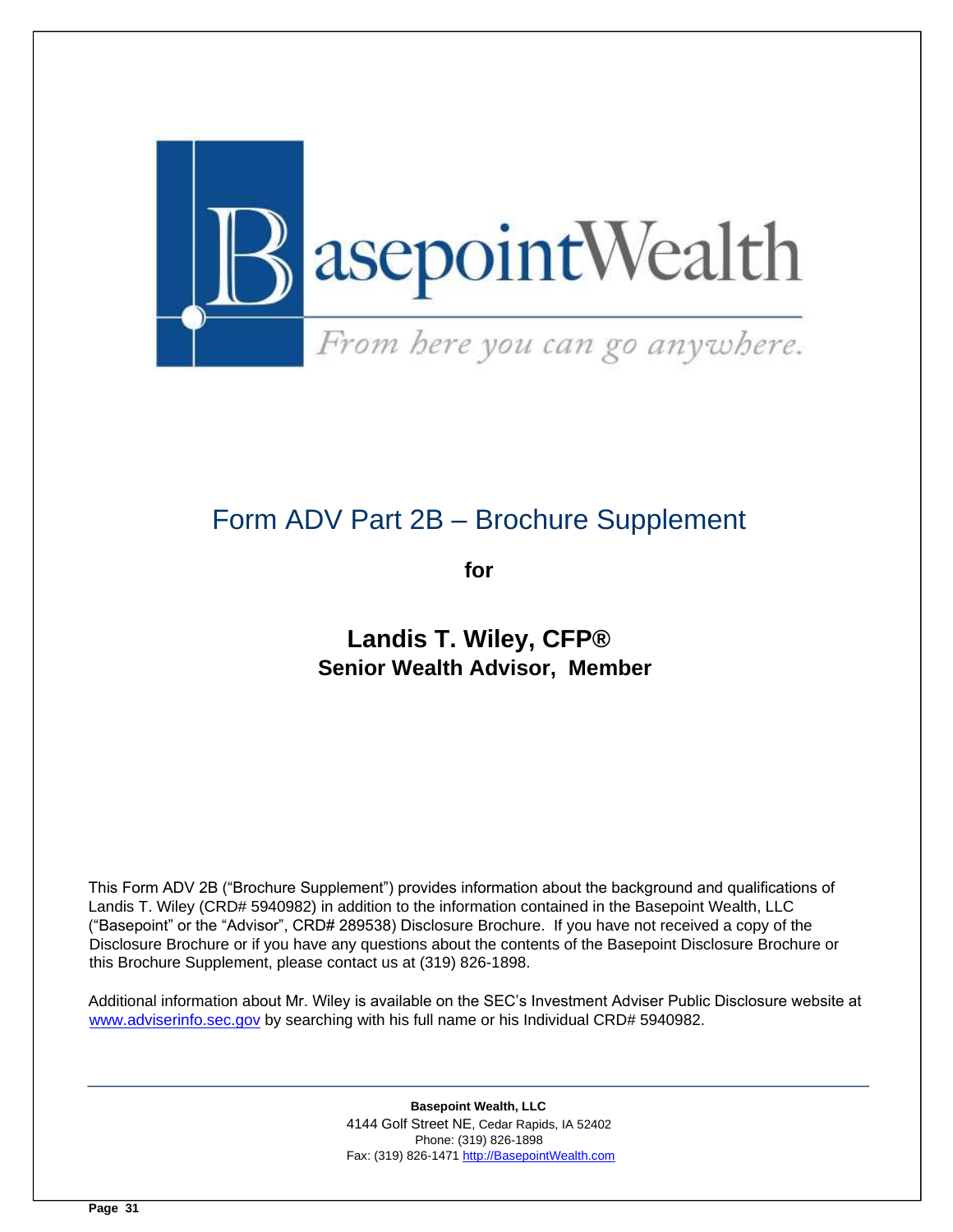BasepointWealth

*From here you can go anywhere.*

# Form ADV Part 2B – Brochure Supplement

**for**

## Landis T. Wiley, CFP®

**Senior Wealth Advisor, Member**

This Form ADV 2B ("Brochure Supplement") provides information about the background and qualifications of Landis T. Wiley (CRD# 5940982) in addition to the information contained in the Basepoint Wealth, LLC ("Basepoint" or the "Advisor", CRD# 289538) Disclosure Brochure. If you have not received a copy of the Disclosure Brochure or if you have any questions about the contents of the Basepoint Disclosure Brochure or this Brochure Supplement, please contact us at (319) 826-1898.

Additional information about Mr. Wiley is available on the SEC's Investment Adviser Public Disclosure website at www.adviserinfo.sec.gov by searching with his full name or his Individual CRD# 5940982.

**Basepoint Wealth, LLC**
4144 Golf Street NE, Cedar Rapids, IA 52402
Phone: (319) 826-1898
Fax: (319) 826-1471 http://BasepointWealth.com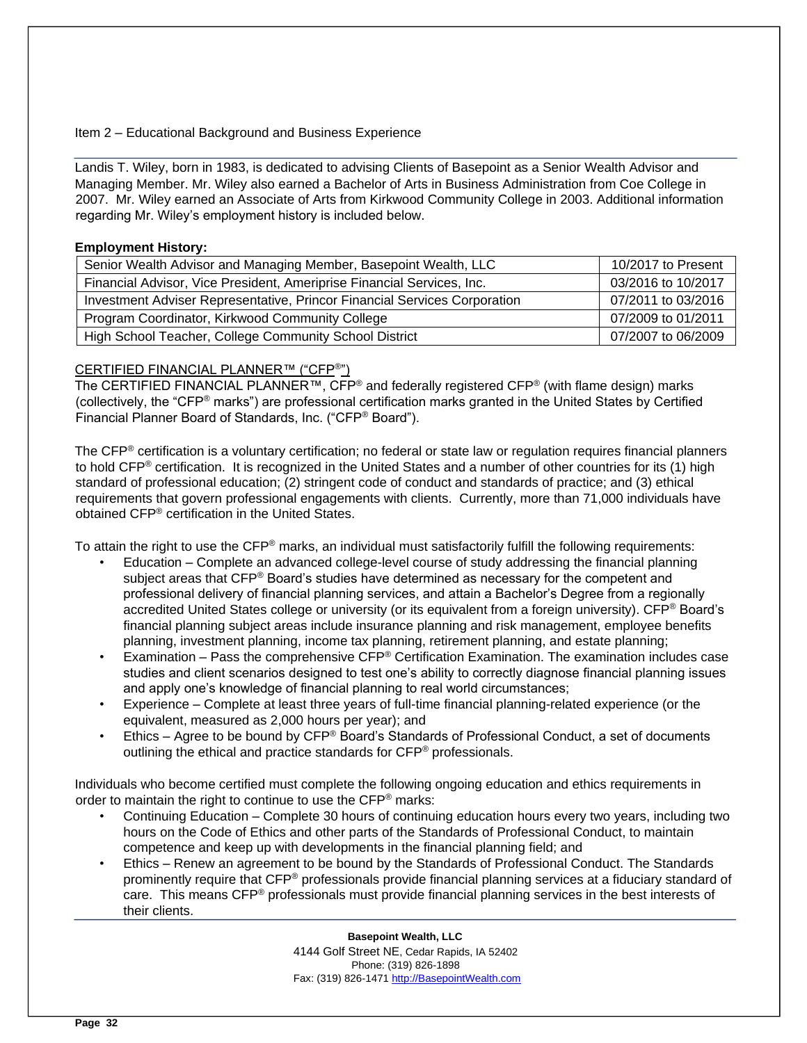## Item 2 – Educational Background and Business Experience

Landis T. Wiley, born in 1983, is dedicated to advising Clients of Basepoint as a Senior Wealth Advisor and Managing Member. Mr. Wiley also earned a Bachelor of Arts in Business Administration from Coe College in 2007. Mr. Wiley earned an Associate of Arts from Kirkwood Community College in 2003. Additional information regarding Mr. Wiley's employment history is included below.

**Employment History:**

| Position | Dates |
|---|---|
| Senior Wealth Advisor and Managing Member, Basepoint Wealth, LLC | 10/2017 to Present |
| Financial Advisor, Vice President, Ameriprise Financial Services, Inc. | 03/2016 to 10/2017 |
| Investment Adviser Representative, Princor Financial Services Corporation | 07/2011 to 03/2016 |
| Program Coordinator, Kirkwood Community College | 07/2009 to 01/2011 |
| High School Teacher, College Community School District | 07/2007 to 06/2009 |

CERTIFIED FINANCIAL PLANNER™ ("CFP®")

The CERTIFIED FINANCIAL PLANNER™, CFP® and federally registered CFP® (with flame design) marks (collectively, the "CFP® marks") are professional certification marks granted in the United States by Certified Financial Planner Board of Standards, Inc. ("CFP® Board").

The CFP® certification is a voluntary certification; no federal or state law or regulation requires financial planners to hold CFP® certification. It is recognized in the United States and a number of other countries for its (1) high standard of professional education; (2) stringent code of conduct and standards of practice; and (3) ethical requirements that govern professional engagements with clients. Currently, more than 71,000 individuals have obtained CFP® certification in the United States.

To attain the right to use the CFP® marks, an individual must satisfactorily fulfill the following requirements:

- Education – Complete an advanced college-level course of study addressing the financial planning subject areas that CFP® Board's studies have determined as necessary for the competent and professional delivery of financial planning services, and attain a Bachelor's Degree from a regionally accredited United States college or university (or its equivalent from a foreign university). CFP® Board's financial planning subject areas include insurance planning and risk management, employee benefits planning, investment planning, income tax planning, retirement planning, and estate planning;
- Examination – Pass the comprehensive CFP® Certification Examination. The examination includes case studies and client scenarios designed to test one's ability to correctly diagnose financial planning issues and apply one's knowledge of financial planning to real world circumstances;
- Experience – Complete at least three years of full-time financial planning-related experience (or the equivalent, measured as 2,000 hours per year); and
- Ethics – Agree to be bound by CFP® Board's Standards of Professional Conduct, a set of documents outlining the ethical and practice standards for CFP® professionals.

Individuals who become certified must complete the following ongoing education and ethics requirements in order to maintain the right to continue to use the CFP® marks:

- Continuing Education – Complete 30 hours of continuing education hours every two years, including two hours on the Code of Ethics and other parts of the Standards of Professional Conduct, to maintain competence and keep up with developments in the financial planning field; and
- Ethics – Renew an agreement to be bound by the Standards of Professional Conduct. The Standards prominently require that CFP® professionals provide financial planning services at a fiduciary standard of care. This means CFP® professionals must provide financial planning services in the best interests of their clients.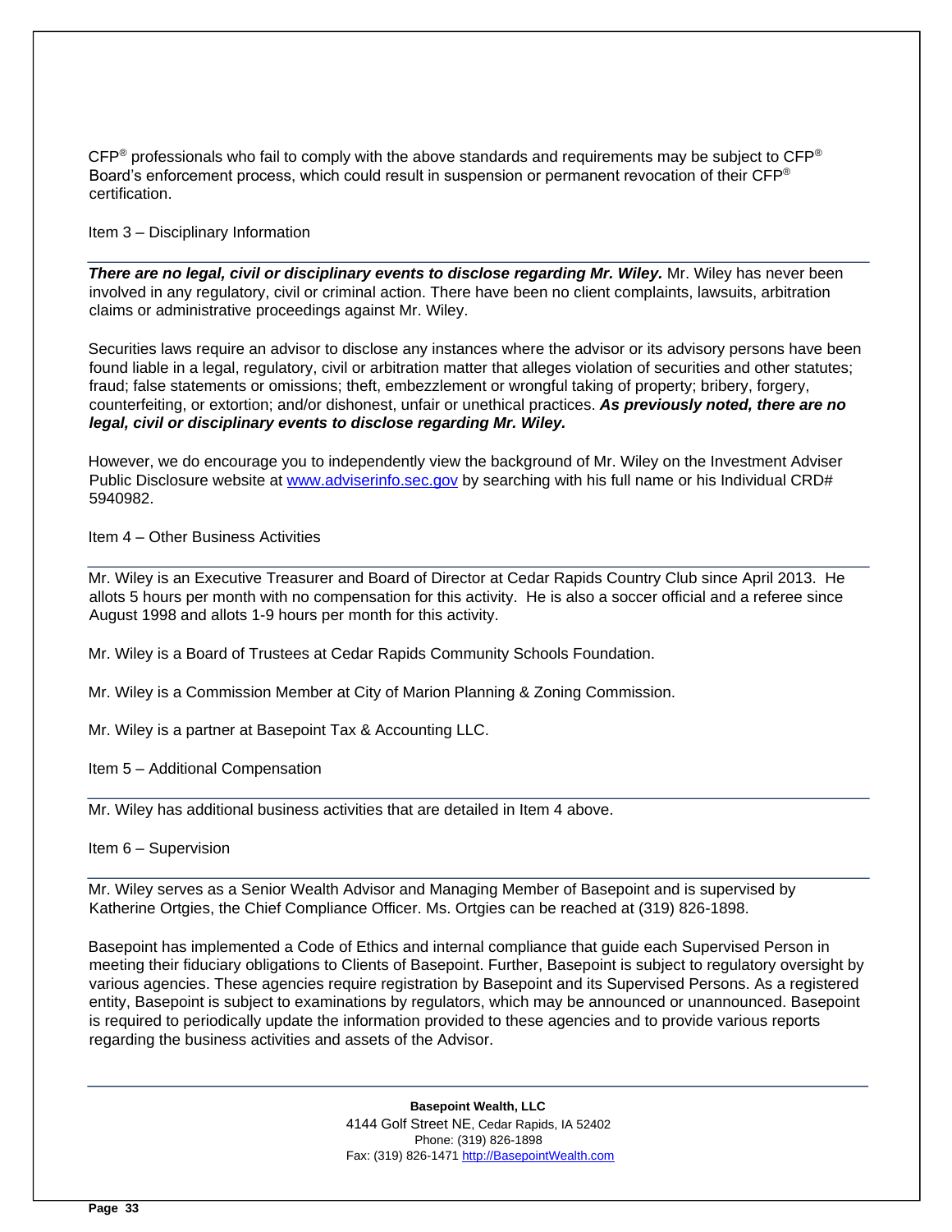CFP® professionals who fail to comply with the above standards and requirements may be subject to CFP® Board's enforcement process, which could result in suspension or permanent revocation of their CFP® certification.

## Item 3 – Disciplinary Information

***There are no legal, civil or disciplinary events to disclose regarding Mr. Wiley.*** Mr. Wiley has never been involved in any regulatory, civil or criminal action. There have been no client complaints, lawsuits, arbitration claims or administrative proceedings against Mr. Wiley.

Securities laws require an advisor to disclose any instances where the advisor or its advisory persons have been found liable in a legal, regulatory, civil or arbitration matter that alleges violation of securities and other statutes; fraud; false statements or omissions; theft, embezzlement or wrongful taking of property; bribery, forgery, counterfeiting, or extortion; and/or dishonest, unfair or unethical practices. ***As previously noted, there are no legal, civil or disciplinary events to disclose regarding Mr. Wiley.***

However, we do encourage you to independently view the background of Mr. Wiley on the Investment Adviser Public Disclosure website at www.adviserinfo.sec.gov by searching with his full name or his Individual CRD# 5940982.

## Item 4 – Other Business Activities

Mr. Wiley is an Executive Treasurer and Board of Director at Cedar Rapids Country Club since April 2013. He allots 5 hours per month with no compensation for this activity. He is also a soccer official and a referee since August 1998 and allots 1-9 hours per month for this activity.

Mr. Wiley is a Board of Trustees at Cedar Rapids Community Schools Foundation.

Mr. Wiley is a Commission Member at City of Marion Planning & Zoning Commission.

Mr. Wiley is a partner at Basepoint Tax & Accounting LLC.

## Item 5 – Additional Compensation

Mr. Wiley has additional business activities that are detailed in Item 4 above.

## Item 6 – Supervision

Mr. Wiley serves as a Senior Wealth Advisor and Managing Member of Basepoint and is supervised by Katherine Ortgies, the Chief Compliance Officer. Ms. Ortgies can be reached at (319) 826-1898.

Basepoint has implemented a Code of Ethics and internal compliance that guide each Supervised Person in meeting their fiduciary obligations to Clients of Basepoint. Further, Basepoint is subject to regulatory oversight by various agencies. These agencies require registration by Basepoint and its Supervised Persons. As a registered entity, Basepoint is subject to examinations by regulators, which may be announced or unannounced. Basepoint is required to periodically update the information provided to these agencies and to provide various reports regarding the business activities and assets of the Advisor.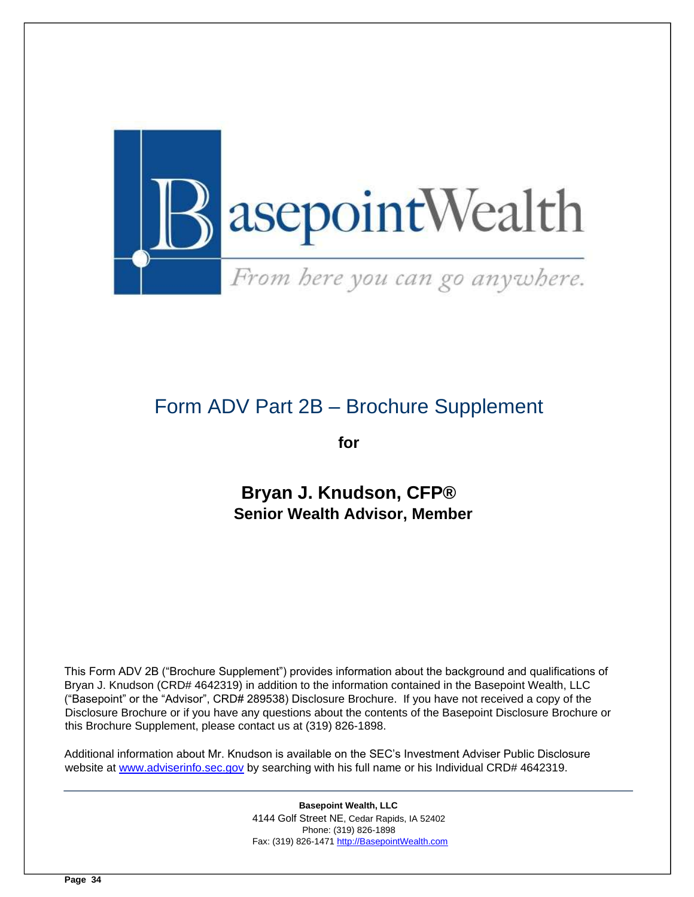# Form ADV Part 2B – Brochure Supplement

**for**

**Bryan J. Knudson, CFP®**
**Senior Wealth Advisor, Member**

This Form ADV 2B ("Brochure Supplement") provides information about the background and qualifications of Bryan J. Knudson (CRD# 4642319) in addition to the information contained in the Basepoint Wealth, LLC ("Basepoint" or the "Advisor", CRD# 289538) Disclosure Brochure. If you have not received a copy of the Disclosure Brochure or if you have any questions about the contents of the Basepoint Disclosure Brochure or this Brochure Supplement, please contact us at (319) 826-1898.

Additional information about Mr. Knudson is available on the SEC's Investment Adviser Public Disclosure website at www.adviserinfo.sec.gov by searching with his full name or his Individual CRD# 4642319.

**Basepoint Wealth, LLC**
4144 Golf Street NE, Cedar Rapids, IA 52402
Phone: (319) 826-1898
Fax: (319) 826-1471 http://BasepointWealth.com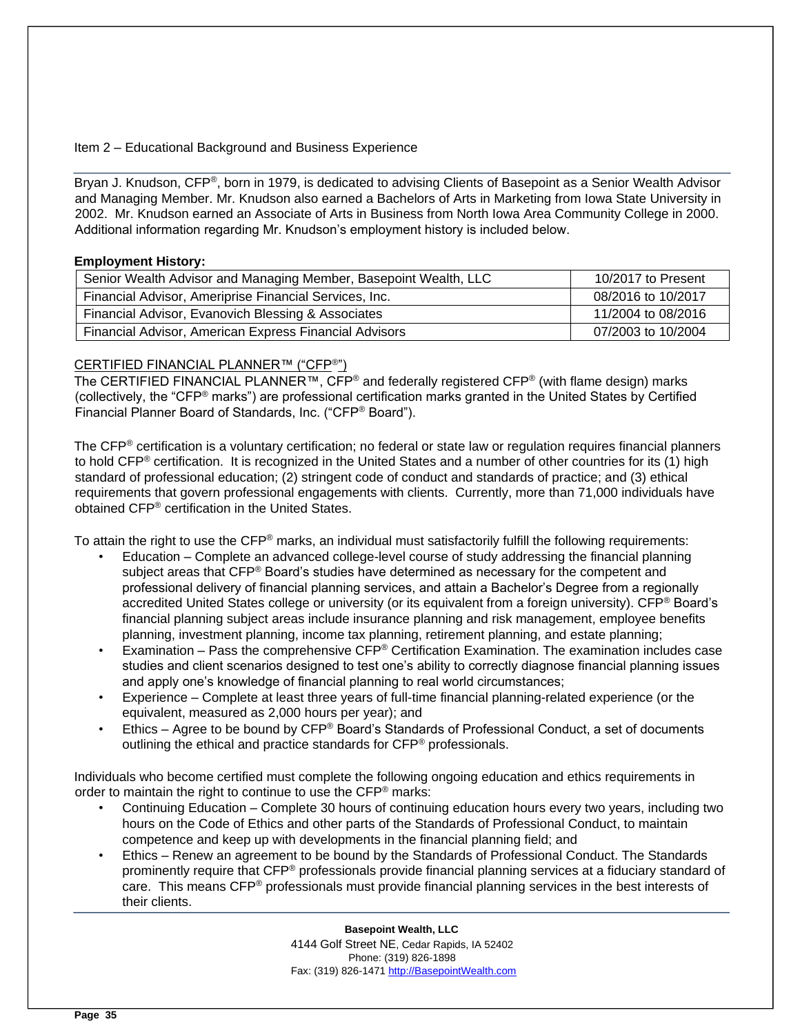## Item 2 – Educational Background and Business Experience

Bryan J. Knudson, CFP®, born in 1979, is dedicated to advising Clients of Basepoint as a Senior Wealth Advisor and Managing Member. Mr. Knudson also earned a Bachelors of Arts in Marketing from Iowa State University in 2002. Mr. Knudson earned an Associate of Arts in Business from North Iowa Area Community College in 2000. Additional information regarding Mr. Knudson's employment history is included below.

**Employment History:**

| Position | Dates |
|---|---|
| Senior Wealth Advisor and Managing Member, Basepoint Wealth, LLC | 10/2017 to Present |
| Financial Advisor, Ameriprise Financial Services, Inc. | 08/2016 to 10/2017 |
| Financial Advisor, Evanovich Blessing & Associates | 11/2004 to 08/2016 |
| Financial Advisor, American Express Financial Advisors | 07/2003 to 10/2004 |

### CERTIFIED FINANCIAL PLANNER™ ("CFP®")

The CERTIFIED FINANCIAL PLANNER™, CFP® and federally registered CFP® (with flame design) marks (collectively, the "CFP® marks") are professional certification marks granted in the United States by Certified Financial Planner Board of Standards, Inc. ("CFP® Board").

The CFP® certification is a voluntary certification; no federal or state law or regulation requires financial planners to hold CFP® certification. It is recognized in the United States and a number of other countries for its (1) high standard of professional education; (2) stringent code of conduct and standards of practice; and (3) ethical requirements that govern professional engagements with clients. Currently, more than 71,000 individuals have obtained CFP® certification in the United States.

To attain the right to use the CFP® marks, an individual must satisfactorily fulfill the following requirements:

- Education – Complete an advanced college-level course of study addressing the financial planning subject areas that CFP® Board's studies have determined as necessary for the competent and professional delivery of financial planning services, and attain a Bachelor's Degree from a regionally accredited United States college or university (or its equivalent from a foreign university). CFP® Board's financial planning subject areas include insurance planning and risk management, employee benefits planning, investment planning, income tax planning, retirement planning, and estate planning;
- Examination – Pass the comprehensive CFP® Certification Examination. The examination includes case studies and client scenarios designed to test one's ability to correctly diagnose financial planning issues and apply one's knowledge of financial planning to real world circumstances;
- Experience – Complete at least three years of full-time financial planning-related experience (or the equivalent, measured as 2,000 hours per year); and
- Ethics – Agree to be bound by CFP® Board's Standards of Professional Conduct, a set of documents outlining the ethical and practice standards for CFP® professionals.

Individuals who become certified must complete the following ongoing education and ethics requirements in order to maintain the right to continue to use the CFP® marks:

- Continuing Education – Complete 30 hours of continuing education hours every two years, including two hours on the Code of Ethics and other parts of the Standards of Professional Conduct, to maintain competence and keep up with developments in the financial planning field; and
- Ethics – Renew an agreement to be bound by the Standards of Professional Conduct. The Standards prominently require that CFP® professionals provide financial planning services at a fiduciary standard of care. This means CFP® professionals must provide financial planning services in the best interests of their clients.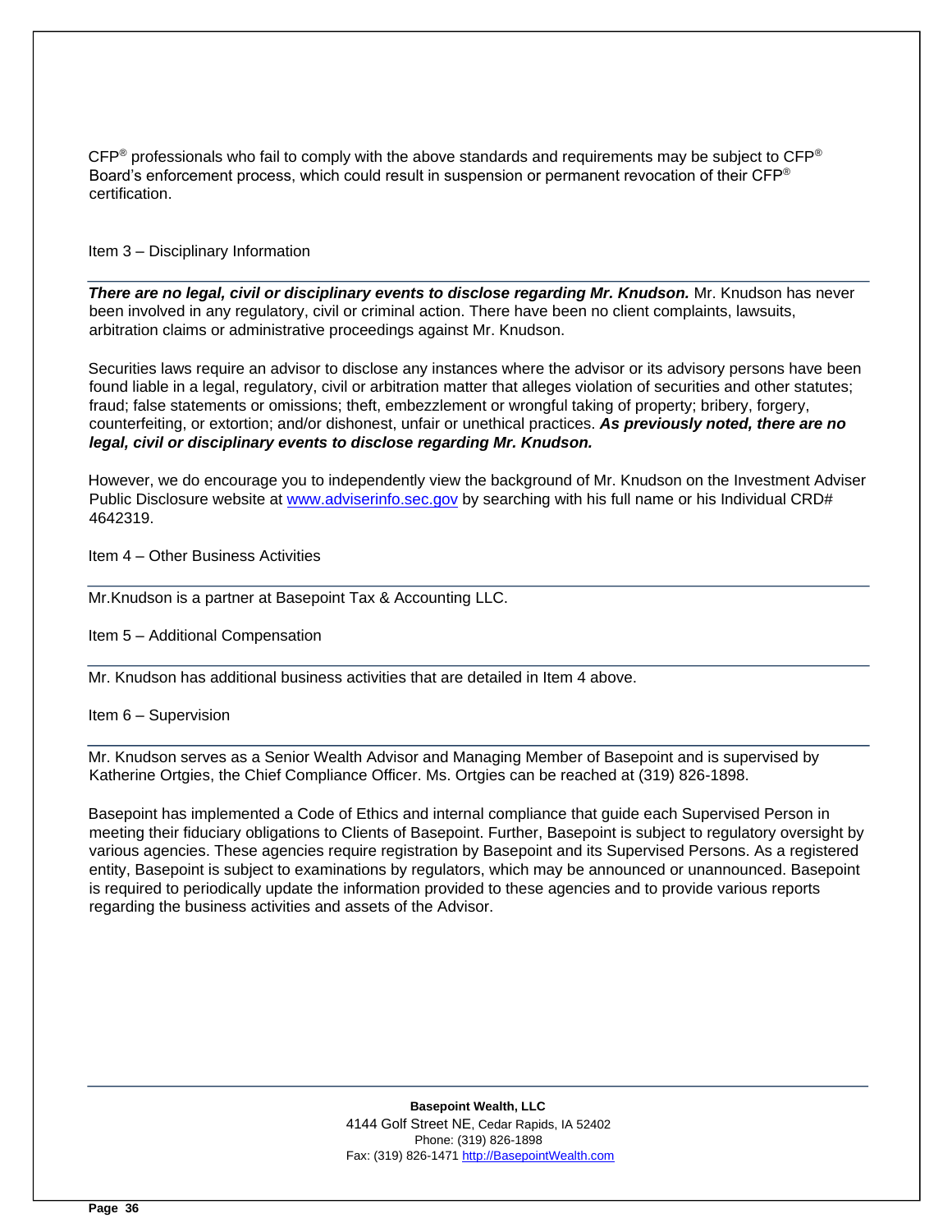CFP® professionals who fail to comply with the above standards and requirements may be subject to CFP® Board's enforcement process, which could result in suspension or permanent revocation of their CFP® certification.

## Item 3 – Disciplinary Information

***There are no legal, civil or disciplinary events to disclose regarding Mr. Knudson.*** Mr. Knudson has never been involved in any regulatory, civil or criminal action. There have been no client complaints, lawsuits, arbitration claims or administrative proceedings against Mr. Knudson.

Securities laws require an advisor to disclose any instances where the advisor or its advisory persons have been found liable in a legal, regulatory, civil or arbitration matter that alleges violation of securities and other statutes; fraud; false statements or omissions; theft, embezzlement or wrongful taking of property; bribery, forgery, counterfeiting, or extortion; and/or dishonest, unfair or unethical practices. ***As previously noted, there are no legal, civil or disciplinary events to disclose regarding Mr. Knudson.***

However, we do encourage you to independently view the background of Mr. Knudson on the Investment Adviser Public Disclosure website at [www.adviserinfo.sec.gov](http://www.adviserinfo.sec.gov) by searching with his full name or his Individual CRD# 4642319.

## Item 4 – Other Business Activities

Mr.Knudson is a partner at Basepoint Tax & Accounting LLC.

## Item 5 – Additional Compensation

Mr. Knudson has additional business activities that are detailed in Item 4 above.

## Item 6 – Supervision

Mr. Knudson serves as a Senior Wealth Advisor and Managing Member of Basepoint and is supervised by Katherine Ortgies, the Chief Compliance Officer. Ms. Ortgies can be reached at (319) 826-1898.

Basepoint has implemented a Code of Ethics and internal compliance that guide each Supervised Person in meeting their fiduciary obligations to Clients of Basepoint. Further, Basepoint is subject to regulatory oversight by various agencies. These agencies require registration by Basepoint and its Supervised Persons. As a registered entity, Basepoint is subject to examinations by regulators, which may be announced or unannounced. Basepoint is required to periodically update the information provided to these agencies and to provide various reports regarding the business activities and assets of the Advisor.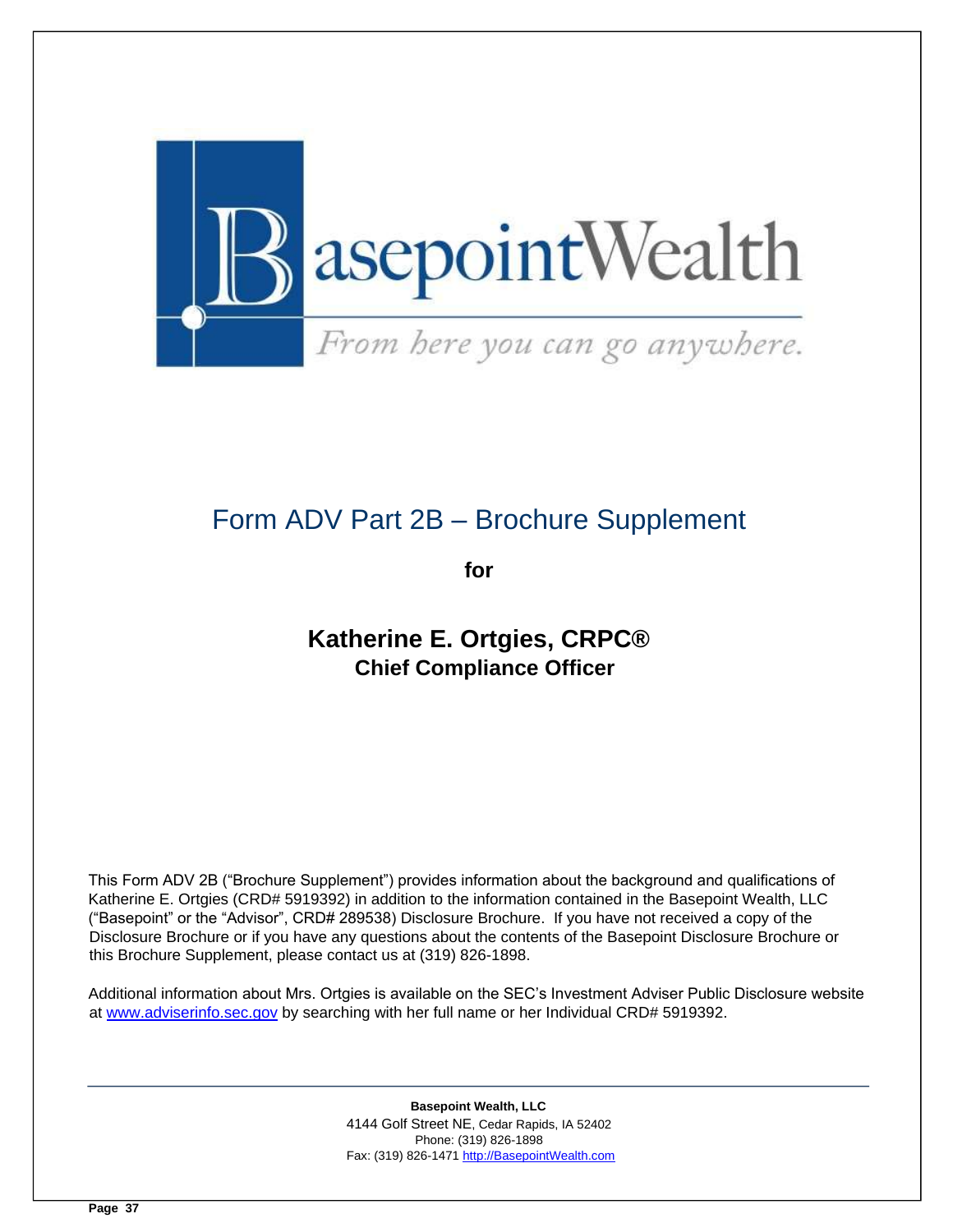BasepointWealth

*From here you can go anywhere.*

# Form ADV Part 2B – Brochure Supplement

**for**

## Katherine E. Ortgies, CRPC®

### Chief Compliance Officer

This Form ADV 2B ("Brochure Supplement") provides information about the background and qualifications of Katherine E. Ortgies (CRD# 5919392) in addition to the information contained in the Basepoint Wealth, LLC ("Basepoint" or the "Advisor", CRD# 289538) Disclosure Brochure. If you have not received a copy of the Disclosure Brochure or if you have any questions about the contents of the Basepoint Disclosure Brochure or this Brochure Supplement, please contact us at (319) 826-1898.

Additional information about Mrs. Ortgies is available on the SEC's Investment Adviser Public Disclosure website at www.adviserinfo.sec.gov by searching with her full name or her Individual CRD# 5919392.

**Basepoint Wealth, LLC**
4144 Golf Street NE, Cedar Rapids, IA 52402
Phone: (319) 826-1898
Fax: (319) 826-1471 http://BasepointWealth.com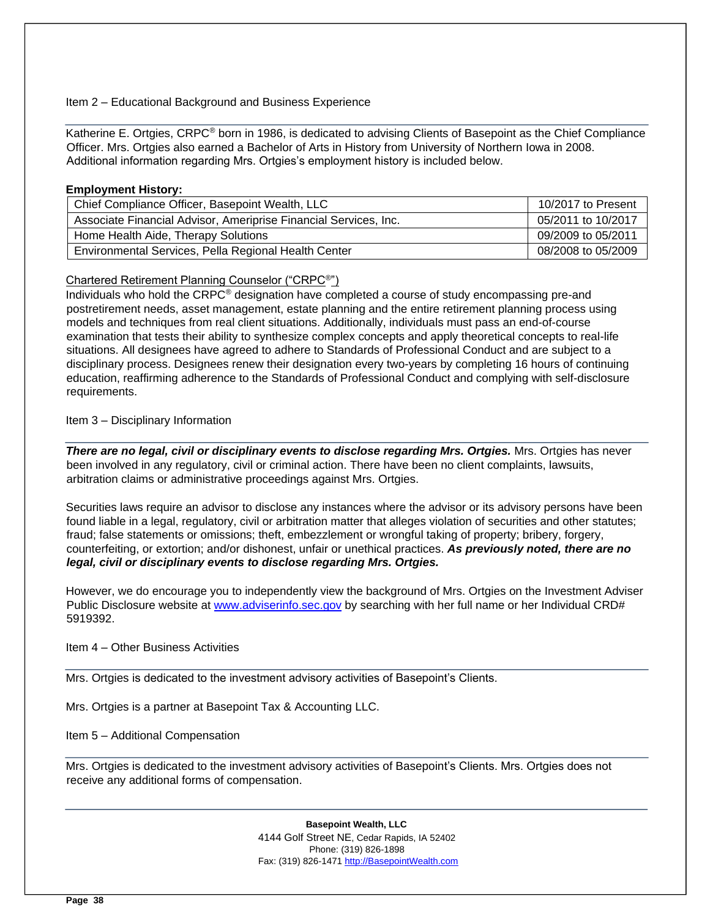## Item 2 – Educational Background and Business Experience

Katherine E. Ortgies, CRPC® born in 1986, is dedicated to advising Clients of Basepoint as the Chief Compliance Officer. Mrs. Ortgies also earned a Bachelor of Arts in History from University of Northern Iowa in 2008. Additional information regarding Mrs. Ortgies's employment history is included below.

**Employment History:**

| Position | Dates |
|---|---|
| Chief Compliance Officer, Basepoint Wealth, LLC | 10/2017 to Present |
| Associate Financial Advisor, Ameriprise Financial Services, Inc. | 05/2011 to 10/2017 |
| Home Health Aide, Therapy Solutions | 09/2009 to 05/2011 |
| Environmental Services, Pella Regional Health Center | 08/2008 to 05/2009 |

Chartered Retirement Planning Counselor ("CRPC®")

Individuals who hold the CRPC® designation have completed a course of study encompassing pre-and postretirement needs, asset management, estate planning and the entire retirement planning process using models and techniques from real client situations. Additionally, individuals must pass an end-of-course examination that tests their ability to synthesize complex concepts and apply theoretical concepts to real-life situations. All designees have agreed to adhere to Standards of Professional Conduct and are subject to a disciplinary process. Designees renew their designation every two-years by completing 16 hours of continuing education, reaffirming adherence to the Standards of Professional Conduct and complying with self-disclosure requirements.

## Item 3 – Disciplinary Information

***There are no legal, civil or disciplinary events to disclose regarding Mrs. Ortgies.*** Mrs. Ortgies has never been involved in any regulatory, civil or criminal action. There have been no client complaints, lawsuits, arbitration claims or administrative proceedings against Mrs. Ortgies.

Securities laws require an advisor to disclose any instances where the advisor or its advisory persons have been found liable in a legal, regulatory, civil or arbitration matter that alleges violation of securities and other statutes; fraud; false statements or omissions; theft, embezzlement or wrongful taking of property; bribery, forgery, counterfeiting, or extortion; and/or dishonest, unfair or unethical practices. ***As previously noted, there are no legal, civil or disciplinary events to disclose regarding Mrs. Ortgies.***

However, we do encourage you to independently view the background of Mrs. Ortgies on the Investment Adviser Public Disclosure website at www.adviserinfo.sec.gov by searching with her full name or her Individual CRD# 5919392.

## Item 4 – Other Business Activities

Mrs. Ortgies is dedicated to the investment advisory activities of Basepoint's Clients.

Mrs. Ortgies is a partner at Basepoint Tax & Accounting LLC.

## Item 5 – Additional Compensation

Mrs. Ortgies is dedicated to the investment advisory activities of Basepoint's Clients. Mrs. Ortgies does not receive any additional forms of compensation.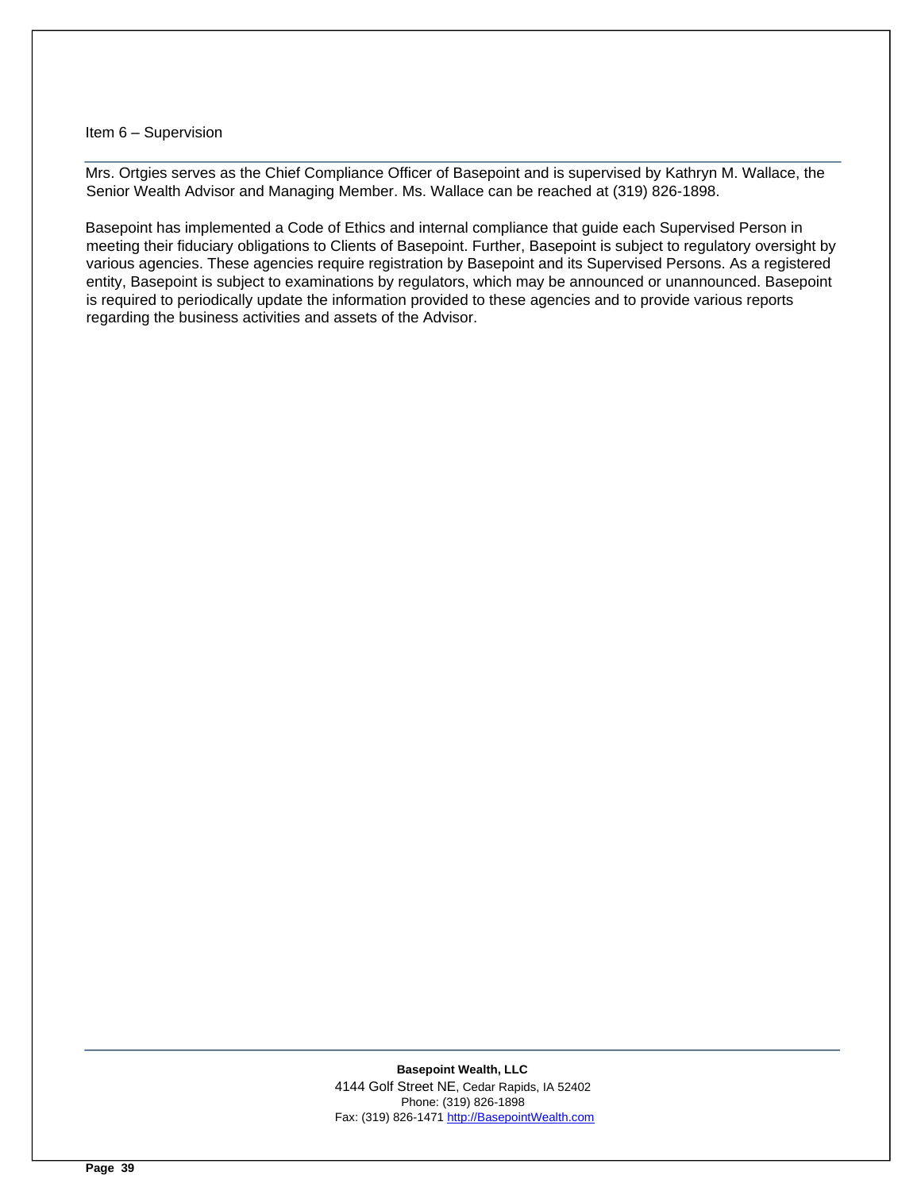## Item 6 – Supervision

Mrs. Ortgies serves as the Chief Compliance Officer of Basepoint and is supervised by Kathryn M. Wallace, the Senior Wealth Advisor and Managing Member. Ms. Wallace can be reached at (319) 826-1898.

Basepoint has implemented a Code of Ethics and internal compliance that guide each Supervised Person in meeting their fiduciary obligations to Clients of Basepoint. Further, Basepoint is subject to regulatory oversight by various agencies. These agencies require registration by Basepoint and its Supervised Persons. As a registered entity, Basepoint is subject to examinations by regulators, which may be announced or unannounced. Basepoint is required to periodically update the information provided to these agencies and to provide various reports regarding the business activities and assets of the Advisor.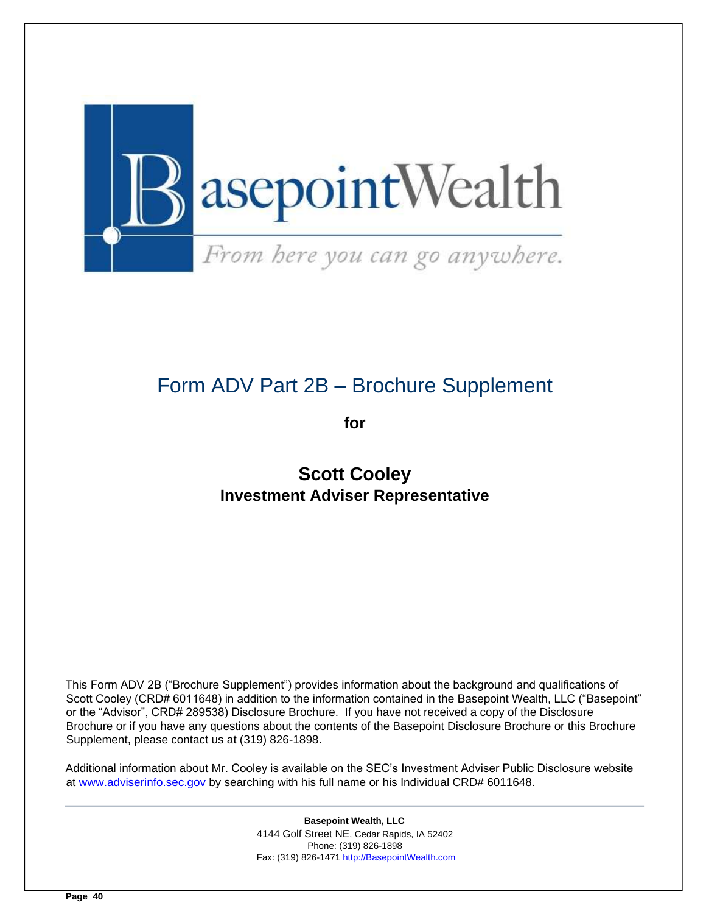BasepointWealth

*From here you can go anywhere.*

# Form ADV Part 2B – Brochure Supplement

**for**

## Scott Cooley
### Investment Adviser Representative

This Form ADV 2B ("Brochure Supplement") provides information about the background and qualifications of Scott Cooley (CRD# 6011648) in addition to the information contained in the Basepoint Wealth, LLC ("Basepoint" or the "Advisor", CRD# 289538) Disclosure Brochure. If you have not received a copy of the Disclosure Brochure or if you have any questions about the contents of the Basepoint Disclosure Brochure or this Brochure Supplement, please contact us at (319) 826-1898.

Additional information about Mr. Cooley is available on the SEC's Investment Adviser Public Disclosure website at www.adviserinfo.sec.gov by searching with his full name or his Individual CRD# 6011648.

**Basepoint Wealth, LLC**
4144 Golf Street NE, Cedar Rapids, IA 52402
Phone: (319) 826-1898
Fax: (319) 826-1471 http://BasepointWealth.com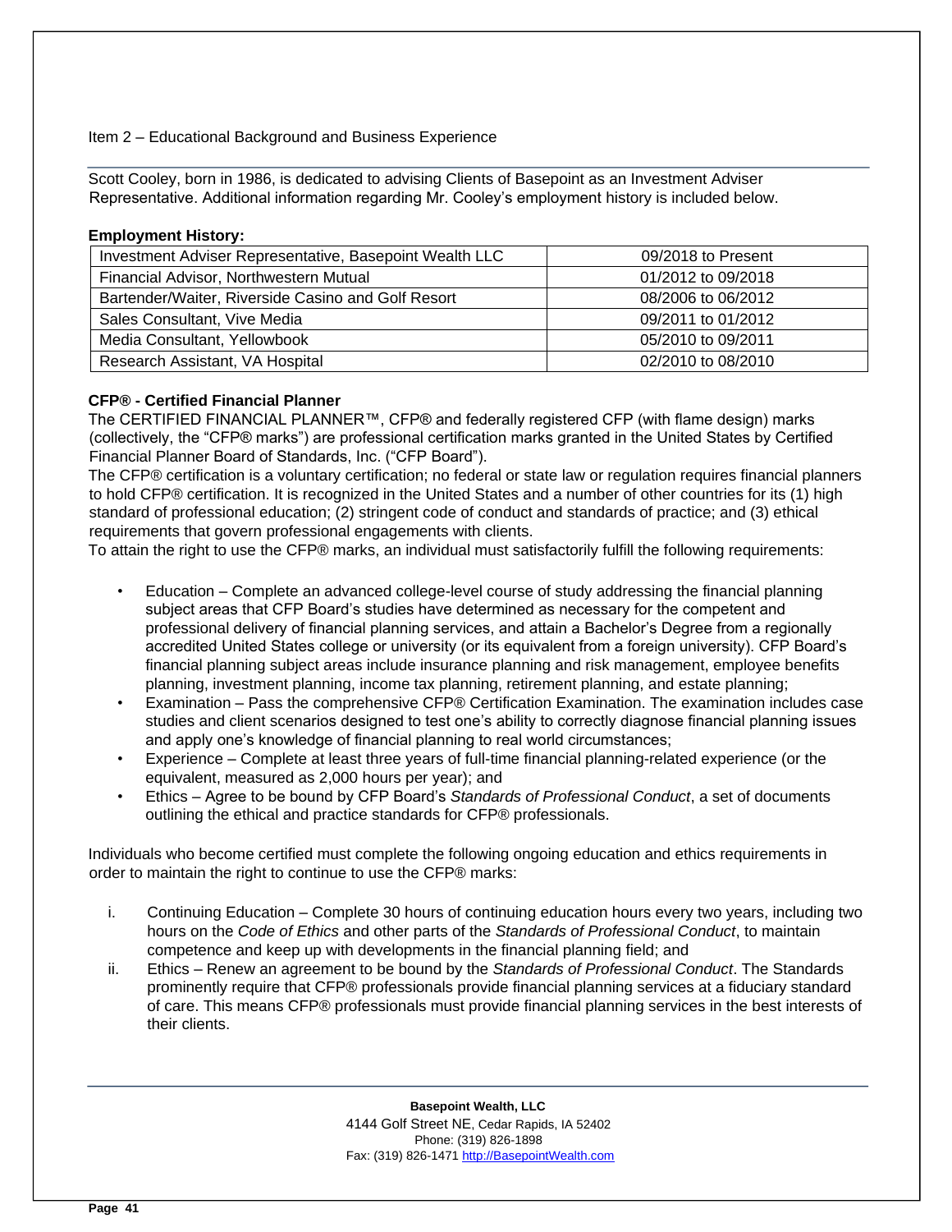Item 2 – Educational Background and Business Experience

Scott Cooley, born in 1986, is dedicated to advising Clients of Basepoint as an Investment Adviser Representative. Additional information regarding Mr. Cooley's employment history is included below.

**Employment History:**

| Position | Dates |
| --- | --- |
| Investment Adviser Representative, Basepoint Wealth LLC | 09/2018 to Present |
| Financial Advisor, Northwestern Mutual | 01/2012 to 09/2018 |
| Bartender/Waiter, Riverside Casino and Golf Resort | 08/2006 to 06/2012 |
| Sales Consultant, Vive Media | 09/2011 to 01/2012 |
| Media Consultant, Yellowbook | 05/2010 to 09/2011 |
| Research Assistant, VA Hospital | 02/2010 to 08/2010 |

**CFP® - Certified Financial Planner**

The CERTIFIED FINANCIAL PLANNER™, CFP® and federally registered CFP (with flame design) marks (collectively, the "CFP® marks") are professional certification marks granted in the United States by Certified Financial Planner Board of Standards, Inc. ("CFP Board").

The CFP® certification is a voluntary certification; no federal or state law or regulation requires financial planners to hold CFP® certification. It is recognized in the United States and a number of other countries for its (1) high standard of professional education; (2) stringent code of conduct and standards of practice; and (3) ethical requirements that govern professional engagements with clients.

To attain the right to use the CFP® marks, an individual must satisfactorily fulfill the following requirements:

- Education – Complete an advanced college-level course of study addressing the financial planning subject areas that CFP Board's studies have determined as necessary for the competent and professional delivery of financial planning services, and attain a Bachelor's Degree from a regionally accredited United States college or university (or its equivalent from a foreign university). CFP Board's financial planning subject areas include insurance planning and risk management, employee benefits planning, investment planning, income tax planning, retirement planning, and estate planning;
- Examination – Pass the comprehensive CFP® Certification Examination. The examination includes case studies and client scenarios designed to test one's ability to correctly diagnose financial planning issues and apply one's knowledge of financial planning to real world circumstances;
- Experience – Complete at least three years of full-time financial planning-related experience (or the equivalent, measured as 2,000 hours per year); and
- Ethics – Agree to be bound by CFP Board's *Standards of Professional Conduct*, a set of documents outlining the ethical and practice standards for CFP® professionals.

Individuals who become certified must complete the following ongoing education and ethics requirements in order to maintain the right to continue to use the CFP® marks:

i. Continuing Education – Complete 30 hours of continuing education hours every two years, including two hours on the *Code of Ethics* and other parts of the *Standards of Professional Conduct*, to maintain competence and keep up with developments in the financial planning field; and
ii. Ethics – Renew an agreement to be bound by the *Standards of Professional Conduct*. The Standards prominently require that CFP® professionals provide financial planning services at a fiduciary standard of care. This means CFP® professionals must provide financial planning services in the best interests of their clients.

**Basepoint Wealth, LLC**
4144 Golf Street NE, Cedar Rapids, IA 52402
Phone: (319) 826-1898
Fax: (319) 826-1471 http://BasepointWealth.com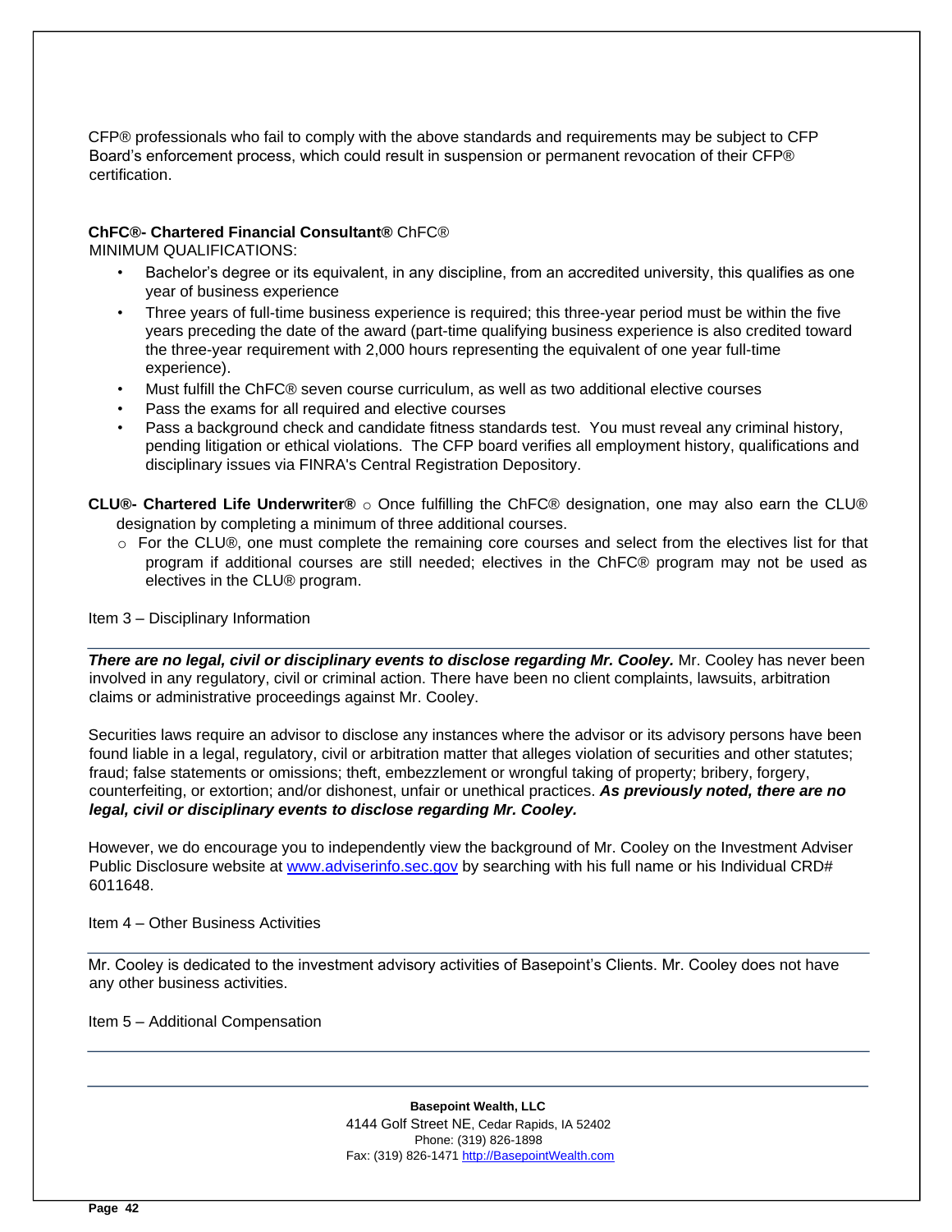CFP® professionals who fail to comply with the above standards and requirements may be subject to CFP Board's enforcement process, which could result in suspension or permanent revocation of their CFP® certification.

**ChFC®- Chartered Financial Consultant®** ChFC®
MINIMUM QUALIFICATIONS:

- Bachelor's degree or its equivalent, in any discipline, from an accredited university, this qualifies as one year of business experience
- Three years of full-time business experience is required; this three-year period must be within the five years preceding the date of the award (part-time qualifying business experience is also credited toward the three-year requirement with 2,000 hours representing the equivalent of one year full-time experience).
- Must fulfill the ChFC® seven course curriculum, as well as two additional elective courses
- Pass the exams for all required and elective courses
- Pass a background check and candidate fitness standards test. You must reveal any criminal history, pending litigation or ethical violations. The CFP board verifies all employment history, qualifications and disciplinary issues via FINRA's Central Registration Depository.

**CLU®- Chartered Life Underwriter®**

- Once fulfilling the ChFC® designation, one may also earn the CLU® designation by completing a minimum of three additional courses.
- For the CLU®, one must complete the remaining core courses and select from the electives list for that program if additional courses are still needed; electives in the ChFC® program may not be used as electives in the CLU® program.

## Item 3 – Disciplinary Information

***There are no legal, civil or disciplinary events to disclose regarding Mr. Cooley.*** Mr. Cooley has never been involved in any regulatory, civil or criminal action. There have been no client complaints, lawsuits, arbitration claims or administrative proceedings against Mr. Cooley.

Securities laws require an advisor to disclose any instances where the advisor or its advisory persons have been found liable in a legal, regulatory, civil or arbitration matter that alleges violation of securities and other statutes; fraud; false statements or omissions; theft, embezzlement or wrongful taking of property; bribery, forgery, counterfeiting, or extortion; and/or dishonest, unfair or unethical practices. ***As previously noted, there are no legal, civil or disciplinary events to disclose regarding Mr. Cooley.***

However, we do encourage you to independently view the background of Mr. Cooley on the Investment Adviser Public Disclosure website at www.adviserinfo.sec.gov by searching with his full name or his Individual CRD# 6011648.

## Item 4 – Other Business Activities

Mr. Cooley is dedicated to the investment advisory activities of Basepoint's Clients. Mr. Cooley does not have any other business activities.

## Item 5 – Additional Compensation

**Basepoint Wealth, LLC**
4144 Golf Street NE, Cedar Rapids, IA 52402
Phone: (319) 826-1898
Fax: (319) 826-1471 http://BasepointWealth.com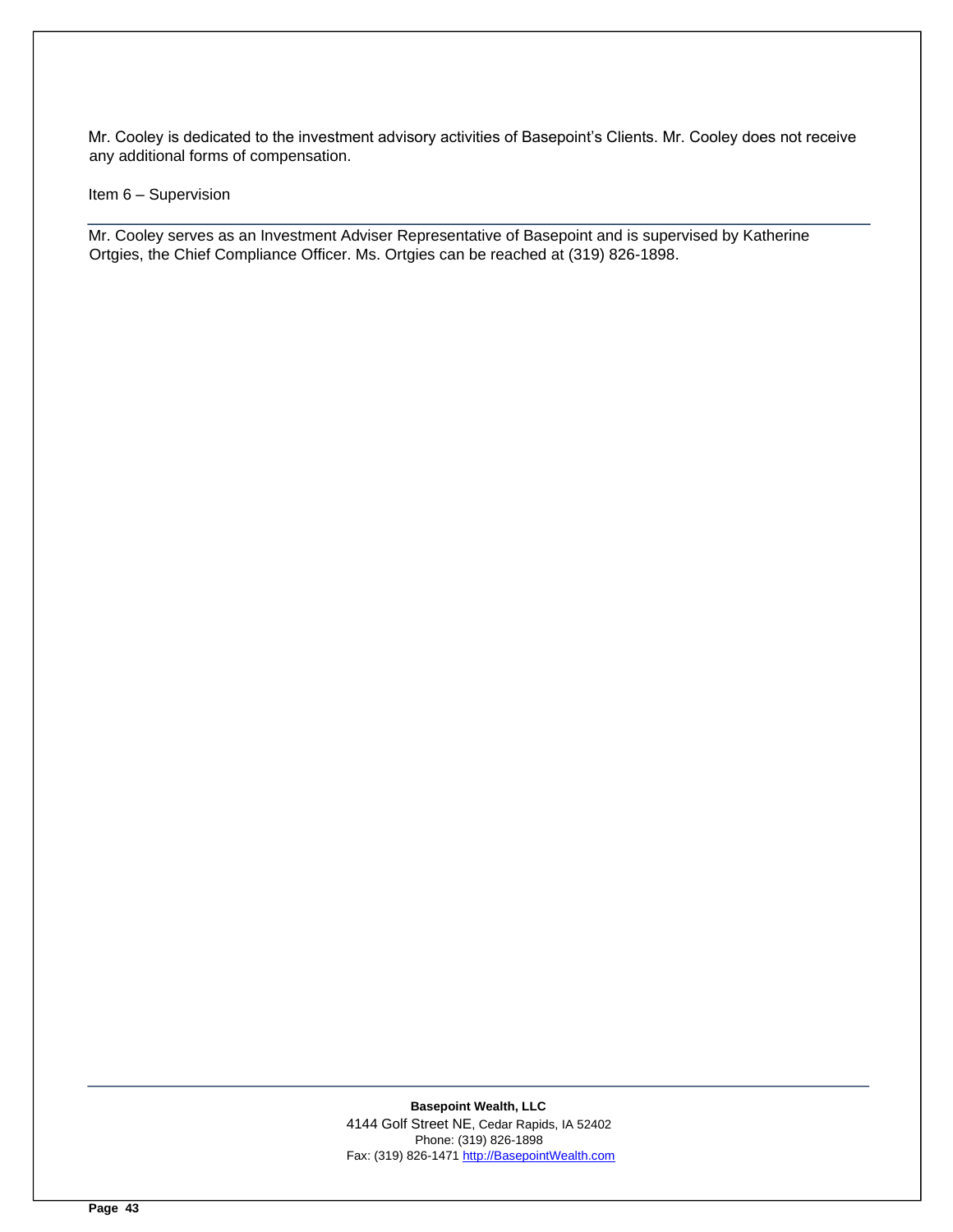Mr. Cooley is dedicated to the investment advisory activities of Basepoint's Clients. Mr. Cooley does not receive any additional forms of compensation.

## Item 6 – Supervision

Mr. Cooley serves as an Investment Adviser Representative of Basepoint and is supervised by Katherine Ortgies, the Chief Compliance Officer. Ms. Ortgies can be reached at (319) 826-1898.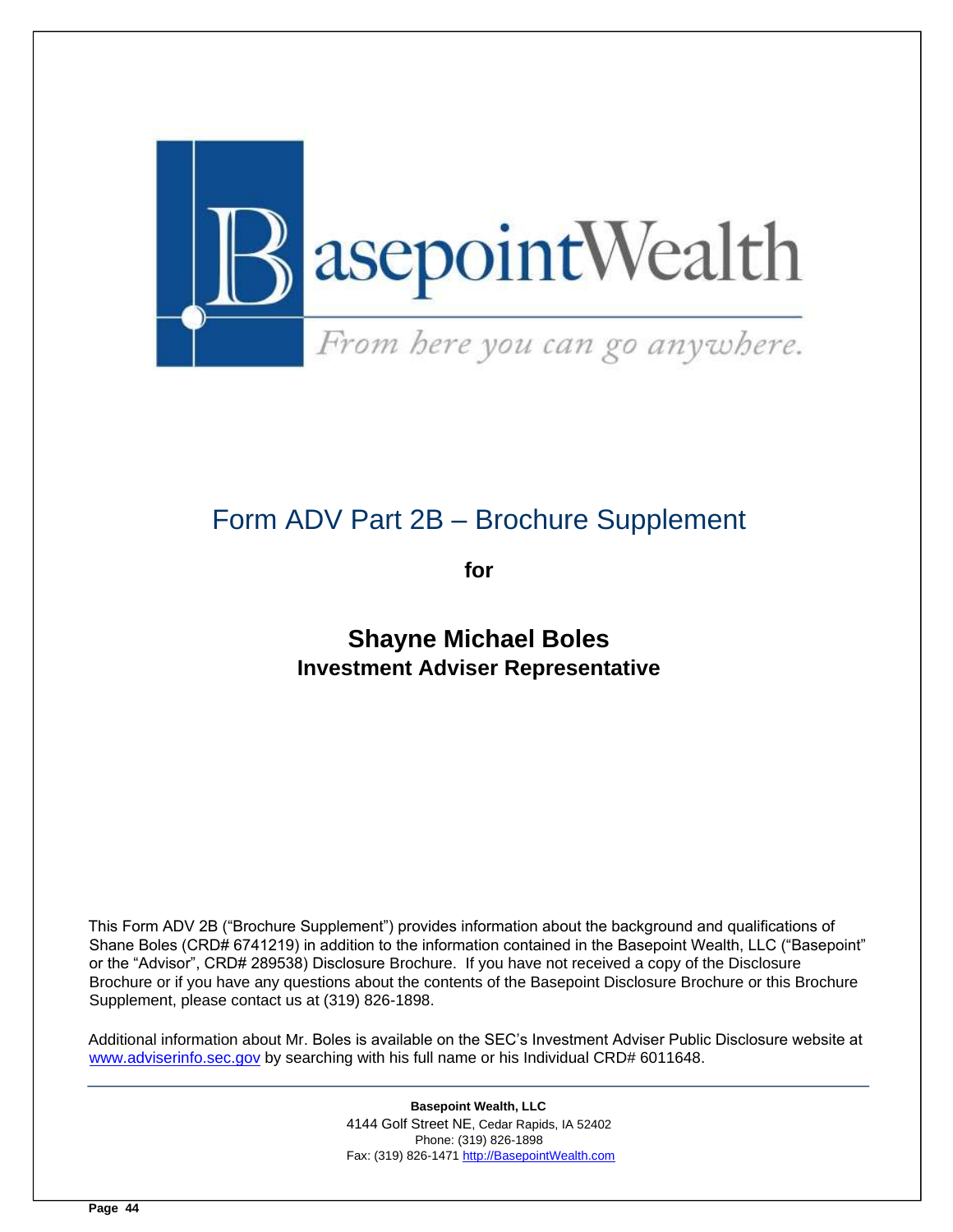Basepoint Wealth

*From here you can go anywhere.*

# Form ADV Part 2B – Brochure Supplement

**for**

## Shayne Michael Boles

### Investment Adviser Representative

This Form ADV 2B ("Brochure Supplement") provides information about the background and qualifications of Shane Boles (CRD# 6741219) in addition to the information contained in the Basepoint Wealth, LLC ("Basepoint" or the "Advisor", CRD# 289538) Disclosure Brochure. If you have not received a copy of the Disclosure Brochure or if you have any questions about the contents of the Basepoint Disclosure Brochure or this Brochure Supplement, please contact us at (319) 826-1898.

Additional information about Mr. Boles is available on the SEC's Investment Adviser Public Disclosure website at www.adviserinfo.sec.gov by searching with his full name or his Individual CRD# 6011648.

**Basepoint Wealth, LLC**
4144 Golf Street NE, Cedar Rapids, IA 52402
Phone: (319) 826-1898
Fax: (319) 826-1471 http://BasepointWealth.com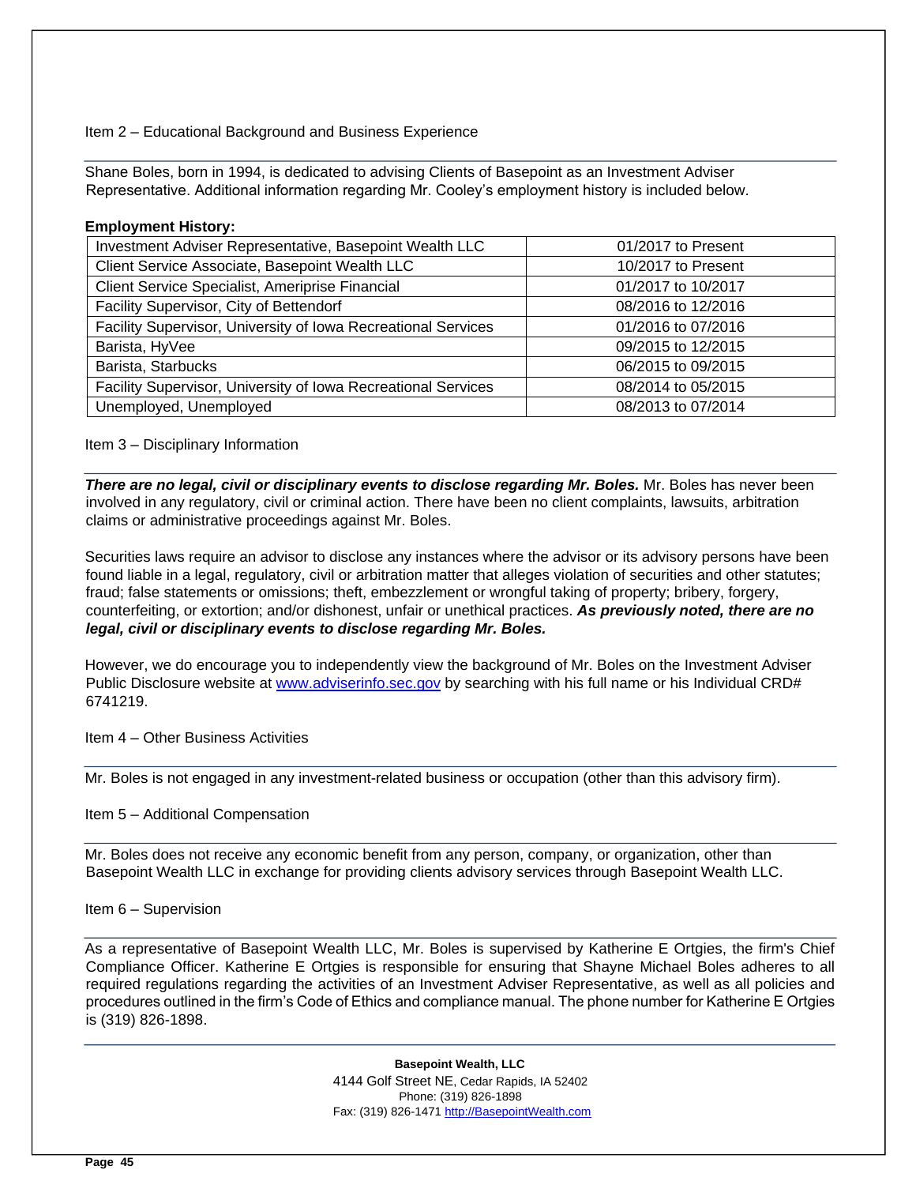## Item 2 – Educational Background and Business Experience

Shane Boles, born in 1994, is dedicated to advising Clients of Basepoint as an Investment Adviser Representative. Additional information regarding Mr. Cooley's employment history is included below.

**Employment History:**

| | |
|---|---|
| Investment Adviser Representative, Basepoint Wealth LLC | 01/2017 to Present |
| Client Service Associate, Basepoint Wealth LLC | 10/2017 to Present |
| Client Service Specialist, Ameriprise Financial | 01/2017 to 10/2017 |
| Facility Supervisor, City of Bettendorf | 08/2016 to 12/2016 |
| Facility Supervisor, University of Iowa Recreational Services | 01/2016 to 07/2016 |
| Barista, HyVee | 09/2015 to 12/2015 |
| Barista, Starbucks | 06/2015 to 09/2015 |
| Facility Supervisor, University of Iowa Recreational Services | 08/2014 to 05/2015 |
| Unemployed, Unemployed | 08/2013 to 07/2014 |

## Item 3 – Disciplinary Information

***There are no legal, civil or disciplinary events to disclose regarding Mr. Boles.*** Mr. Boles has never been involved in any regulatory, civil or criminal action. There have been no client complaints, lawsuits, arbitration claims or administrative proceedings against Mr. Boles.

Securities laws require an advisor to disclose any instances where the advisor or its advisory persons have been found liable in a legal, regulatory, civil or arbitration matter that alleges violation of securities and other statutes; fraud; false statements or omissions; theft, embezzlement or wrongful taking of property; bribery, forgery, counterfeiting, or extortion; and/or dishonest, unfair or unethical practices. ***As previously noted, there are no legal, civil or disciplinary events to disclose regarding Mr. Boles.***

However, we do encourage you to independently view the background of Mr. Boles on the Investment Adviser Public Disclosure website at [www.adviserinfo.sec.gov](http://www.adviserinfo.sec.gov) by searching with his full name or his Individual CRD# 6741219.

## Item 4 – Other Business Activities

Mr. Boles is not engaged in any investment-related business or occupation (other than this advisory firm).

## Item 5 – Additional Compensation

Mr. Boles does not receive any economic benefit from any person, company, or organization, other than Basepoint Wealth LLC in exchange for providing clients advisory services through Basepoint Wealth LLC.

## Item 6 – Supervision

As a representative of Basepoint Wealth LLC, Mr. Boles is supervised by Katherine E Ortgies, the firm's Chief Compliance Officer. Katherine E Ortgies is responsible for ensuring that Shayne Michael Boles adheres to all required regulations regarding the activities of an Investment Adviser Representative, as well as all policies and procedures outlined in the firm's Code of Ethics and compliance manual. The phone number for Katherine E Ortgies is (319) 826-1898.

**Basepoint Wealth, LLC**
4144 Golf Street NE, Cedar Rapids, IA 52402
Phone: (319) 826-1898
Fax: (319) 826-1471 [http://BasepointWealth.com](http://BasepointWealth.com)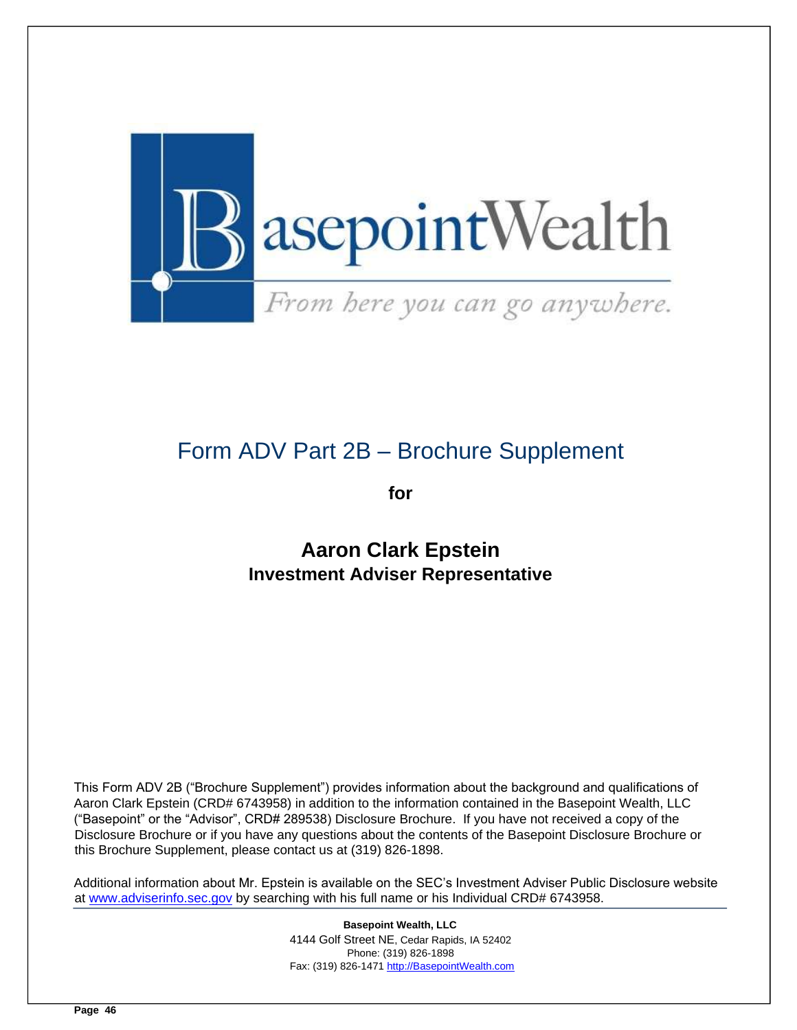BasepointWealth

*From here you can go anywhere.*

# Form ADV Part 2B – Brochure Supplement

**for**

## Aaron Clark Epstein

### Investment Adviser Representative

This Form ADV 2B ("Brochure Supplement") provides information about the background and qualifications of Aaron Clark Epstein (CRD# 6743958) in addition to the information contained in the Basepoint Wealth, LLC ("Basepoint" or the "Advisor", CRD# 289538) Disclosure Brochure. If you have not received a copy of the Disclosure Brochure or if you have any questions about the contents of the Basepoint Disclosure Brochure or this Brochure Supplement, please contact us at (319) 826-1898.

Additional information about Mr. Epstein is available on the SEC's Investment Adviser Public Disclosure website at www.adviserinfo.sec.gov by searching with his full name or his Individual CRD# 6743958.

**Basepoint Wealth, LLC**
4144 Golf Street NE, Cedar Rapids, IA 52402
Phone: (319) 826-1898
Fax: (319) 826-1471 http://BasepointWealth.com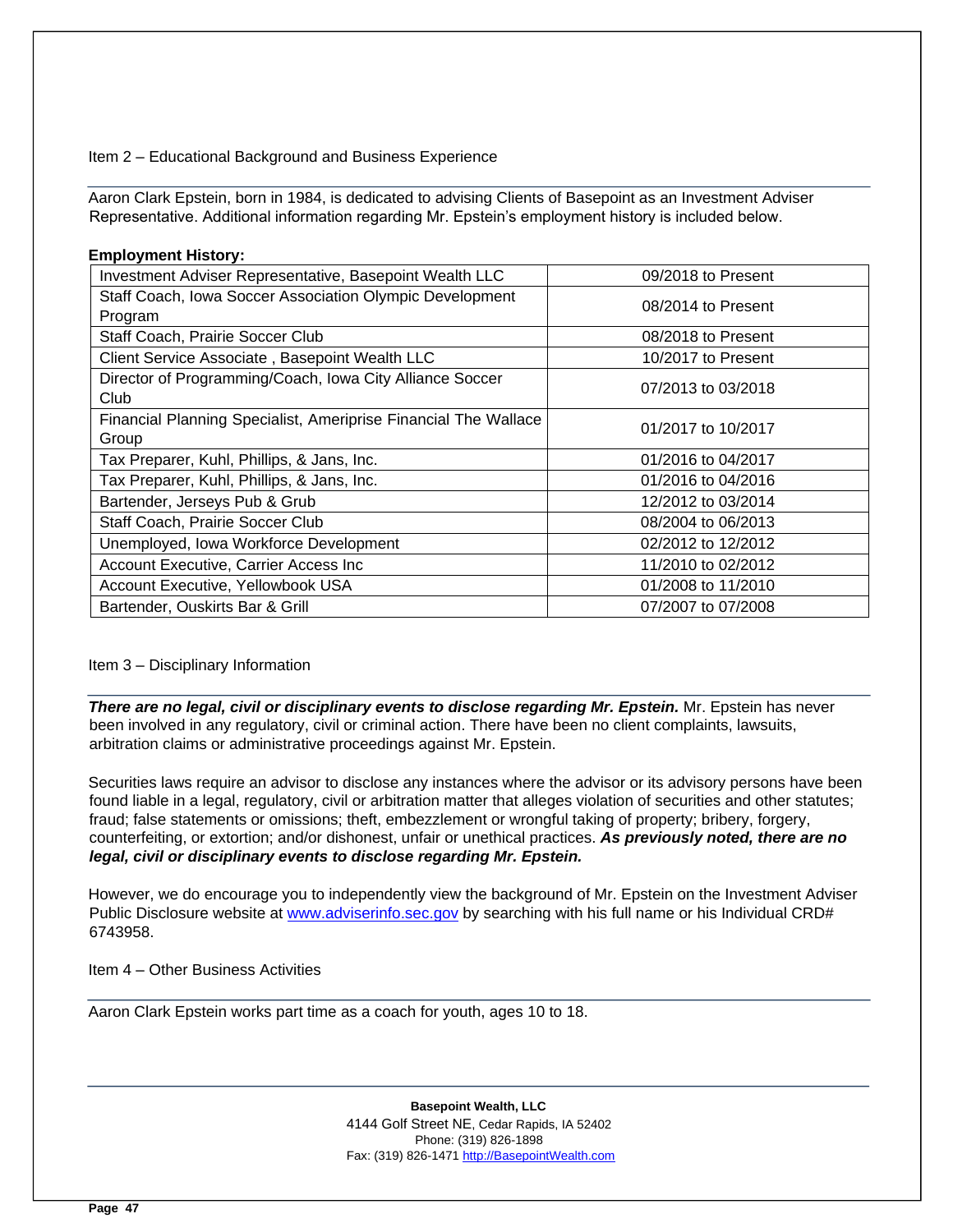## Item 2 – Educational Background and Business Experience

Aaron Clark Epstein, born in 1984, is dedicated to advising Clients of Basepoint as an Investment Adviser Representative. Additional information regarding Mr. Epstein's employment history is included below.

**Employment History:**

| Position | Dates |
|---|---|
| Investment Adviser Representative, Basepoint Wealth LLC | 09/2018 to Present |
| Staff Coach, Iowa Soccer Association Olympic Development Program | 08/2014 to Present |
| Staff Coach, Prairie Soccer Club | 08/2018 to Present |
| Client Service Associate , Basepoint Wealth LLC | 10/2017 to Present |
| Director of Programming/Coach, Iowa City Alliance Soccer Club | 07/2013 to 03/2018 |
| Financial Planning Specialist, Ameriprise Financial The Wallace Group | 01/2017 to 10/2017 |
| Tax Preparer, Kuhl, Phillips, & Jans, Inc. | 01/2016 to 04/2017 |
| Tax Preparer, Kuhl, Phillips, & Jans, Inc. | 01/2016 to 04/2016 |
| Bartender, Jerseys Pub & Grub | 12/2012 to 03/2014 |
| Staff Coach, Prairie Soccer Club | 08/2004 to 06/2013 |
| Unemployed, Iowa Workforce Development | 02/2012 to 12/2012 |
| Account Executive, Carrier Access Inc | 11/2010 to 02/2012 |
| Account Executive, Yellowbook USA | 01/2008 to 11/2010 |
| Bartender, Ouskirts Bar & Grill | 07/2007 to 07/2008 |

## Item 3 – Disciplinary Information

***There are no legal, civil or disciplinary events to disclose regarding Mr. Epstein.*** Mr. Epstein has never been involved in any regulatory, civil or criminal action. There have been no client complaints, lawsuits, arbitration claims or administrative proceedings against Mr. Epstein.

Securities laws require an advisor to disclose any instances where the advisor or its advisory persons have been found liable in a legal, regulatory, civil or arbitration matter that alleges violation of securities and other statutes; fraud; false statements or omissions; theft, embezzlement or wrongful taking of property; bribery, forgery, counterfeiting, or extortion; and/or dishonest, unfair or unethical practices. ***As previously noted, there are no legal, civil or disciplinary events to disclose regarding Mr. Epstein.***

However, we do encourage you to independently view the background of Mr. Epstein on the Investment Adviser Public Disclosure website at www.adviserinfo.sec.gov by searching with his full name or his Individual CRD# 6743958.

## Item 4 – Other Business Activities

Aaron Clark Epstein works part time as a coach for youth, ages 10 to 18.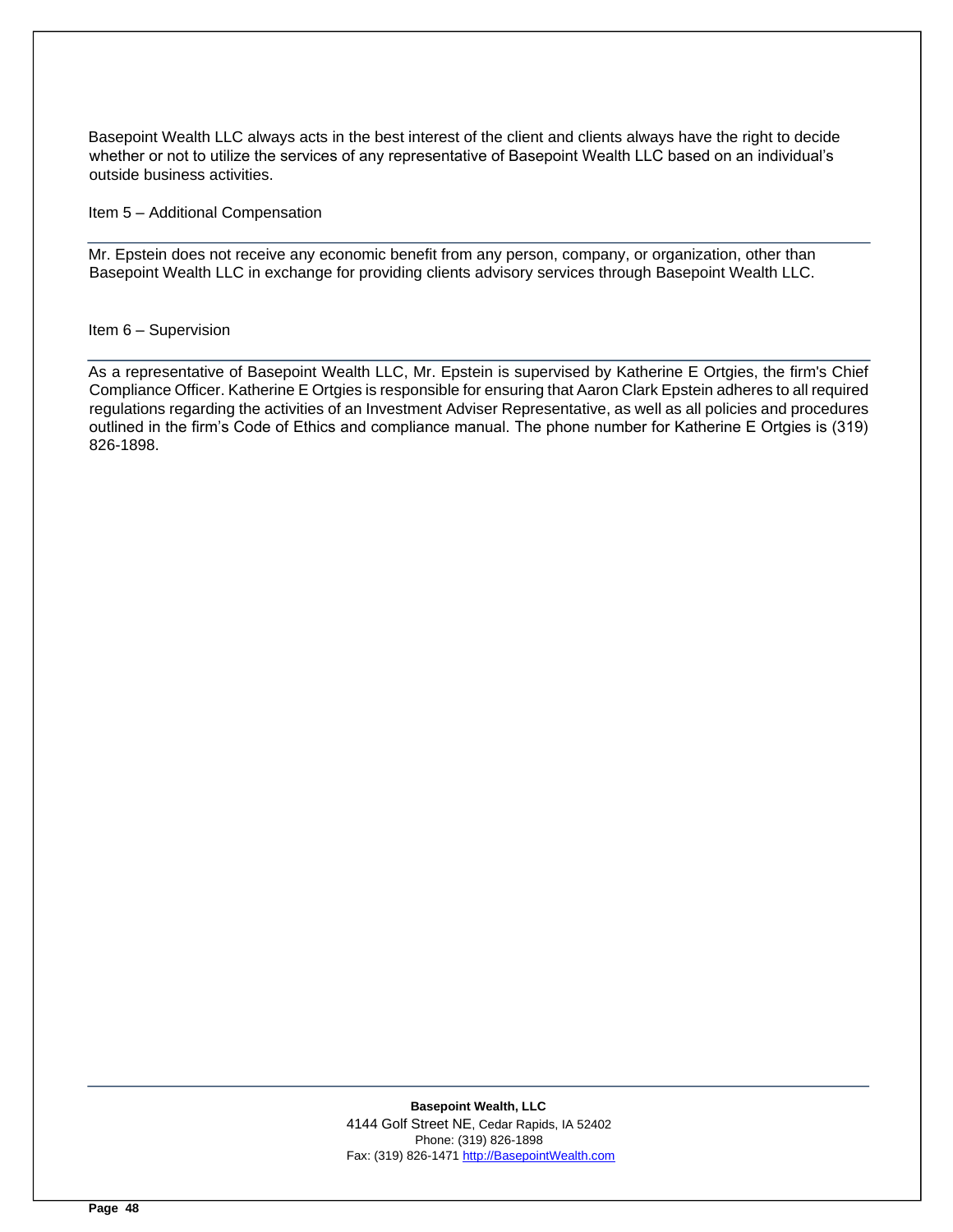Basepoint Wealth LLC always acts in the best interest of the client and clients always have the right to decide whether or not to utilize the services of any representative of Basepoint Wealth LLC based on an individual's outside business activities.

## Item 5 – Additional Compensation

Mr. Epstein does not receive any economic benefit from any person, company, or organization, other than Basepoint Wealth LLC in exchange for providing clients advisory services through Basepoint Wealth LLC.

## Item 6 – Supervision

As a representative of Basepoint Wealth LLC, Mr. Epstein is supervised by Katherine E Ortgies, the firm's Chief Compliance Officer. Katherine E Ortgies is responsible for ensuring that Aaron Clark Epstein adheres to all required regulations regarding the activities of an Investment Adviser Representative, as well as all policies and procedures outlined in the firm's Code of Ethics and compliance manual. The phone number for Katherine E Ortgies is (319) 826-1898.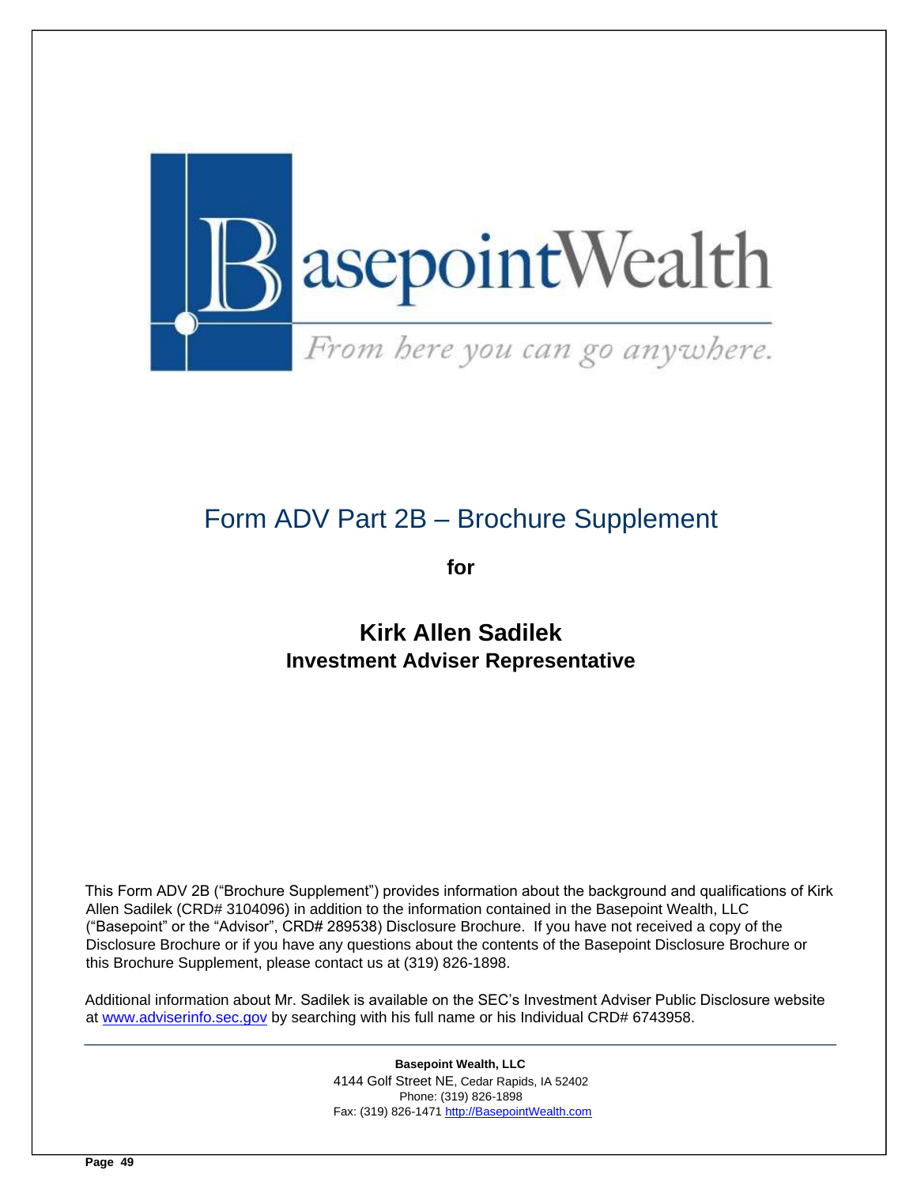BasepointWealth

*From here you can go anywhere.*

# Form ADV Part 2B – Brochure Supplement

**for**

## Kirk Allen Sadilek

### Investment Adviser Representative

This Form ADV 2B ("Brochure Supplement") provides information about the background and qualifications of Kirk Allen Sadilek (CRD# 3104096) in addition to the information contained in the Basepoint Wealth, LLC ("Basepoint" or the "Advisor", CRD# 289538) Disclosure Brochure. If you have not received a copy of the Disclosure Brochure or if you have any questions about the contents of the Basepoint Disclosure Brochure or this Brochure Supplement, please contact us at (319) 826-1898.

Additional information about Mr. Sadilek is available on the SEC's Investment Adviser Public Disclosure website at www.adviserinfo.sec.gov by searching with his full name or his Individual CRD# 6743958.

**Basepoint Wealth, LLC**
4144 Golf Street NE, Cedar Rapids, IA 52402
Phone: (319) 826-1898
Fax: (319) 826-1471 http://BasepointWealth.com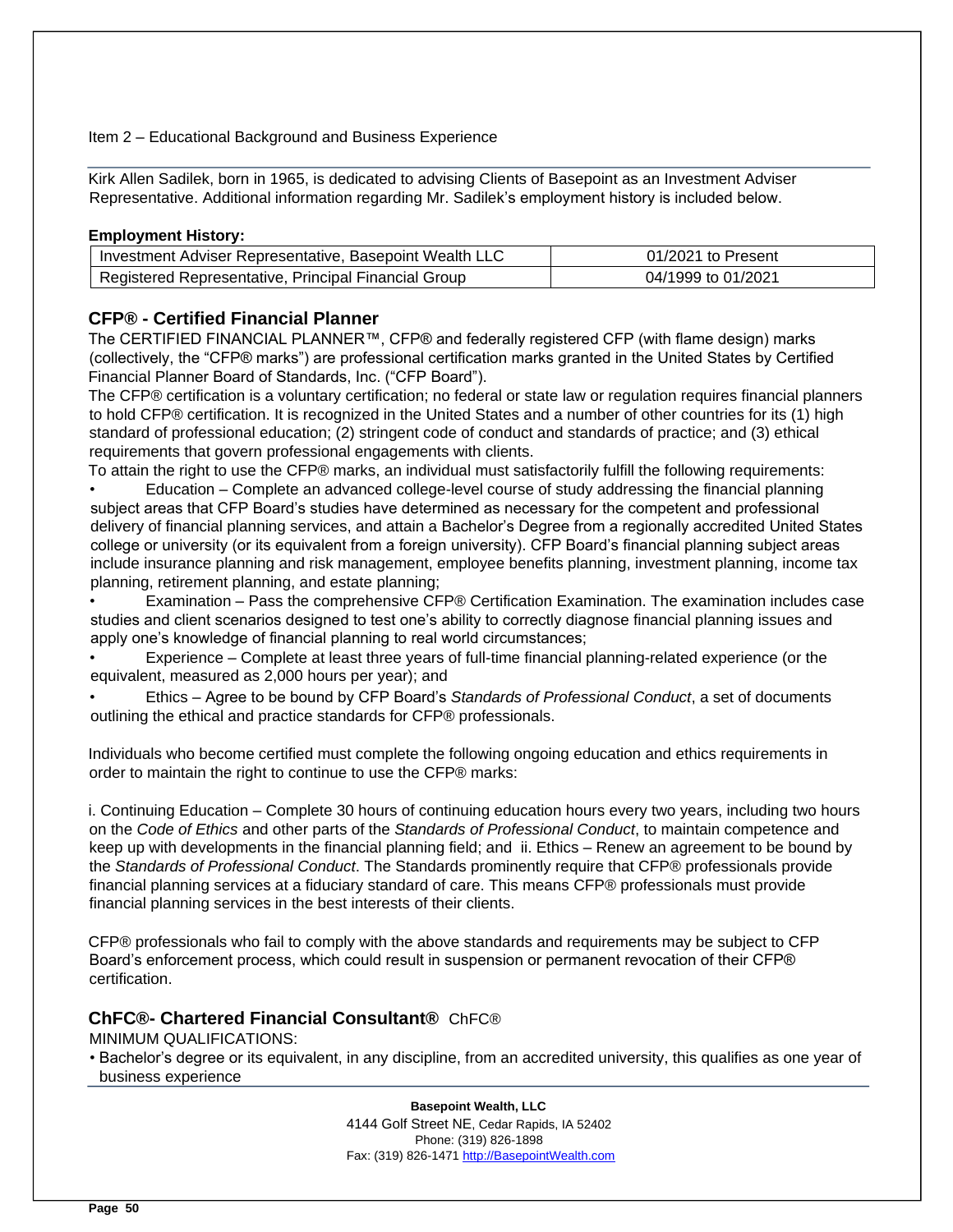Item 2 – Educational Background and Business Experience

Kirk Allen Sadilek, born in 1965, is dedicated to advising Clients of Basepoint as an Investment Adviser Representative. Additional information regarding Mr. Sadilek's employment history is included below.

**Employment History:**

| Investment Adviser Representative, Basepoint Wealth LLC | 01/2021 to Present |
|---|---|
| Registered Representative, Principal Financial Group | 04/1999 to 01/2021 |

## CFP® - Certified Financial Planner

The CERTIFIED FINANCIAL PLANNER™, CFP® and federally registered CFP (with flame design) marks (collectively, the "CFP® marks") are professional certification marks granted in the United States by Certified Financial Planner Board of Standards, Inc. ("CFP Board").

The CFP® certification is a voluntary certification; no federal or state law or regulation requires financial planners to hold CFP® certification. It is recognized in the United States and a number of other countries for its (1) high standard of professional education; (2) stringent code of conduct and standards of practice; and (3) ethical requirements that govern professional engagements with clients.

To attain the right to use the CFP® marks, an individual must satisfactorily fulfill the following requirements:

- Education – Complete an advanced college-level course of study addressing the financial planning subject areas that CFP Board's studies have determined as necessary for the competent and professional delivery of financial planning services, and attain a Bachelor's Degree from a regionally accredited United States college or university (or its equivalent from a foreign university). CFP Board's financial planning subject areas include insurance planning and risk management, employee benefits planning, investment planning, income tax planning, retirement planning, and estate planning;
- Examination – Pass the comprehensive CFP® Certification Examination. The examination includes case studies and client scenarios designed to test one's ability to correctly diagnose financial planning issues and apply one's knowledge of financial planning to real world circumstances;
- Experience – Complete at least three years of full-time financial planning-related experience (or the equivalent, measured as 2,000 hours per year); and
- Ethics – Agree to be bound by CFP Board's *Standards of Professional Conduct*, a set of documents outlining the ethical and practice standards for CFP® professionals.

Individuals who become certified must complete the following ongoing education and ethics requirements in order to maintain the right to continue to use the CFP® marks:

i. Continuing Education – Complete 30 hours of continuing education hours every two years, including two hours on the *Code of Ethics* and other parts of the *Standards of Professional Conduct*, to maintain competence and keep up with developments in the financial planning field; and ii. Ethics – Renew an agreement to be bound by the *Standards of Professional Conduct*. The Standards prominently require that CFP® professionals provide financial planning services at a fiduciary standard of care. This means CFP® professionals must provide financial planning services in the best interests of their clients.

CFP® professionals who fail to comply with the above standards and requirements may be subject to CFP Board's enforcement process, which could result in suspension or permanent revocation of their CFP® certification.

## ChFC®- Chartered Financial Consultant® ChFC®

MINIMUM QUALIFICATIONS:

- Bachelor's degree or its equivalent, in any discipline, from an accredited university, this qualifies as one year of business experience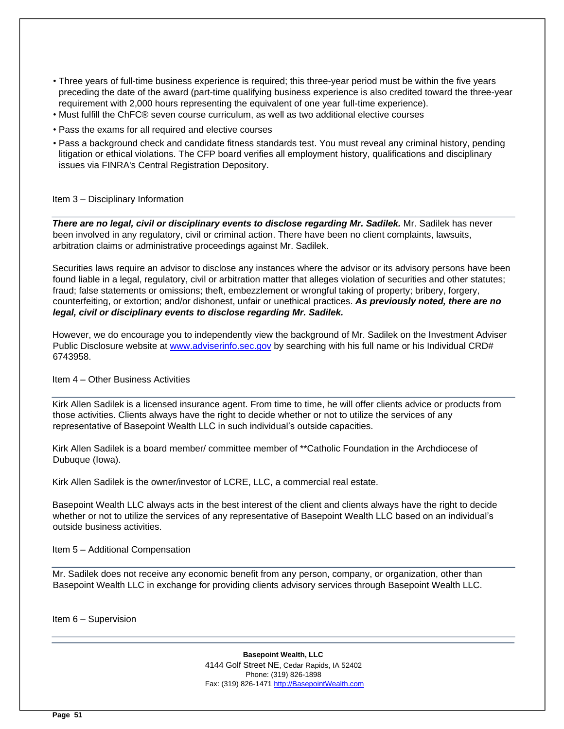- Three years of full-time business experience is required; this three-year period must be within the five years preceding the date of the award (part-time qualifying business experience is also credited toward the three-year requirement with 2,000 hours representing the equivalent of one year full-time experience).
- Must fulfill the ChFC® seven course curriculum, as well as two additional elective courses
- Pass the exams for all required and elective courses
- Pass a background check and candidate fitness standards test. You must reveal any criminal history, pending litigation or ethical violations. The CFP board verifies all employment history, qualifications and disciplinary issues via FINRA's Central Registration Depository.

## Item 3 – Disciplinary Information

***There are no legal, civil or disciplinary events to disclose regarding Mr. Sadilek.*** Mr. Sadilek has never been involved in any regulatory, civil or criminal action. There have been no client complaints, lawsuits, arbitration claims or administrative proceedings against Mr. Sadilek.

Securities laws require an advisor to disclose any instances where the advisor or its advisory persons have been found liable in a legal, regulatory, civil or arbitration matter that alleges violation of securities and other statutes; fraud; false statements or omissions; theft, embezzlement or wrongful taking of property; bribery, forgery, counterfeiting, or extortion; and/or dishonest, unfair or unethical practices. ***As previously noted, there are no legal, civil or disciplinary events to disclose regarding Mr. Sadilek.***

However, we do encourage you to independently view the background of Mr. Sadilek on the Investment Adviser Public Disclosure website at www.adviserinfo.sec.gov by searching with his full name or his Individual CRD# 6743958.

## Item 4 – Other Business Activities

Kirk Allen Sadilek is a licensed insurance agent. From time to time, he will offer clients advice or products from those activities. Clients always have the right to decide whether or not to utilize the services of any representative of Basepoint Wealth LLC in such individual's outside capacities.

Kirk Allen Sadilek is a board member/ committee member of **Catholic Foundation in the Archdiocese of Dubuque (Iowa).

Kirk Allen Sadilek is the owner/investor of LCRE, LLC, a commercial real estate.

Basepoint Wealth LLC always acts in the best interest of the client and clients always have the right to decide whether or not to utilize the services of any representative of Basepoint Wealth LLC based on an individual's outside business activities.

## Item 5 – Additional Compensation

Mr. Sadilek does not receive any economic benefit from any person, company, or organization, other than Basepoint Wealth LLC in exchange for providing clients advisory services through Basepoint Wealth LLC.

## Item 6 – Supervision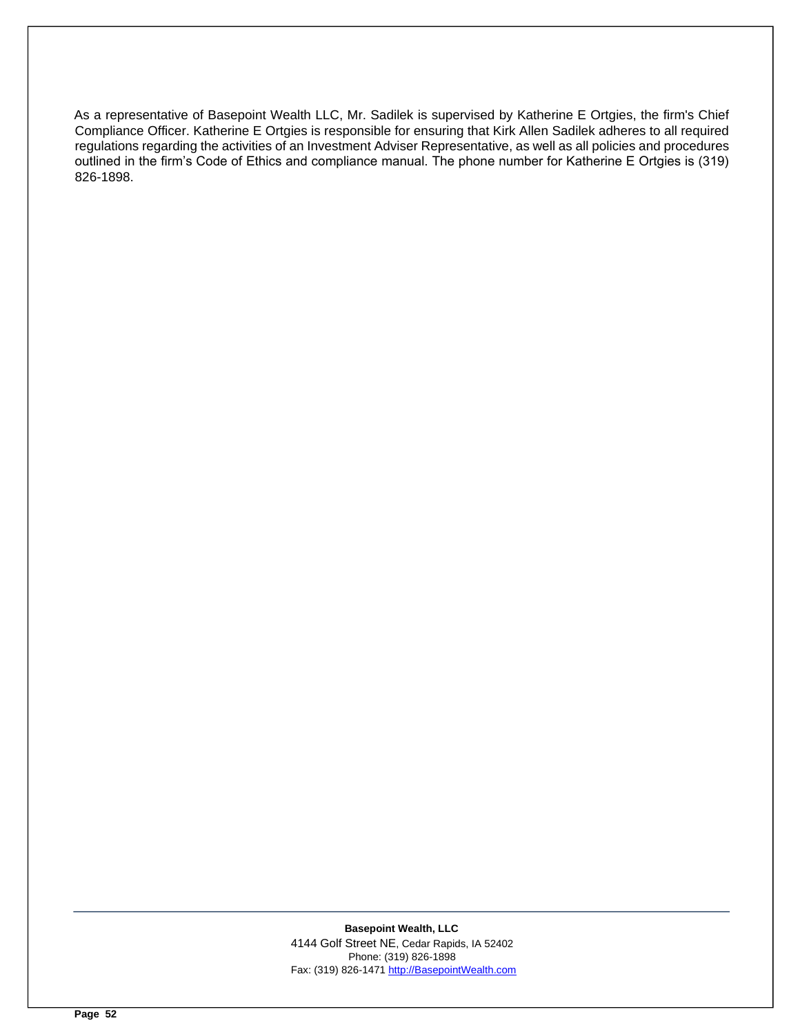As a representative of Basepoint Wealth LLC, Mr. Sadilek is supervised by Katherine E Ortgies, the firm's Chief Compliance Officer. Katherine E Ortgies is responsible for ensuring that Kirk Allen Sadilek adheres to all required regulations regarding the activities of an Investment Adviser Representative, as well as all policies and procedures outlined in the firm's Code of Ethics and compliance manual. The phone number for Katherine E Ortgies is (319) 826-1898.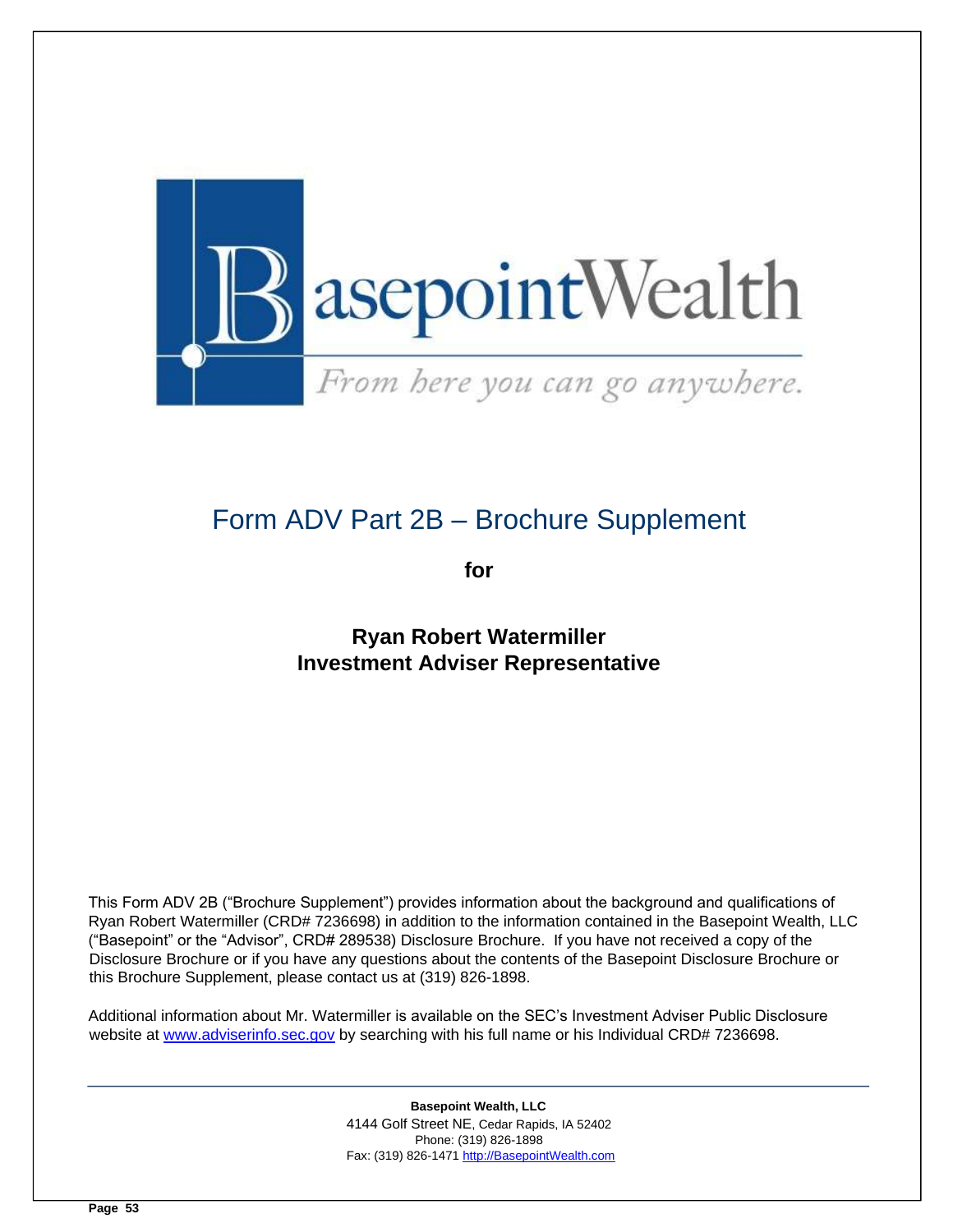BasepointWealth

*From here you can go anywhere.*

# Form ADV Part 2B – Brochure Supplement

**for**

**Ryan Robert Watermiller**
**Investment Adviser Representative**

This Form ADV 2B ("Brochure Supplement") provides information about the background and qualifications of Ryan Robert Watermiller (CRD# 7236698) in addition to the information contained in the Basepoint Wealth, LLC ("Basepoint" or the "Advisor", CRD# 289538) Disclosure Brochure. If you have not received a copy of the Disclosure Brochure or if you have any questions about the contents of the Basepoint Disclosure Brochure or this Brochure Supplement, please contact us at (319) 826-1898.

Additional information about Mr. Watermiller is available on the SEC's Investment Adviser Public Disclosure website at [www.adviserinfo.sec.gov](http://www.adviserinfo.sec.gov) by searching with his full name or his Individual CRD# 7236698.

---

**Basepoint Wealth, LLC**
4144 Golf Street NE, Cedar Rapids, IA 52402
Phone: (319) 826-1898
Fax: (319) 826-1471 [http://BasepointWealth.com](http://BasepointWealth.com)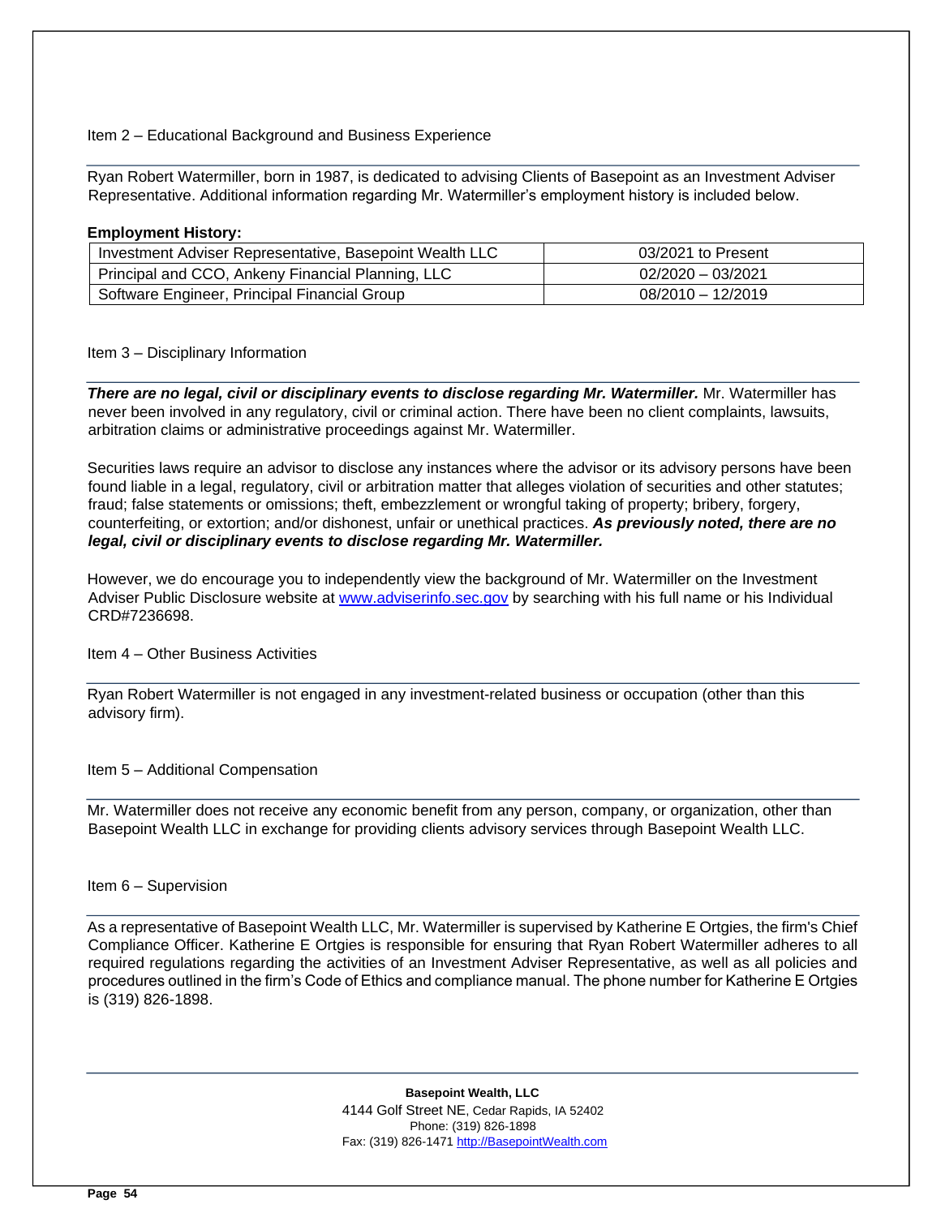## Item 2 – Educational Background and Business Experience

Ryan Robert Watermiller, born in 1987, is dedicated to advising Clients of Basepoint as an Investment Adviser Representative. Additional information regarding Mr. Watermiller's employment history is included below.

**Employment History:**

| Investment Adviser Representative, Basepoint Wealth LLC | 03/2021 to Present |
|---|---|
| Principal and CCO, Ankeny Financial Planning, LLC | 02/2020 – 03/2021 |
| Software Engineer, Principal Financial Group | 08/2010 – 12/2019 |

## Item 3 – Disciplinary Information

***There are no legal, civil or disciplinary events to disclose regarding Mr. Watermiller.*** Mr. Watermiller has never been involved in any regulatory, civil or criminal action. There have been no client complaints, lawsuits, arbitration claims or administrative proceedings against Mr. Watermiller.

Securities laws require an advisor to disclose any instances where the advisor or its advisory persons have been found liable in a legal, regulatory, civil or arbitration matter that alleges violation of securities and other statutes; fraud; false statements or omissions; theft, embezzlement or wrongful taking of property; bribery, forgery, counterfeiting, or extortion; and/or dishonest, unfair or unethical practices. ***As previously noted, there are no legal, civil or disciplinary events to disclose regarding Mr. Watermiller.***

However, we do encourage you to independently view the background of Mr. Watermiller on the Investment Adviser Public Disclosure website at [www.adviserinfo.sec.gov](http://www.adviserinfo.sec.gov) by searching with his full name or his Individual CRD#7236698.

## Item 4 – Other Business Activities

Ryan Robert Watermiller is not engaged in any investment-related business or occupation (other than this advisory firm).

## Item 5 – Additional Compensation

Mr. Watermiller does not receive any economic benefit from any person, company, or organization, other than Basepoint Wealth LLC in exchange for providing clients advisory services through Basepoint Wealth LLC.

## Item 6 – Supervision

As a representative of Basepoint Wealth LLC, Mr. Watermiller is supervised by Katherine E Ortgies, the firm's Chief Compliance Officer. Katherine E Ortgies is responsible for ensuring that Ryan Robert Watermiller adheres to all required regulations regarding the activities of an Investment Adviser Representative, as well as all policies and procedures outlined in the firm's Code of Ethics and compliance manual. The phone number for Katherine E Ortgies is (319) 826-1898.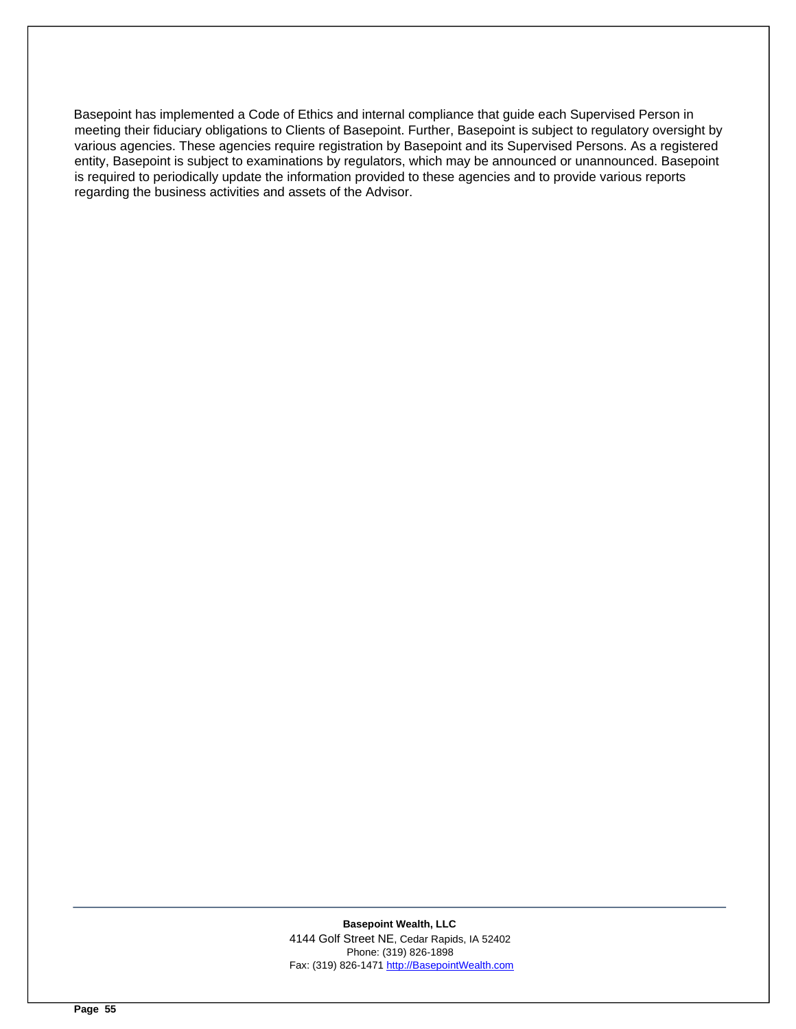Basepoint has implemented a Code of Ethics and internal compliance that guide each Supervised Person in meeting their fiduciary obligations to Clients of Basepoint. Further, Basepoint is subject to regulatory oversight by various agencies. These agencies require registration by Basepoint and its Supervised Persons. As a registered entity, Basepoint is subject to examinations by regulators, which may be announced or unannounced. Basepoint is required to periodically update the information provided to these agencies and to provide various reports regarding the business activities and assets of the Advisor.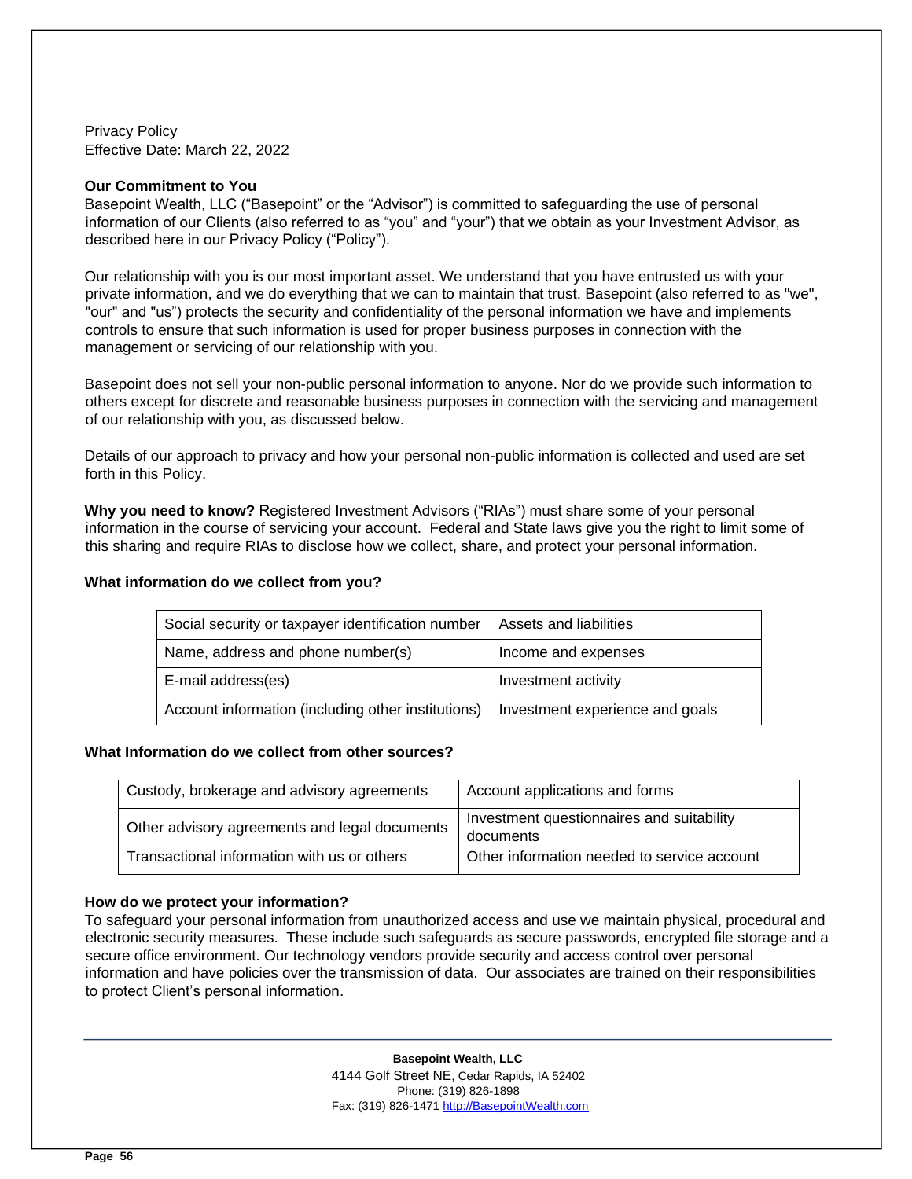Privacy Policy
Effective Date: March 22, 2022

**Our Commitment to You**

Basepoint Wealth, LLC ("Basepoint" or the "Advisor") is committed to safeguarding the use of personal information of our Clients (also referred to as "you" and "your") that we obtain as your Investment Advisor, as described here in our Privacy Policy ("Policy").

Our relationship with you is our most important asset. We understand that you have entrusted us with your private information, and we do everything that we can to maintain that trust. Basepoint (also referred to as "we", "our" and "us") protects the security and confidentiality of the personal information we have and implements controls to ensure that such information is used for proper business purposes in connection with the management or servicing of our relationship with you.

Basepoint does not sell your non-public personal information to anyone. Nor do we provide such information to others except for discrete and reasonable business purposes in connection with the servicing and management of our relationship with you, as discussed below.

Details of our approach to privacy and how your personal non-public information is collected and used are set forth in this Policy.

**Why you need to know?** Registered Investment Advisors ("RIAs") must share some of your personal information in the course of servicing your account. Federal and State laws give you the right to limit some of this sharing and require RIAs to disclose how we collect, share, and protect your personal information.

**What information do we collect from you?**

| | |
|---|---|
| Social security or taxpayer identification number | Assets and liabilities |
| Name, address and phone number(s) | Income and expenses |
| E-mail address(es) | Investment activity |
| Account information (including other institutions) | Investment experience and goals |

**What Information do we collect from other sources?**

| | |
|---|---|
| Custody, brokerage and advisory agreements | Account applications and forms |
| Other advisory agreements and legal documents | Investment questionnaires and suitability documents |
| Transactional information with us or others | Other information needed to service account |

**How do we protect your information?**

To safeguard your personal information from unauthorized access and use we maintain physical, procedural and electronic security measures. These include such safeguards as secure passwords, encrypted file storage and a secure office environment. Our technology vendors provide security and access control over personal information and have policies over the transmission of data. Our associates are trained on their responsibilities to protect Client's personal information.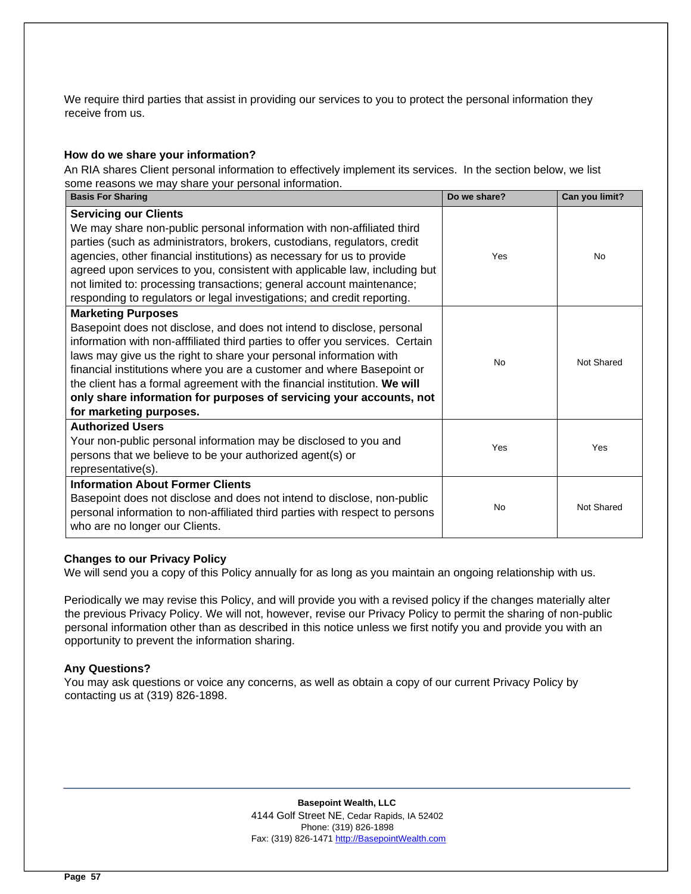We require third parties that assist in providing our services to you to protect the personal information they receive from us.

**How do we share your information?**

An RIA shares Client personal information to effectively implement its services. In the section below, we list some reasons we may share your personal information.

| Basis For Sharing | Do we share? | Can you limit? |
|---|---|---|
| **Servicing our Clients** We may share non-public personal information with non-affiliated third parties (such as administrators, brokers, custodians, regulators, credit agencies, other financial institutions) as necessary for us to provide agreed upon services to you, consistent with applicable law, including but not limited to: processing transactions; general account maintenance; responding to regulators or legal investigations; and credit reporting. | Yes | No |
| **Marketing Purposes** Basepoint does not disclose, and does not intend to disclose, personal information with non-afffiliated third parties to offer you services. Certain laws may give us the right to share your personal information with financial institutions where you are a customer and where Basepoint or the client has a formal agreement with the financial institution. **We will only share information for purposes of servicing your accounts, not for marketing purposes.** | No | Not Shared |
| **Authorized Users** Your non-public personal information may be disclosed to you and persons that we believe to be your authorized agent(s) or representative(s). | Yes | Yes |
| **Information About Former Clients** Basepoint does not disclose and does not intend to disclose, non-public personal information to non-affiliated third parties with respect to persons who are no longer our Clients. | No | Not Shared |

**Changes to our Privacy Policy**

We will send you a copy of this Policy annually for as long as you maintain an ongoing relationship with us.

Periodically we may revise this Policy, and will provide you with a revised policy if the changes materially alter the previous Privacy Policy. We will not, however, revise our Privacy Policy to permit the sharing of non-public personal information other than as described in this notice unless we first notify you and provide you with an opportunity to prevent the information sharing.

**Any Questions?**

You may ask questions or voice any concerns, as well as obtain a copy of our current Privacy Policy by contacting us at (319) 826-1898.

**Basepoint Wealth, LLC**
4144 Golf Street NE, Cedar Rapids, IA 52402
Phone: (319) 826-1898
Fax: (319) 826-1471 http://BasepointWealth.com